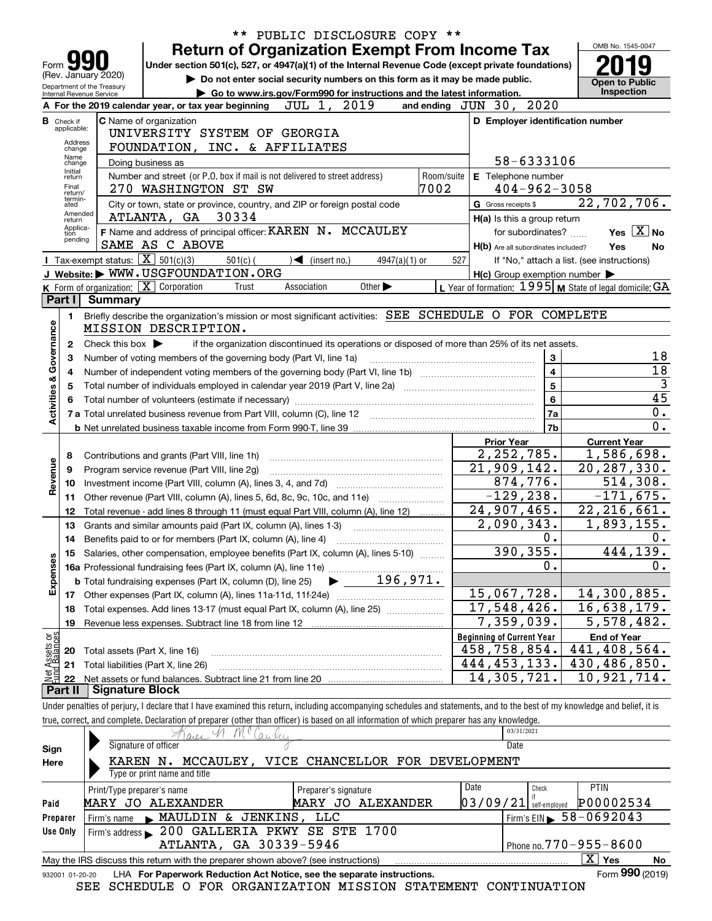\*\* PUBLIC DISCLOSURE COPY \*\*

# Form 990 — Return of Organization Exempt From Income Tax

Form **990** (Rev. January 2020)
Department of the Treasury
Internal Revenue Service

Under section 501(c), 527, or 4947(a)(1) of the Internal Revenue Code (except private foundations)
▶ Do not enter social security numbers on this form as it may be made public.
▶ Go to www.irs.gov/Form990 for instructions and the latest information.

OMB No. 1545-0047
**2019**
**Open to Public Inspection**

**A** For the 2019 calendar year, or tax year beginning JUL 1, 2019 and ending JUN 30, 2020

**B** Check if applicable: Address change, Name change, Initial return, Final return/terminated, Amended return, Application pending

**C** Name of organization: UNIVERSITY SYSTEM OF GEORGIA FOUNDATION, INC. & AFFILIATES
Doing business as
Number and street (or P.O. box if mail is not delivered to street address): 270 WASHINGTON ST SW — Room/suite: 7002
City or town, state or province, country, and ZIP or foreign postal code: ATLANTA, GA 30334

**D** Employer identification number: 58-6333106
**E** Telephone number: 404-962-3058
**G** Gross receipts $ 22,702,706.

**F** Name and address of principal officer: KAREN N. MCCAULEY, SAME AS C ABOVE

**H(a)** Is this a group return for subordinates? Yes [X] No
**H(b)** Are all subordinates included? Yes No
If "No," attach a list. (see instructions)
**H(c)** Group exemption number ▶

**I** Tax-exempt status: [X] 501(c)(3) 501(c) ( ) ◀ (insert no.) 4947(a)(1) or 527
**J** Website: ▶ WWW.USGFOUNDATION.ORG
**K** Form of organization: [X] Corporation Trust Association Other ▶
**L** Year of formation: 1995 **M** State of legal domicile: GA

## Part I Summary

**Activities & Governance**

1. Briefly describe the organization's mission or most significant activities: SEE SCHEDULE O FOR COMPLETE MISSION DESCRIPTION.
2. Check this box ▶ if the organization discontinued its operations or disposed of more than 25% of its net assets.

| Line | Description | | Value |
|---|---|---|---|
| 3 | Number of voting members of the governing body (Part VI, line 1a) | 3 | 18 |
| 4 | Number of independent voting members of the governing body (Part VI, line 1b) | 4 | 18 |
| 5 | Total number of individuals employed in calendar year 2019 (Part V, line 2a) | 5 | 3 |
| 6 | Total number of volunteers (estimate if necessary) | 6 | 45 |
| 7a | Total unrelated business revenue from Part VIII, column (C), line 12 | 7a | 0. |
| 7b | Net unrelated business taxable income from Form 990-T, line 39 | 7b | 0. |

| Line | Description | Prior Year | Current Year |
|---|---|---|---|
| **Revenue** | | | |
| 8 | Contributions and grants (Part VIII, line 1h) | 2,252,785. | 1,586,698. |
| 9 | Program service revenue (Part VIII, line 2g) | 21,909,142. | 20,287,330. |
| 10 | Investment income (Part VIII, column (A), lines 3, 4, and 7d) | 874,776. | 514,308. |
| 11 | Other revenue (Part VIII, column (A), lines 5, 6d, 8c, 9c, 10c, and 11e) | -129,238. | -171,675. |
| 12 | Total revenue - add lines 8 through 11 (must equal Part VIII, column (A), line 12) | 24,907,465. | 22,216,661. |
| **Expenses** | | | |
| 13 | Grants and similar amounts paid (Part IX, column (A), lines 1-3) | 2,090,343. | 1,893,155. |
| 14 | Benefits paid to or for members (Part IX, column (A), line 4) | 0. | 0. |
| 15 | Salaries, other compensation, employee benefits (Part IX, column (A), lines 5-10) | 390,355. | 444,139. |
| 16a | Professional fundraising fees (Part IX, column (A), line 11e) | 0. | 0. |
| 16b | Total fundraising expenses (Part IX, column (D), line 25) ▶ 196,971. | | |
| 17 | Other expenses (Part IX, column (A), lines 11a-11d, 11f-24e) | 15,067,728. | 14,300,885. |
| 18 | Total expenses. Add lines 13-17 (must equal Part IX, column (A), line 25) | 17,548,426. | 16,638,179. |
| 19 | Revenue less expenses. Subtract line 18 from line 12 | 7,359,039. | 5,578,482. |
| **Net Assets or Fund Balances** | | **Beginning of Current Year** | **End of Year** |
| 20 | Total assets (Part X, line 16) | 458,758,854. | 441,408,564. |
| 21 | Total liabilities (Part X, line 26) | 444,453,133. | 430,486,850. |
| 22 | Net assets or fund balances. Subtract line 21 from line 20 | 14,305,721. | 10,921,714. |

## Part II Signature Block

Under penalties of perjury, I declare that I have examined this return, including accompanying schedules and statements, and to the best of my knowledge and belief, it is true, correct, and complete. Declaration of preparer (other than officer) is based on all information of which preparer has any knowledge.

**Sign Here**
Signature of officer: Karen N. McCauley — Date: 03/31/2021
Type or print name and title: KAREN N. MCCAULEY, VICE CHANCELLOR FOR DEVELOPMENT

**Paid Preparer Use Only**

| Print/Type preparer's name | Preparer's signature | Date | Check if self-employed | PTIN |
|---|---|---|---|---|
| MARY JO ALEXANDER | MARY JO ALEXANDER | 03/09/21 | | P00002534 |

Firm's name ▶ MAULDIN & JENKINS, LLC — Firm's EIN ▶ 58-0692043
Firm's address ▶ 200 GALLERIA PKWY SE STE 1700, ATLANTA, GA 30339-5946 — Phone no. 770-955-8600

May the IRS discuss this return with the preparer shown above? (see instructions) [X] Yes No

932001 01-20-20 LHA For Paperwork Reduction Act Notice, see the separate instructions. Form **990** (2019)

SEE SCHEDULE O FOR ORGANIZATION MISSION STATEMENT CONTINUATION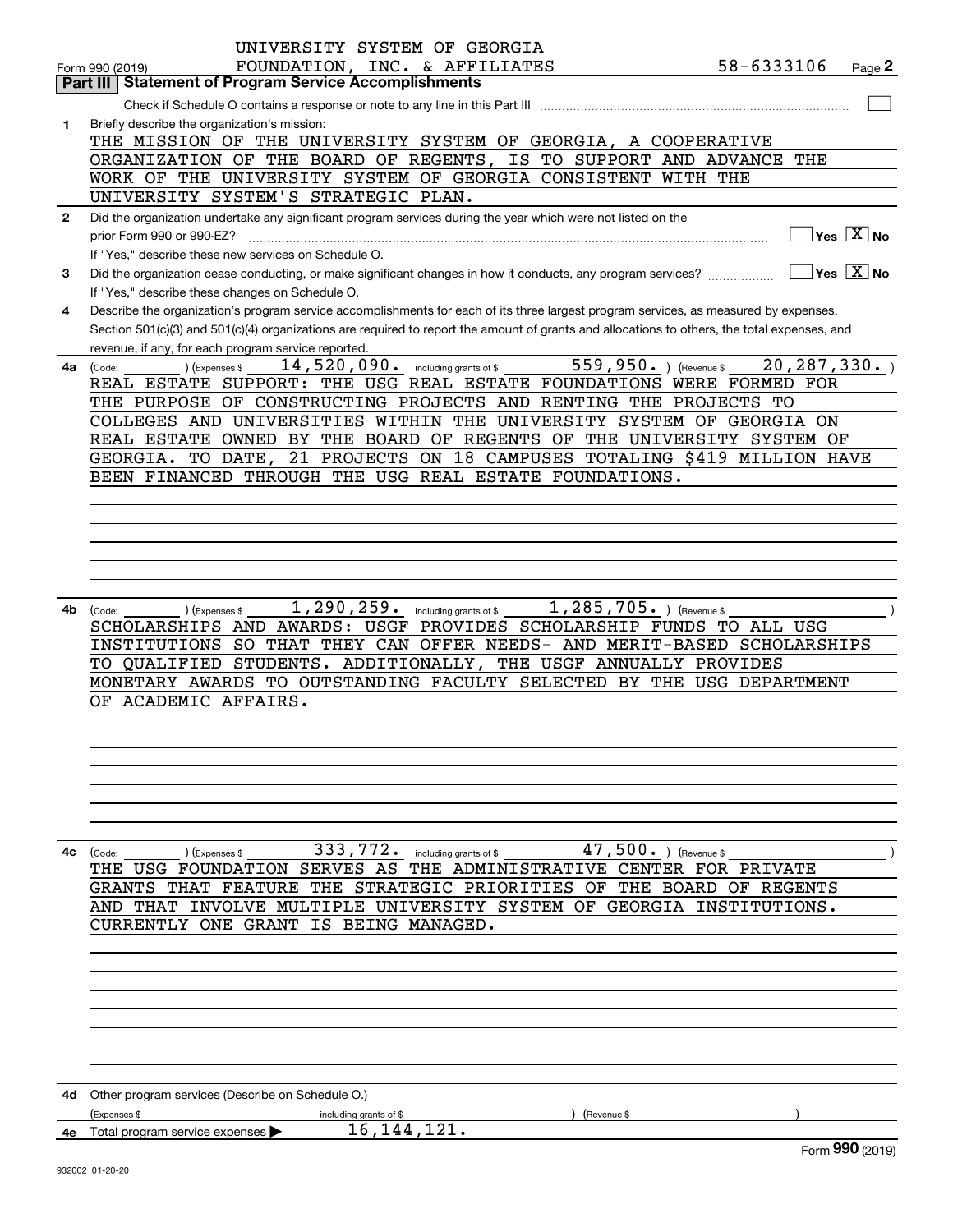UNIVERSITY SYSTEM OF GEORGIA FOUNDATION, INC. & AFFILIATES 58-6333106

Form 990 (2019) Page **2**

## Part III Statement of Program Service Accomplishments

Check if Schedule O contains a response or note to any line in this Part III ☐

**1** Briefly describe the organization's mission:

THE MISSION OF THE UNIVERSITY SYSTEM OF GEORGIA, A COOPERATIVE ORGANIZATION OF THE BOARD OF REGENTS, IS TO SUPPORT AND ADVANCE THE WORK OF THE UNIVERSITY SYSTEM OF GEORGIA CONSISTENT WITH THE UNIVERSITY SYSTEM'S STRATEGIC PLAN.

**2** Did the organization undertake any significant program services during the year which were not listed on the prior Form 990 or 990-EZ? ☐ Yes ☒ No

If "Yes," describe these new services on Schedule O.

**3** Did the organization cease conducting, or make significant changes in how it conducts, any program services? ☐ Yes ☒ No

If "Yes," describe these changes on Schedule O.

**4** Describe the organization's program service accomplishments for each of its three largest program services, as measured by expenses. Section 501(c)(3) and 501(c)(4) organizations are required to report the amount of grants and allocations to others, the total expenses, and revenue, if any, for each program service reported.

**4a** (Code: ) (Expenses $ 14,520,090. including grants of $ 559,950. ) (Revenue $ 20,287,330. )

REAL ESTATE SUPPORT: THE USG REAL ESTATE FOUNDATIONS WERE FORMED FOR THE PURPOSE OF CONSTRUCTING PROJECTS AND RENTING THE PROJECTS TO COLLEGES AND UNIVERSITIES WITHIN THE UNIVERSITY SYSTEM OF GEORGIA ON REAL ESTATE OWNED BY THE BOARD OF REGENTS OF THE UNIVERSITY SYSTEM OF GEORGIA. TO DATE, 21 PROJECTS ON 18 CAMPUSES TOTALING $419 MILLION HAVE BEEN FINANCED THROUGH THE USG REAL ESTATE FOUNDATIONS.

**4b** (Code: ) (Expenses $ 1,290,259. including grants of $ 1,285,705. ) (Revenue $ )

SCHOLARSHIPS AND AWARDS: USGF PROVIDES SCHOLARSHIP FUNDS TO ALL USG INSTITUTIONS SO THAT THEY CAN OFFER NEEDS- AND MERIT-BASED SCHOLARSHIPS TO QUALIFIED STUDENTS. ADDITIONALLY, THE USGF ANNUALLY PROVIDES MONETARY AWARDS TO OUTSTANDING FACULTY SELECTED BY THE USG DEPARTMENT OF ACADEMIC AFFAIRS.

**4c** (Code: ) (Expenses $ 333,772. including grants of $ 47,500. ) (Revenue $ )

THE USG FOUNDATION SERVES AS THE ADMINISTRATIVE CENTER FOR PRIVATE GRANTS THAT FEATURE THE STRATEGIC PRIORITIES OF THE BOARD OF REGENTS AND THAT INVOLVE MULTIPLE UNIVERSITY SYSTEM OF GEORGIA INSTITUTIONS. CURRENTLY ONE GRANT IS BEING MANAGED.

**4d** Other program services (Describe on Schedule O.)

(Expenses $ including grants of $ ) (Revenue $ )

**4e** Total program service expenses ▶ 16,144,121.

Form **990** (2019)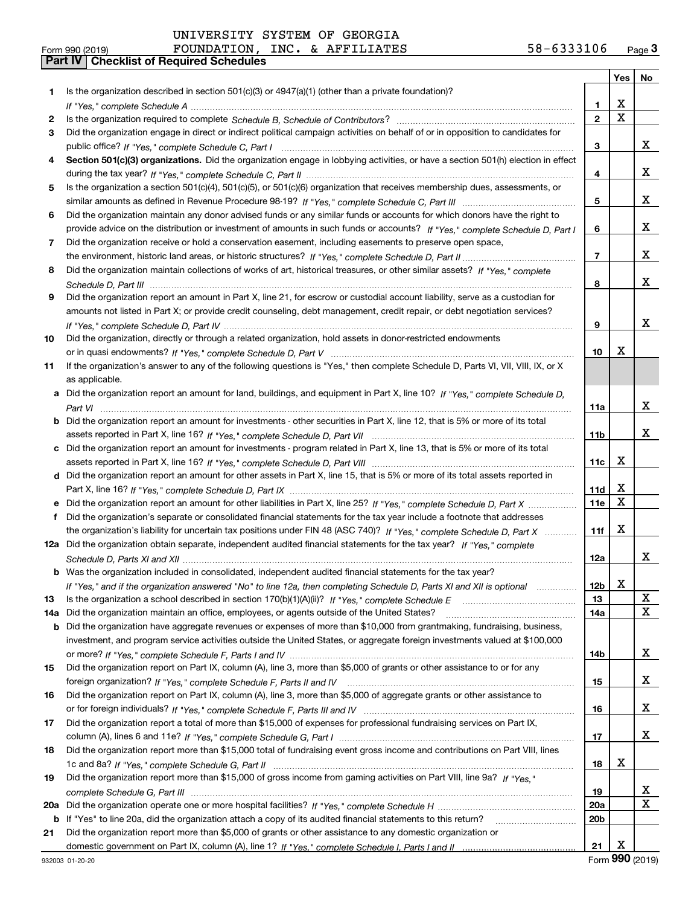UNIVERSITY SYSTEM OF GEORGIA
Form 990 (2019) FOUNDATION, INC. & AFFILIATES 58-6333106 Page 3

**Part IV | Checklist of Required Schedules**

| | | | Yes | No |
|---|---|---|---|---|
| 1 | Is the organization described in section 501(c)(3) or 4947(a)(1) (other than a private foundation)? *If "Yes," complete Schedule A* | 1 | X | |
| 2 | Is the organization required to complete *Schedule B, Schedule of Contributors*? | 2 | X | |
| 3 | Did the organization engage in direct or indirect political campaign activities on behalf of or in opposition to candidates for public office? *If "Yes," complete Schedule C, Part I* | 3 | | X |
| 4 | **Section 501(c)(3) organizations.** Did the organization engage in lobbying activities, or have a section 501(h) election in effect during the tax year? *If "Yes," complete Schedule C, Part II* | 4 | | X |
| 5 | Is the organization a section 501(c)(4), 501(c)(5), or 501(c)(6) organization that receives membership dues, assessments, or similar amounts as defined in Revenue Procedure 98-19? *If "Yes," complete Schedule C, Part III* | 5 | | X |
| 6 | Did the organization maintain any donor advised funds or any similar funds or accounts for which donors have the right to provide advice on the distribution or investment of amounts in such funds or accounts? *If "Yes," complete Schedule D, Part I* | 6 | | X |
| 7 | Did the organization receive or hold a conservation easement, including easements to preserve open space, the environment, historic land areas, or historic structures? *If "Yes," complete Schedule D, Part II* | 7 | | X |
| 8 | Did the organization maintain collections of works of art, historical treasures, or other similar assets? *If "Yes," complete Schedule D, Part III* | 8 | | X |
| 9 | Did the organization report an amount in Part X, line 21, for escrow or custodial account liability, serve as a custodian for amounts not listed in Part X; or provide credit counseling, debt management, credit repair, or debt negotiation services? *If "Yes," complete Schedule D, Part IV* | 9 | | X |
| 10 | Did the organization, directly or through a related organization, hold assets in donor-restricted endowments or in quasi endowments? *If "Yes," complete Schedule D, Part V* | 10 | X | |
| 11 | If the organization's answer to any of the following questions is "Yes," then complete Schedule D, Parts VI, VII, VIII, IX, or X as applicable. | | | |
| a | Did the organization report an amount for land, buildings, and equipment in Part X, line 10? *If "Yes," complete Schedule D, Part VI* | 11a | | X |
| b | Did the organization report an amount for investments - other securities in Part X, line 12, that is 5% or more of its total assets reported in Part X, line 16? *If "Yes," complete Schedule D, Part VII* | 11b | | X |
| c | Did the organization report an amount for investments - program related in Part X, line 13, that is 5% or more of its total assets reported in Part X, line 16? *If "Yes," complete Schedule D, Part VIII* | 11c | X | |
| d | Did the organization report an amount for other assets in Part X, line 15, that is 5% or more of its total assets reported in Part X, line 16? *If "Yes," complete Schedule D, Part IX* | 11d | X | |
| e | Did the organization report an amount for other liabilities in Part X, line 25? *If "Yes," complete Schedule D, Part X* | 11e | X | |
| f | Did the organization's separate or consolidated financial statements for the tax year include a footnote that addresses the organization's liability for uncertain tax positions under FIN 48 (ASC 740)? *If "Yes," complete Schedule D, Part X* | 11f | X | |
| 12a | Did the organization obtain separate, independent audited financial statements for the tax year? *If "Yes," complete Schedule D, Parts XI and XII* | 12a | | X |
| b | Was the organization included in consolidated, independent audited financial statements for the tax year? *If "Yes," and if the organization answered "No" to line 12a, then completing Schedule D, Parts XI and XII is optional* | 12b | X | |
| 13 | Is the organization a school described in section 170(b)(1)(A)(ii)? *If "Yes," complete Schedule E* | 13 | | X |
| 14a | Did the organization maintain an office, employees, or agents outside of the United States? | 14a | | X |
| b | Did the organization have aggregate revenues or expenses of more than $10,000 from grantmaking, fundraising, business, investment, and program service activities outside the United States, or aggregate foreign investments valued at $100,000 or more? *If "Yes," complete Schedule F, Parts I and IV* | 14b | | X |
| 15 | Did the organization report on Part IX, column (A), line 3, more than $5,000 of grants or other assistance to or for any foreign organization? *If "Yes," complete Schedule F, Parts II and IV* | 15 | | X |
| 16 | Did the organization report on Part IX, column (A), line 3, more than $5,000 of aggregate grants or other assistance to or for foreign individuals? *If "Yes," complete Schedule F, Parts III and IV* | 16 | | X |
| 17 | Did the organization report a total of more than $15,000 of expenses for professional fundraising services on Part IX, column (A), lines 6 and 11e? *If "Yes," complete Schedule G, Part I* | 17 | | X |
| 18 | Did the organization report more than $15,000 total of fundraising event gross income and contributions on Part VIII, lines 1c and 8a? *If "Yes," complete Schedule G, Part II* | 18 | X | |
| 19 | Did the organization report more than $15,000 of gross income from gaming activities on Part VIII, line 9a? *If "Yes," complete Schedule G, Part III* | 19 | | X |
| 20a | Did the organization operate one or more hospital facilities? *If "Yes," complete Schedule H* | 20a | | X |
| b | If "Yes" to line 20a, did the organization attach a copy of its audited financial statements to this return? | 20b | | |
| 21 | Did the organization report more than $5,000 of grants or other assistance to any domestic organization or domestic government on Part IX, column (A), line 1? *If "Yes," complete Schedule I, Parts I and II* | 21 | X | |

932003 01-20-20 Form **990** (2019)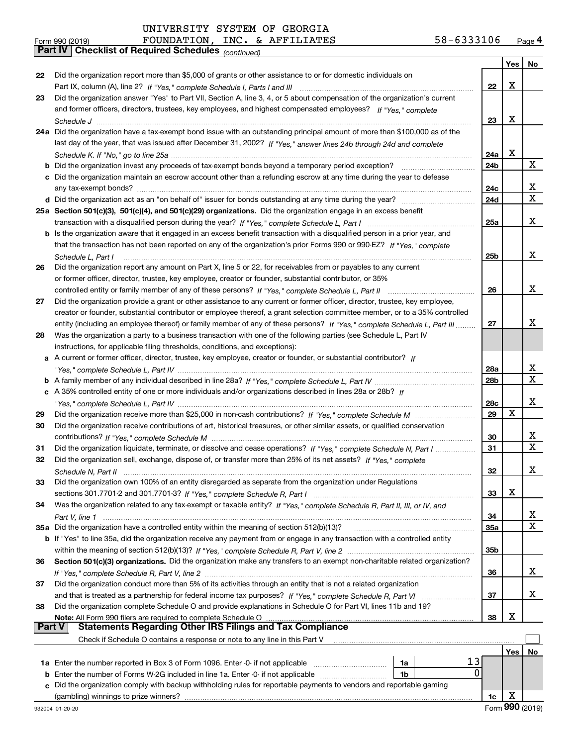UNIVERSITY SYSTEM OF GEORGIA
FOUNDATION, INC. & AFFILIATES 58-6333106

Form 990 (2019) Page 4

**Part IV Checklist of Required Schedules** *(continued)*

| | | | Yes | No |
|---|---|---|---|---|
| 22 | Did the organization report more than $5,000 of grants or other assistance to or for domestic individuals on Part IX, column (A), line 2? *If "Yes," complete Schedule I, Parts I and III* | 22 | X | |
| 23 | Did the organization answer "Yes" to Part VII, Section A, line 3, 4, or 5 about compensation of the organization's current and former officers, directors, trustees, key employees, and highest compensated employees? *If "Yes," complete Schedule J* | 23 | X | |
| 24a | Did the organization have a tax-exempt bond issue with an outstanding principal amount of more than $100,000 as of the last day of the year, that was issued after December 31, 2002? *If "Yes," answer lines 24b through 24d and complete Schedule K. If "No," go to line 25a* | 24a | X | |
| b | Did the organization invest any proceeds of tax-exempt bonds beyond a temporary period exception? | 24b | | X |
| c | Did the organization maintain an escrow account other than a refunding escrow at any time during the year to defease any tax-exempt bonds? | 24c | | X |
| d | Did the organization act as an "on behalf of" issuer for bonds outstanding at any time during the year? | 24d | | X |
| 25a | **Section 501(c)(3), 501(c)(4), and 501(c)(29) organizations.** Did the organization engage in an excess benefit transaction with a disqualified person during the year? *If "Yes," complete Schedule L, Part I* | 25a | | X |
| b | Is the organization aware that it engaged in an excess benefit transaction with a disqualified person in a prior year, and that the transaction has not been reported on any of the organization's prior Forms 990 or 990-EZ? *If "Yes," complete Schedule L, Part I* | 25b | | X |
| 26 | Did the organization report any amount on Part X, line 5 or 22, for receivables from or payables to any current or former officer, director, trustee, key employee, creator or founder, substantial contributor, or 35% controlled entity or family member of any of these persons? *If "Yes," complete Schedule L, Part II* | 26 | | X |
| 27 | Did the organization provide a grant or other assistance to any current or former officer, director, trustee, key employee, creator or founder, substantial contributor or employee thereof, a grant selection committee member, or to a 35% controlled entity (including an employee thereof) or family member of any of these persons? *If "Yes," complete Schedule L, Part III* | 27 | | X |
| 28 | Was the organization a party to a business transaction with one of the following parties (see Schedule L, Part IV instructions, for applicable filing thresholds, conditions, and exceptions): | | | |
| a | A current or former officer, director, trustee, key employee, creator or founder, or substantial contributor? *If "Yes," complete Schedule L, Part IV* | 28a | | X |
| b | A family member of any individual described in line 28a? *If "Yes," complete Schedule L, Part IV* | 28b | | X |
| c | A 35% controlled entity of one or more individuals and/or organizations described in lines 28a or 28b? *If "Yes," complete Schedule L, Part IV* | 28c | | X |
| 29 | Did the organization receive more than $25,000 in non-cash contributions? *If "Yes," complete Schedule M* | 29 | X | |
| 30 | Did the organization receive contributions of art, historical treasures, or other similar assets, or qualified conservation contributions? *If "Yes," complete Schedule M* | 30 | | X |
| 31 | Did the organization liquidate, terminate, or dissolve and cease operations? *If "Yes," complete Schedule N, Part I* | 31 | | X |
| 32 | Did the organization sell, exchange, dispose of, or transfer more than 25% of its net assets? *If "Yes," complete Schedule N, Part II* | 32 | | X |
| 33 | Did the organization own 100% of an entity disregarded as separate from the organization under Regulations sections 301.7701-2 and 301.7701-3? *If "Yes," complete Schedule R, Part I* | 33 | X | |
| 34 | Was the organization related to any tax-exempt or taxable entity? *If "Yes," complete Schedule R, Part II, III, or IV, and Part V, line 1* | 34 | | X |
| 35a | Did the organization have a controlled entity within the meaning of section 512(b)(13)? | 35a | | X |
| b | If "Yes" to line 35a, did the organization receive any payment from or engage in any transaction with a controlled entity within the meaning of section 512(b)(13)? *If "Yes," complete Schedule R, Part V, line 2* | 35b | | |
| 36 | **Section 501(c)(3) organizations.** Did the organization make any transfers to an exempt non-charitable related organization? *If "Yes," complete Schedule R, Part V, line 2* | 36 | | X |
| 37 | Did the organization conduct more than 5% of its activities through an entity that is not a related organization and that is treated as a partnership for federal income tax purposes? *If "Yes," complete Schedule R, Part VI* | 37 | | X |
| 38 | Did the organization complete Schedule O and provide explanations in Schedule O for Part VI, lines 11b and 19? **Note:** All Form 990 filers are required to complete Schedule O | 38 | X | |

**Part V Statements Regarding Other IRS Filings and Tax Compliance**

Check if Schedule O contains a response or note to any line in this Part V ☐

| | | | | | Yes | No |
|---|---|---|---|---|---|---|
| 1a | Enter the number reported in Box 3 of Form 1096. Enter -0- if not applicable | 1a | 13 | | | |
| b | Enter the number of Forms W-2G included in line 1a. Enter -0- if not applicable | 1b | 0 | | | |
| c | Did the organization comply with backup withholding rules for reportable payments to vendors and reportable gaming (gambling) winnings to prize winners? | | | 1c | X | |

932004 01-20-20 Form **990** (2019)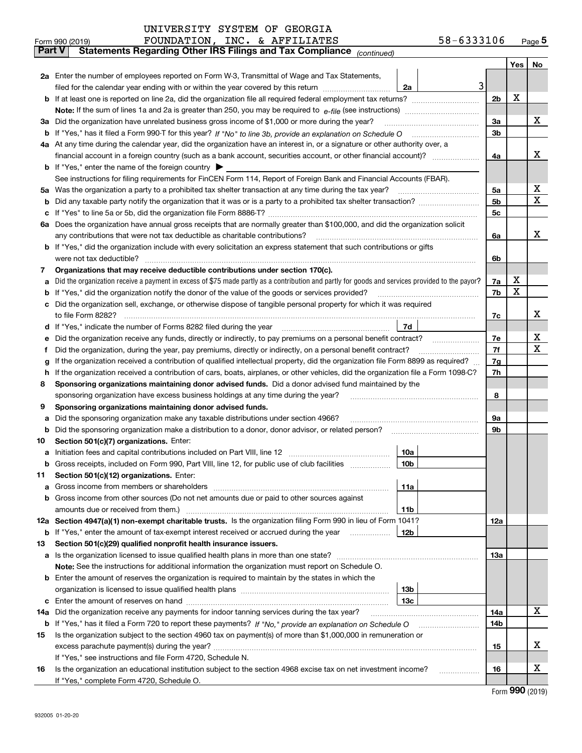UNIVERSITY SYSTEM OF GEORGIA
FOUNDATION, INC. & AFFILIATES 58-6333106

Form 990 (2019)

## Part V — Statements Regarding Other IRS Filings and Tax Compliance *(continued)*

| Line | Question | Ref | Amount | Line | Yes | No |
|---|---|---|---|---|---|---|
| 2a | Enter the number of employees reported on Form W-3, Transmittal of Wage and Tax Statements, filed for the calendar year ending with or within the year covered by this return | 2a | 3 | | | |
| b | If at least one is reported on line 2a, did the organization file all required federal employment tax returns? | | | 2b | X | |
| | Note: If the sum of lines 1a and 2a is greater than 250, you may be required to e-file (see instructions) | | | | | |
| 3a | Did the organization have unrelated business gross income of $1,000 or more during the year? | | | 3a | | X |
| b | If "Yes," has it filed a Form 990-T for this year? *If "No" to line 3b, provide an explanation on Schedule O* | | | 3b | | |
| 4a | At any time during the calendar year, did the organization have an interest in, or a signature or other authority over, a financial account in a foreign country (such as a bank account, securities account, or other financial account)? | | | 4a | | X |
| b | If "Yes," enter the name of the foreign country ▶ | | | | | |
| | See instructions for filing requirements for FinCEN Form 114, Report of Foreign Bank and Financial Accounts (FBAR). | | | | | |
| 5a | Was the organization a party to a prohibited tax shelter transaction at any time during the tax year? | | | 5a | | X |
| b | Did any taxable party notify the organization that it was or is a party to a prohibited tax shelter transaction? | | | 5b | | X |
| c | If "Yes" to line 5a or 5b, did the organization file Form 8886-T? | | | 5c | | |
| 6a | Does the organization have annual gross receipts that are normally greater than $100,000, and did the organization solicit any contributions that were not tax deductible as charitable contributions? | | | 6a | | X |
| b | If "Yes," did the organization include with every solicitation an express statement that such contributions or gifts were not tax deductible? | | | 6b | | |
| 7 | **Organizations that may receive deductible contributions under section 170(c).** | | | | | |
| a | Did the organization receive a payment in excess of $75 made partly as a contribution and partly for goods and services provided to the payor? | | | 7a | X | |
| b | If "Yes," did the organization notify the donor of the value of the goods or services provided? | | | 7b | X | |
| c | Did the organization sell, exchange, or otherwise dispose of tangible personal property for which it was required to file Form 8282? | | | 7c | | X |
| d | If "Yes," indicate the number of Forms 8282 filed during the year | 7d | | | | |
| e | Did the organization receive any funds, directly or indirectly, to pay premiums on a personal benefit contract? | | | 7e | | X |
| f | Did the organization, during the year, pay premiums, directly or indirectly, on a personal benefit contract? | | | 7f | | X |
| g | If the organization received a contribution of qualified intellectual property, did the organization file Form 8899 as required? | | | 7g | | |
| h | If the organization received a contribution of cars, boats, airplanes, or other vehicles, did the organization file a Form 1098-C? | | | 7h | | |
| 8 | **Sponsoring organizations maintaining donor advised funds.** Did a donor advised fund maintained by the sponsoring organization have excess business holdings at any time during the year? | | | 8 | | |
| 9 | **Sponsoring organizations maintaining donor advised funds.** | | | | | |
| a | Did the sponsoring organization make any taxable distributions under section 4966? | | | 9a | | |
| b | Did the sponsoring organization make a distribution to a donor, donor advisor, or related person? | | | 9b | | |
| 10 | **Section 501(c)(7) organizations.** Enter: | | | | | |
| a | Initiation fees and capital contributions included on Part VIII, line 12 | 10a | | | | |
| b | Gross receipts, included on Form 990, Part VIII, line 12, for public use of club facilities | 10b | | | | |
| 11 | **Section 501(c)(12) organizations.** Enter: | | | | | |
| a | Gross income from members or shareholders | 11a | | | | |
| b | Gross income from other sources (Do not net amounts due or paid to other sources against amounts due or received from them.) | 11b | | | | |
| 12a | **Section 4947(a)(1) non-exempt charitable trusts.** Is the organization filing Form 990 in lieu of Form 1041? | | | 12a | | |
| b | If "Yes," enter the amount of tax-exempt interest received or accrued during the year | 12b | | | | |
| 13 | **Section 501(c)(29) qualified nonprofit health insurance issuers.** | | | | | |
| a | Is the organization licensed to issue qualified health plans in more than one state? | | | 13a | | |
| | **Note:** See the instructions for additional information the organization must report on Schedule O. | | | | | |
| b | Enter the amount of reserves the organization is required to maintain by the states in which the organization is licensed to issue qualified health plans | 13b | | | | |
| c | Enter the amount of reserves on hand | 13c | | | | |
| 14a | Did the organization receive any payments for indoor tanning services during the tax year? | | | 14a | | X |
| b | If "Yes," has it filed a Form 720 to report these payments? *If "No," provide an explanation on Schedule O* | | | 14b | | |
| 15 | Is the organization subject to the section 4960 tax on payment(s) of more than $1,000,000 in remuneration or excess parachute payment(s) during the year? | | | 15 | | X |
| | If "Yes," see instructions and file Form 4720, Schedule N. | | | | | |
| 16 | Is the organization an educational institution subject to the section 4968 excise tax on net investment income? | | | 16 | | X |
| | If "Yes," complete Form 4720, Schedule O. | | | | | |

Form **990** (2019)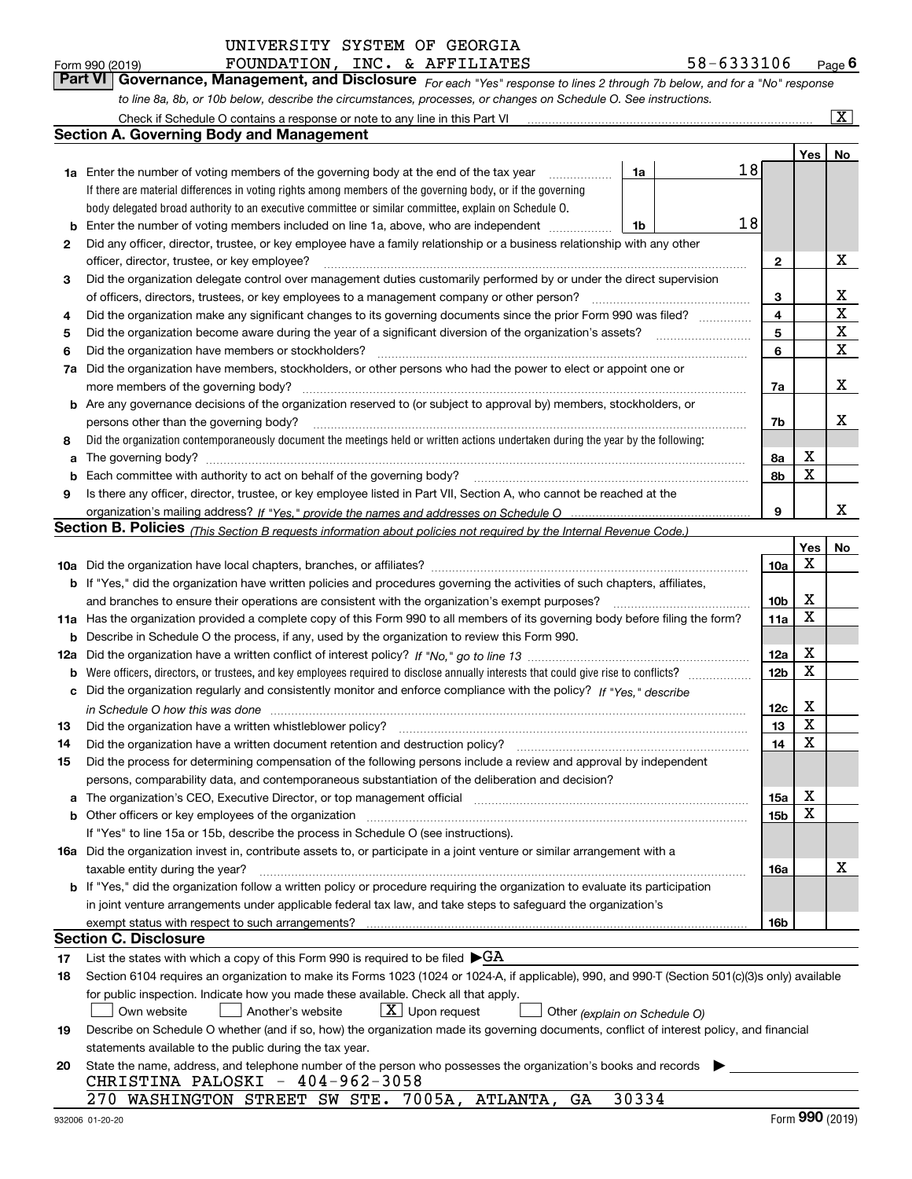UNIVERSITY SYSTEM OF GEORGIA FOUNDATION, INC. & AFFILIATES 58-6333106

## Part VI Governance, Management, and Disclosure

*For each "Yes" response to lines 2 through 7b below, and for a "No" response to line 8a, 8b, or 10b below, describe the circumstances, processes, or changes on Schedule O. See instructions.*

Check if Schedule O contains a response or note to any line in this Part VI [X]

### Section A. Governing Body and Management

| | | | | Yes | No |
|---|---|---|---|---|---|
| **1a** | Enter the number of voting members of the governing body at the end of the tax year. If there are material differences in voting rights among members of the governing body, or if the governing body delegated broad authority to an executive committee or similar committee, explain on Schedule O. | 1a | 18 | | |
| **b** | Enter the number of voting members included on line 1a, above, who are independent | 1b | 18 | | |
| **2** | Did any officer, director, trustee, or key employee have a family relationship or a business relationship with any other officer, director, trustee, or key employee? | | 2 | | X |
| **3** | Did the organization delegate control over management duties customarily performed by or under the direct supervision of officers, directors, trustees, or key employees to a management company or other person? | | 3 | | X |
| **4** | Did the organization make any significant changes to its governing documents since the prior Form 990 was filed? | | 4 | | X |
| **5** | Did the organization become aware during the year of a significant diversion of the organization's assets? | | 5 | | X |
| **6** | Did the organization have members or stockholders? | | 6 | | X |
| **7a** | Did the organization have members, stockholders, or other persons who had the power to elect or appoint one or more members of the governing body? | | 7a | | X |
| **b** | Are any governance decisions of the organization reserved to (or subject to approval by) members, stockholders, or persons other than the governing body? | | 7b | | X |
| **8** | Did the organization contemporaneously document the meetings held or written actions undertaken during the year by the following: | | | | |
| **a** | The governing body? | | 8a | X | |
| **b** | Each committee with authority to act on behalf of the governing body? | | 8b | X | |
| **9** | Is there any officer, director, trustee, or key employee listed in Part VII, Section A, who cannot be reached at the organization's mailing address? *If "Yes," provide the names and addresses on Schedule O* | | 9 | | X |

### Section B. Policies *(This Section B requests information about policies not required by the Internal Revenue Code.)*

| | | | Yes | No |
|---|---|---|---|---|
| **10a** | Did the organization have local chapters, branches, or affiliates? | 10a | X | |
| **b** | If "Yes," did the organization have written policies and procedures governing the activities of such chapters, affiliates, and branches to ensure their operations are consistent with the organization's exempt purposes? | 10b | X | |
| **11a** | Has the organization provided a complete copy of this Form 990 to all members of its governing body before filing the form? | 11a | X | |
| **b** | Describe in Schedule O the process, if any, used by the organization to review this Form 990. | | | |
| **12a** | Did the organization have a written conflict of interest policy? *If "No," go to line 13* | 12a | X | |
| **b** | Were officers, directors, or trustees, and key employees required to disclose annually interests that could give rise to conflicts? | 12b | X | |
| **c** | Did the organization regularly and consistently monitor and enforce compliance with the policy? *If "Yes," describe in Schedule O how this was done* | 12c | X | |
| **13** | Did the organization have a written whistleblower policy? | 13 | X | |
| **14** | Did the organization have a written document retention and destruction policy? | 14 | X | |
| **15** | Did the process for determining compensation of the following persons include a review and approval by independent persons, comparability data, and contemporaneous substantiation of the deliberation and decision? | | | |
| **a** | The organization's CEO, Executive Director, or top management official | 15a | X | |
| **b** | Other officers or key employees of the organization. If "Yes" to line 15a or 15b, describe the process in Schedule O (see instructions). | 15b | X | |
| **16a** | Did the organization invest in, contribute assets to, or participate in a joint venture or similar arrangement with a taxable entity during the year? | 16a | | X |
| **b** | If "Yes," did the organization follow a written policy or procedure requiring the organization to evaluate its participation in joint venture arrangements under applicable federal tax law, and take steps to safeguard the organization's exempt status with respect to such arrangements? | 16b | | |

### Section C. Disclosure

**17** List the states with which a copy of this Form 990 is required to be filed ▶GA

**18** Section 6104 requires an organization to make its Forms 1023 (1024 or 1024-A, if applicable), 990, and 990-T (Section 501(c)(3)s only) available for public inspection. Indicate how you made these available. Check all that apply.

[ ] Own website [ ] Another's website [X] Upon request [ ] Other *(explain on Schedule O)*

**19** Describe on Schedule O whether (and if so, how) the organization made its governing documents, conflict of interest policy, and financial statements available to the public during the tax year.

**20** State the name, address, and telephone number of the person who possesses the organization's books and records ▶

CHRISTINA PALOSKI - 404-962-3058
270 WASHINGTON STREET SW STE. 7005A, ATLANTA, GA 30334

932006 01-20-20 Form **990** (2019)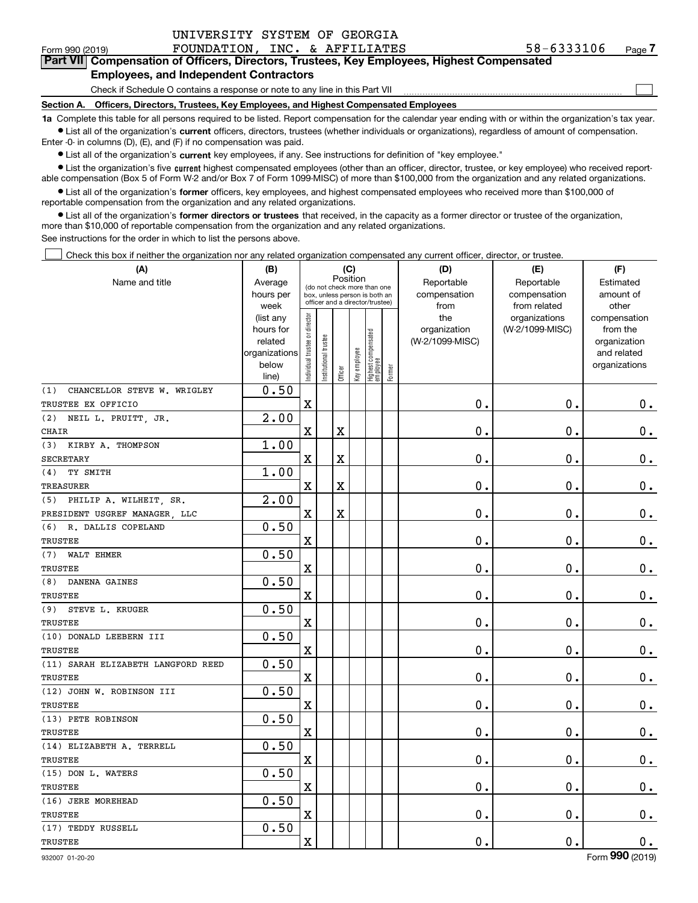UNIVERSITY SYSTEM OF GEORGIA

Form 990 (2019) FOUNDATION, INC. & AFFILIATES 58-6333106 Page **7**

## Part VII Compensation of Officers, Directors, Trustees, Key Employees, Highest Compensated Employees, and Independent Contractors

Check if Schedule O contains a response or note to any line in this Part VII ☐

**Section A. Officers, Directors, Trustees, Key Employees, and Highest Compensated Employees**

**1a** Complete this table for all persons required to be listed. Report compensation for the calendar year ending with or within the organization's tax year.

- List all of the organization's **current** officers, directors, trustees (whether individuals or organizations), regardless of amount of compensation. Enter -0- in columns (D), (E), and (F) if no compensation was paid.
- List all of the organization's **current** key employees, if any. See instructions for definition of "key employee."
- List the organization's five **current** highest compensated employees (other than an officer, director, trustee, or key employee) who received reportable compensation (Box 5 of Form W-2 and/or Box 7 of Form 1099-MISC) of more than $100,000 from the organization and any related organizations.
- List all of the organization's **former** officers, key employees, and highest compensated employees who received more than $100,000 of reportable compensation from the organization and any related organizations.
- List all of the organization's **former directors or trustees** that received, in the capacity as a former director or trustee of the organization, more than $10,000 of reportable compensation from the organization and any related organizations.

See instructions for the order in which to list the persons above.

☐ Check this box if neither the organization nor any related organization compensated any current officer, director, or trustee.

| (A) Name and title | (B) Average hours per week (list any hours for related organizations below line) | (C) Position: Individual trustee or director | Institutional trustee | Officer | Key employee | Highest compensated employee | Former | (D) Reportable compensation from the organization (W-2/1099-MISC) | (E) Reportable compensation from related organizations (W-2/1099-MISC) | (F) Estimated amount of other compensation from the organization and related organizations |
|---|---|---|---|---|---|---|---|---|---|---|
| (1) CHANCELLOR STEVE W. WRIGLEY<br>TRUSTEE EX OFFICIO | 0.50 | X | | | | | | 0. | 0. | 0. |
| (2) NEIL L. PRUITT, JR.<br>CHAIR | 2.00 | X | | X | | | | 0. | 0. | 0. |
| (3) KIRBY A. THOMPSON<br>SECRETARY | 1.00 | X | | X | | | | 0. | 0. | 0. |
| (4) TY SMITH<br>TREASURER | 1.00 | X | | X | | | | 0. | 0. | 0. |
| (5) PHILIP A. WILHEIT, SR.<br>PRESIDENT USGREF MANAGER, LLC | 2.00 | X | | X | | | | 0. | 0. | 0. |
| (6) R. DALLIS COPELAND<br>TRUSTEE | 0.50 | X | | | | | | 0. | 0. | 0. |
| (7) WALT EHMER<br>TRUSTEE | 0.50 | X | | | | | | 0. | 0. | 0. |
| (8) DANENA GAINES<br>TRUSTEE | 0.50 | X | | | | | | 0. | 0. | 0. |
| (9) STEVE L. KRUGER<br>TRUSTEE | 0.50 | X | | | | | | 0. | 0. | 0. |
| (10) DONALD LEEBERN III<br>TRUSTEE | 0.50 | X | | | | | | 0. | 0. | 0. |
| (11) SARAH ELIZABETH LANGFORD REED<br>TRUSTEE | 0.50 | X | | | | | | 0. | 0. | 0. |
| (12) JOHN W. ROBINSON III<br>TRUSTEE | 0.50 | X | | | | | | 0. | 0. | 0. |
| (13) PETE ROBINSON<br>TRUSTEE | 0.50 | X | | | | | | 0. | 0. | 0. |
| (14) ELIZABETH A. TERRELL<br>TRUSTEE | 0.50 | X | | | | | | 0. | 0. | 0. |
| (15) DON L. WATERS<br>TRUSTEE | 0.50 | X | | | | | | 0. | 0. | 0. |
| (16) JERE MOREHEAD<br>TRUSTEE | 0.50 | X | | | | | | 0. | 0. | 0. |
| (17) TEDDY RUSSELL<br>TRUSTEE | 0.50 | X | | | | | | 0. | 0. | 0. |

932007 01-20-20 Form **990** (2019)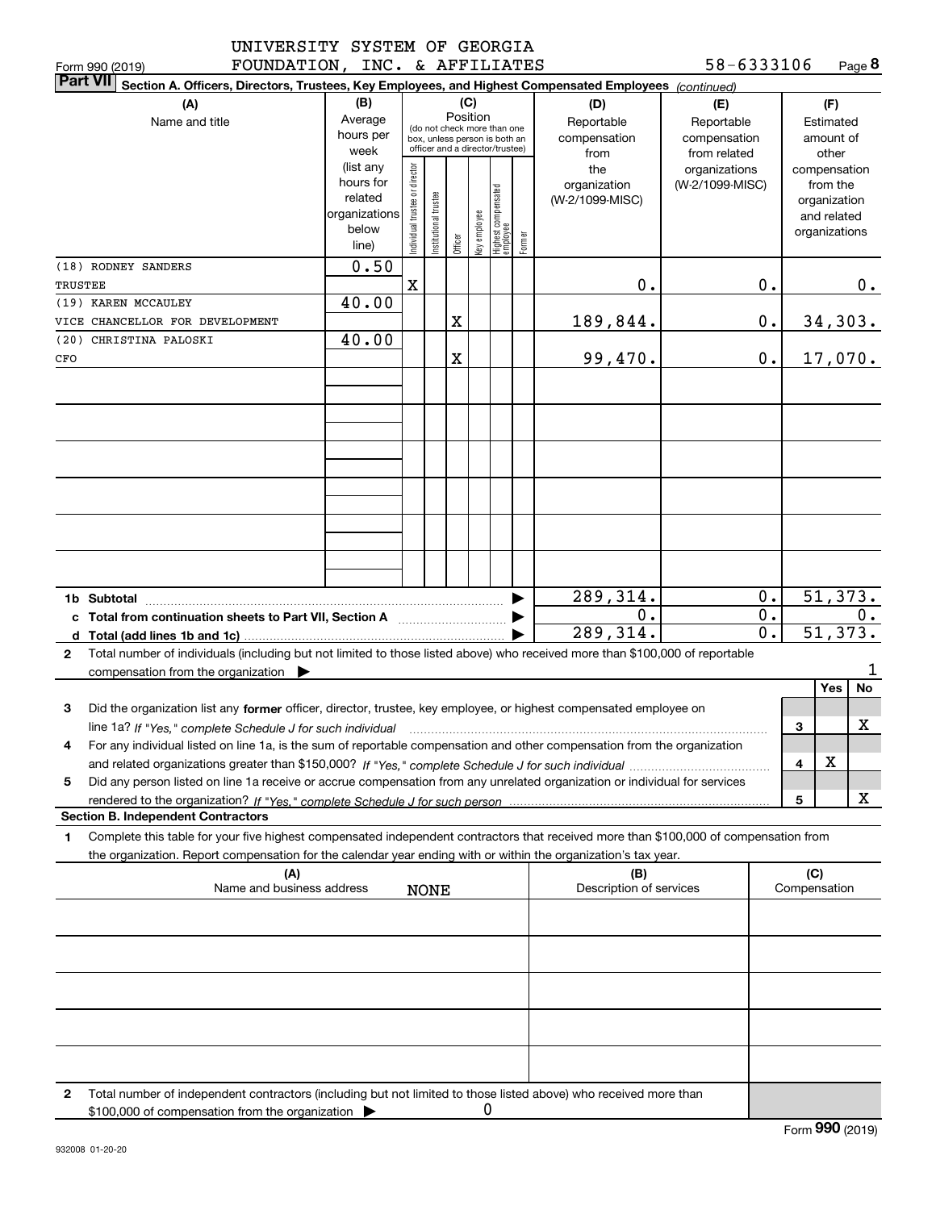Form 990 (2019) UNIVERSITY SYSTEM OF GEORGIA FOUNDATION, INC. & AFFILIATES 58-6333106 Page 8

**Part VII Section A. Officers, Directors, Trustees, Key Employees, and Highest Compensated Employees** *(continued)*

| (A) Name and title | (B) Average hours per week (list any hours for related organizations below line) | (C) Position: Individual trustee or director | Institutional trustee | Officer | Key employee | Highest compensated employee | Former | (D) Reportable compensation from the organization (W-2/1099-MISC) | (E) Reportable compensation from related organizations (W-2/1099-MISC) | (F) Estimated amount of other compensation from the organization and related organizations |
|---|---|---|---|---|---|---|---|---|---|---|
| (18) RODNEY SANDERS<br>TRUSTEE | 0.50 | X | | | | | | 0. | 0. | 0. |
| (19) KAREN MCCAULEY<br>VICE CHANCELLOR FOR DEVELOPMENT | 40.00 | | | X | | | | 189,844. | 0. | 34,303. |
| (20) CHRISTINA PALOSKI<br>CFO | 40.00 | | | X | | | | 99,470. | 0. | 17,070. |
| **1b Subtotal** | | | | | | | | 289,314. | 0. | 51,373. |
| **c Total from continuation sheets to Part VII, Section A** | | | | | | | | 0. | 0. | 0. |
| **d Total (add lines 1b and 1c)** | | | | | | | | 289,314. | 0. | 51,373. |

**2** Total number of individuals (including but not limited to those listed above) who received more than $100,000 of reportable compensation from the organization ▶ 1

| | | Yes | No |
|---|---|---|---|
| **3** Did the organization list any **former** officer, director, trustee, key employee, or highest compensated employee on line 1a? *If "Yes," complete Schedule J for such individual* | 3 | | X |
| **4** For any individual listed on line 1a, is the sum of reportable compensation and other compensation from the organization and related organizations greater than $150,000? *If "Yes," complete Schedule J for such individual* | 4 | X | |
| **5** Did any person listed on line 1a receive or accrue compensation from any unrelated organization or individual for services rendered to the organization? *If "Yes," complete Schedule J for such person* | 5 | | X |

**Section B. Independent Contractors**

**1** Complete this table for your five highest compensated independent contractors that received more than $100,000 of compensation from the organization. Report compensation for the calendar year ending with or within the organization's tax year.

| (A) Name and business address | (B) Description of services | (C) Compensation |
|---|---|---|
| NONE | | |
| | | |
| | | |
| | | |
| | | |

**2** Total number of independent contractors (including but not limited to those listed above) who received more than $100,000 of compensation from the organization ▶ 0

Form **990** (2019)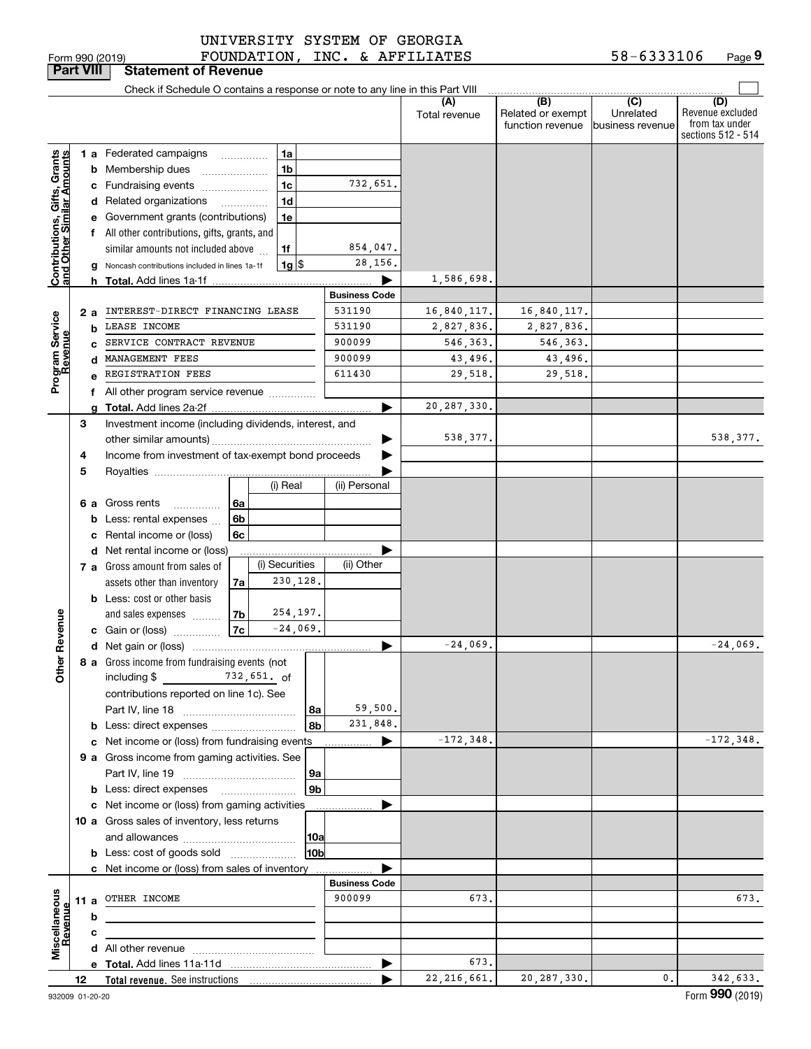UNIVERSITY SYSTEM OF GEORGIA FOUNDATION, INC. & AFFILIATES 58-6333106

Form 990 (2019)

## Part VIII Statement of Revenue

Check if Schedule O contains a response or note to any line in this Part VIII

| | | | (A) Total revenue | (B) Related or exempt function revenue | (C) Unrelated business revenue | (D) Revenue excluded from tax under sections 512 - 514 |
|---|---|---|---|---|---|---|
| **Contributions, Gifts, Grants and Other Similar Amounts** | 1a Federated campaigns (1a) | | | | | |
| | b Membership dues (1b) | | | | | |
| | c Fundraising events (1c) | 732,651. | | | | |
| | d Related organizations (1d) | | | | | |
| | e Government grants (contributions) (1e) | | | | | |
| | f All other contributions, gifts, grants, and similar amounts not included above (1f) | 854,047. | | | | |
| | g Noncash contributions included in lines 1a-1f (1g) $ | 28,156. | | | | |
| | h **Total.** Add lines 1a-1f | | 1,586,698. | | | |
| **Program Service Revenue** | | **Business Code** | | | | |
| | 2a INTEREST-DIRECT FINANCING LEASE | 531190 | 16,840,117. | 16,840,117. | | |
| | b LEASE INCOME | 531190 | 2,827,836. | 2,827,836. | | |
| | c SERVICE CONTRACT REVENUE | 900099 | 546,363. | 546,363. | | |
| | d MANAGEMENT FEES | 900099 | 43,496. | 43,496. | | |
| | e REGISTRATION FEES | 611430 | 29,518. | 29,518. | | |
| | f All other program service revenue | | | | | |
| | g **Total.** Add lines 2a-2f | | 20,287,330. | | | |
| **Other Revenue** | 3 Investment income (including dividends, interest, and other similar amounts) | | 538,377. | | | 538,377. |
| | 4 Income from investment of tax-exempt bond proceeds | | | | | |
| | 5 Royalties | | | | | |
| | 6a Gross rents (6a) — (i) Real / (ii) Personal | | | | | |
| | b Less: rental expenses (6b) | | | | | |
| | c Rental income or (loss) (6c) | | | | | |
| | d Net rental income or (loss) | | | | | |
| | 7a Gross amount from sales of assets other than inventory (7a) — (i) Securities: 230,128. / (ii) Other | | | | | |
| | b Less: cost or other basis and sales expenses (7b) — (i) Securities: 254,197. | | | | | |
| | c Gain or (loss) (7c) — (i) Securities: -24,069. | | | | | |
| | d Net gain or (loss) | | -24,069. | | | -24,069. |
| | 8a Gross income from fundraising events (not including $ 732,651. of contributions reported on line 1c). See Part IV, line 18 (8a) | 59,500. | | | | |
| | b Less: direct expenses (8b) | 231,848. | | | | |
| | c Net income or (loss) from fundraising events | | -172,348. | | | -172,348. |
| | 9a Gross income from gaming activities. See Part IV, line 19 (9a) | | | | | |
| | b Less: direct expenses (9b) | | | | | |
| | c Net income or (loss) from gaming activities | | | | | |
| | 10a Gross sales of inventory, less returns and allowances (10a) | | | | | |
| | b Less: cost of goods sold (10b) | | | | | |
| | c Net income or (loss) from sales of inventory | | | | | |
| **Miscellaneous Revenue** | | **Business Code** | | | | |
| | 11a OTHER INCOME | 900099 | 673. | | | 673. |
| | b | | | | | |
| | c | | | | | |
| | d All other revenue | | | | | |
| | e **Total.** Add lines 11a-11d | | 673. | | | |
| 12 | **Total revenue.** See instructions | | 22,216,661. | 20,287,330. | 0. | 342,633. |

932009 01-20-20

Form **990** (2019)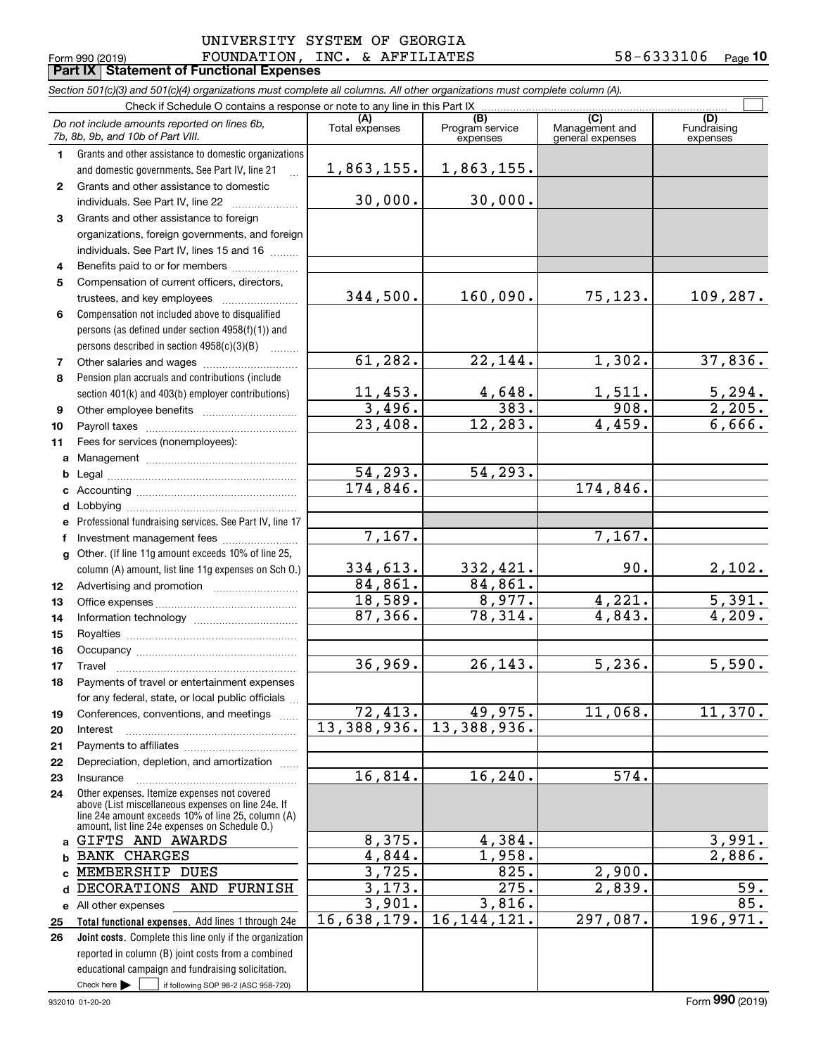UNIVERSITY SYSTEM OF GEORGIA
FOUNDATION, INC. & AFFILIATES 58-6333106

Form 990 (2019) Page **10**

## Part IX Statement of Functional Expenses

*Section 501(c)(3) and 501(c)(4) organizations must complete all columns. All other organizations must complete column (A).*

Check if Schedule O contains a response or note to any line in this Part IX ☐

| | *Do not include amounts reported on lines 6b, 7b, 8b, 9b, and 10b of Part VIII.* | (A) Total expenses | (B) Program service expenses | (C) Management and general expenses | (D) Fundraising expenses |
|---|---|---|---|---|---|
| 1 | Grants and other assistance to domestic organizations and domestic governments. See Part IV, line 21 | 1,863,155. | 1,863,155. | | |
| 2 | Grants and other assistance to domestic individuals. See Part IV, line 22 | 30,000. | 30,000. | | |
| 3 | Grants and other assistance to foreign organizations, foreign governments, and foreign individuals. See Part IV, lines 15 and 16 | | | | |
| 4 | Benefits paid to or for members | | | | |
| 5 | Compensation of current officers, directors, trustees, and key employees | 344,500. | 160,090. | 75,123. | 109,287. |
| 6 | Compensation not included above to disqualified persons (as defined under section 4958(f)(1)) and persons described in section 4958(c)(3)(B) | | | | |
| 7 | Other salaries and wages | 61,282. | 22,144. | 1,302. | 37,836. |
| 8 | Pension plan accruals and contributions (include section 401(k) and 403(b) employer contributions) | 11,453. | 4,648. | 1,511. | 5,294. |
| 9 | Other employee benefits | 3,496. | 383. | 908. | 2,205. |
| 10 | Payroll taxes | 23,408. | 12,283. | 4,459. | 6,666. |
| 11 | Fees for services (nonemployees): | | | | |
| a | Management | | | | |
| b | Legal | 54,293. | 54,293. | | |
| c | Accounting | 174,846. | | 174,846. | |
| d | Lobbying | | | | |
| e | Professional fundraising services. See Part IV, line 17 | | | | |
| f | Investment management fees | 7,167. | | 7,167. | |
| g | Other. (If line 11g amount exceeds 10% of line 25, column (A) amount, list line 11g expenses on Sch O.) | 334,613. | 332,421. | 90. | 2,102. |
| 12 | Advertising and promotion | 84,861. | 84,861. | | |
| 13 | Office expenses | 18,589. | 8,977. | 4,221. | 5,391. |
| 14 | Information technology | 87,366. | 78,314. | 4,843. | 4,209. |
| 15 | Royalties | | | | |
| 16 | Occupancy | | | | |
| 17 | Travel | 36,969. | 26,143. | 5,236. | 5,590. |
| 18 | Payments of travel or entertainment expenses for any federal, state, or local public officials | | | | |
| 19 | Conferences, conventions, and meetings | 72,413. | 49,975. | 11,068. | 11,370. |
| 20 | Interest | 13,388,936. | 13,388,936. | | |
| 21 | Payments to affiliates | | | | |
| 22 | Depreciation, depletion, and amortization | | | | |
| 23 | Insurance | 16,814. | 16,240. | 574. | |
| 24 | Other expenses. Itemize expenses not covered above (List miscellaneous expenses on line 24e. If line 24e amount exceeds 10% of line 25, column (A) amount, list line 24e expenses on Schedule O.) | | | | |
| a | GIFTS AND AWARDS | 8,375. | 4,384. | | 3,991. |
| b | BANK CHARGES | 4,844. | 1,958. | | 2,886. |
| c | MEMBERSHIP DUES | 3,725. | 825. | 2,900. | |
| d | DECORATIONS AND FURNISH | 3,173. | 275. | 2,839. | 59. |
| e | All other expenses | 3,901. | 3,816. | | 85. |
| 25 | **Total functional expenses.** Add lines 1 through 24e | 16,638,179. | 16,144,121. | 297,087. | 196,971. |
| 26 | **Joint costs.** Complete this line only if the organization reported in column (B) joint costs from a combined educational campaign and fundraising solicitation. Check here ▶ ☐ if following SOP 98-2 (ASC 958-720) | | | | |

932010 01-20-20 Form **990** (2019)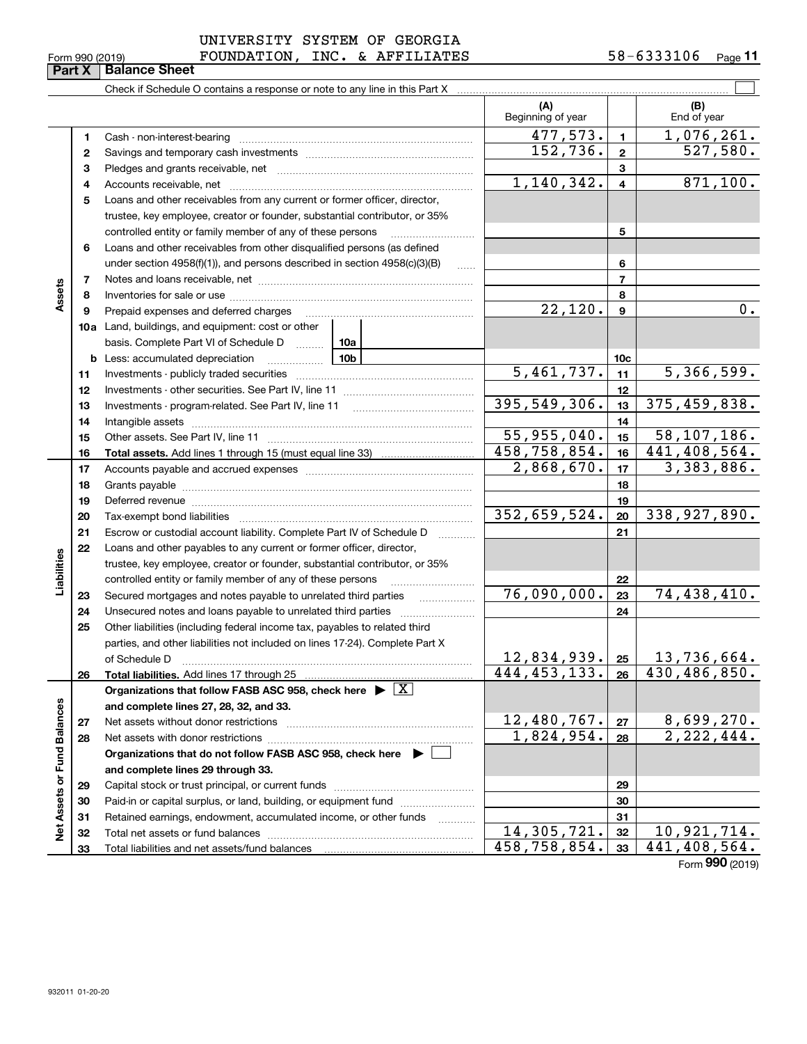UNIVERSITY SYSTEM OF GEORGIA FOUNDATION, INC. & AFFILIATES 58-6333106

## Part X Balance Sheet

Check if Schedule O contains a response or note to any line in this Part X

| | | | (A) Beginning of year | | (B) End of year |
|---|---|---|---|---|---|
| **Assets** | 1 | Cash - non-interest-bearing | 477,573. | 1 | 1,076,261. |
| | 2 | Savings and temporary cash investments | 152,736. | 2 | 527,580. |
| | 3 | Pledges and grants receivable, net | | 3 | |
| | 4 | Accounts receivable, net | 1,140,342. | 4 | 871,100. |
| | 5 | Loans and other receivables from any current or former officer, director, trustee, key employee, creator or founder, substantial contributor, or 35% controlled entity or family member of any of these persons | | 5 | |
| | 6 | Loans and other receivables from other disqualified persons (as defined under section 4958(f)(1)), and persons described in section 4958(c)(3)(B) | | 6 | |
| | 7 | Notes and loans receivable, net | | 7 | |
| | 8 | Inventories for sale or use | | 8 | |
| | 9 | Prepaid expenses and deferred charges | 22,120. | 9 | 0. |
| | 10a | Land, buildings, and equipment: cost or other basis. Complete Part VI of Schedule D — 10a | | | |
| | b | Less: accumulated depreciation — 10b | | 10c | |
| | 11 | Investments - publicly traded securities | 5,461,737. | 11 | 5,366,599. |
| | 12 | Investments - other securities. See Part IV, line 11 | | 12 | |
| | 13 | Investments - program-related. See Part IV, line 11 | 395,549,306. | 13 | 375,459,838. |
| | 14 | Intangible assets | | 14 | |
| | 15 | Other assets. See Part IV, line 11 | 55,955,040. | 15 | 58,107,186. |
| | 16 | **Total assets.** Add lines 1 through 15 (must equal line 33) | 458,758,854. | 16 | 441,408,564. |
| **Liabilities** | 17 | Accounts payable and accrued expenses | 2,868,670. | 17 | 3,383,886. |
| | 18 | Grants payable | | 18 | |
| | 19 | Deferred revenue | | 19 | |
| | 20 | Tax-exempt bond liabilities | 352,659,524. | 20 | 338,927,890. |
| | 21 | Escrow or custodial account liability. Complete Part IV of Schedule D | | 21 | |
| | 22 | Loans and other payables to any current or former officer, director, trustee, key employee, creator or founder, substantial contributor, or 35% controlled entity or family member of any of these persons | | 22 | |
| | 23 | Secured mortgages and notes payable to unrelated third parties | 76,090,000. | 23 | 74,438,410. |
| | 24 | Unsecured notes and loans payable to unrelated third parties | | 24 | |
| | 25 | Other liabilities (including federal income tax, payables to related third parties, and other liabilities not included on lines 17-24). Complete Part X of Schedule D | 12,834,939. | 25 | 13,736,664. |
| | 26 | **Total liabilities.** Add lines 17 through 25 | 444,453,133. | 26 | 430,486,850. |
| **Net Assets or Fund Balances** | | **Organizations that follow FASB ASC 958, check here ▶ [X] and complete lines 27, 28, 32, and 33.** | | | |
| | 27 | Net assets without donor restrictions | 12,480,767. | 27 | 8,699,270. |
| | 28 | Net assets with donor restrictions | 1,824,954. | 28 | 2,222,444. |
| | | **Organizations that do not follow FASB ASC 958, check here ▶ [ ] and complete lines 29 through 33.** | | | |
| | 29 | Capital stock or trust principal, or current funds | | 29 | |
| | 30 | Paid-in or capital surplus, or land, building, or equipment fund | | 30 | |
| | 31 | Retained earnings, endowment, accumulated income, or other funds | | 31 | |
| | 32 | Total net assets or fund balances | 14,305,721. | 32 | 10,921,714. |
| | 33 | Total liabilities and net assets/fund balances | 458,758,854. | 33 | 441,408,564. |

Form **990** (2019)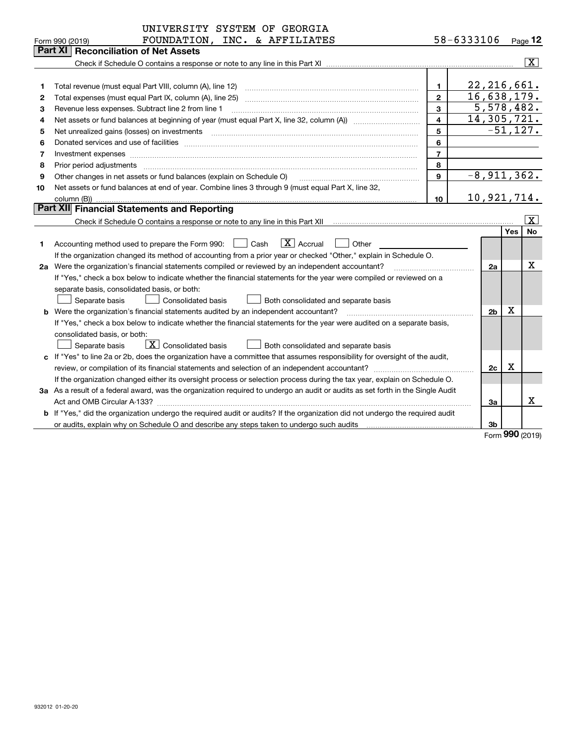UNIVERSITY SYSTEM OF GEORGIA FOUNDATION, INC. & AFFILIATES 58-6333106

Form 990 (2019)

## Part XI Reconciliation of Net Assets

Check if Schedule O contains a response or note to any line in this Part XI ..... [X]

| | | | |
|---|---|---|---|
| 1 | Total revenue (must equal Part VIII, column (A), line 12) | 1 | 22,216,661. |
| 2 | Total expenses (must equal Part IX, column (A), line 25) | 2 | 16,638,179. |
| 3 | Revenue less expenses. Subtract line 2 from line 1 | 3 | 5,578,482. |
| 4 | Net assets or fund balances at beginning of year (must equal Part X, line 32, column (A)) | 4 | 14,305,721. |
| 5 | Net unrealized gains (losses) on investments | 5 | -51,127. |
| 6 | Donated services and use of facilities | 6 | |
| 7 | Investment expenses | 7 | |
| 8 | Prior period adjustments | 8 | |
| 9 | Other changes in net assets or fund balances (explain on Schedule O) | 9 | -8,911,362. |
| 10 | Net assets or fund balances at end of year. Combine lines 3 through 9 (must equal Part X, line 32, column (B)) | 10 | 10,921,714. |

## Part XII Financial Statements and Reporting

Check if Schedule O contains a response or note to any line in this Part XII ..... [X]

| | | | Yes | No |
|---|---|---|---|---|
| 1 | Accounting method used to prepare the Form 990: [ ] Cash [X] Accrual [ ] Other<br>If the organization changed its method of accounting from a prior year or checked "Other," explain in Schedule O. | | | |
| 2a | Were the organization's financial statements compiled or reviewed by an independent accountant?<br>If "Yes," check a box below to indicate whether the financial statements for the year were compiled or reviewed on a separate basis, consolidated basis, or both:<br>[ ] Separate basis [ ] Consolidated basis [ ] Both consolidated and separate basis | 2a | | X |
| b | Were the organization's financial statements audited by an independent accountant?<br>If "Yes," check a box below to indicate whether the financial statements for the year were audited on a separate basis, consolidated basis, or both:<br>[ ] Separate basis [X] Consolidated basis [ ] Both consolidated and separate basis | 2b | X | |
| c | If "Yes" to line 2a or 2b, does the organization have a committee that assumes responsibility for oversight of the audit, review, or compilation of its financial statements and selection of an independent accountant?<br>If the organization changed either its oversight process or selection process during the tax year, explain on Schedule O. | 2c | X | |
| 3a | As a result of a federal award, was the organization required to undergo an audit or audits as set forth in the Single Audit Act and OMB Circular A-133? | 3a | | X |
| b | If "Yes," did the organization undergo the required audit or audits? If the organization did not undergo the required audit or audits, explain why on Schedule O and describe any steps taken to undergo such audits | 3b | | |

Form 990 (2019)

932012 01-20-20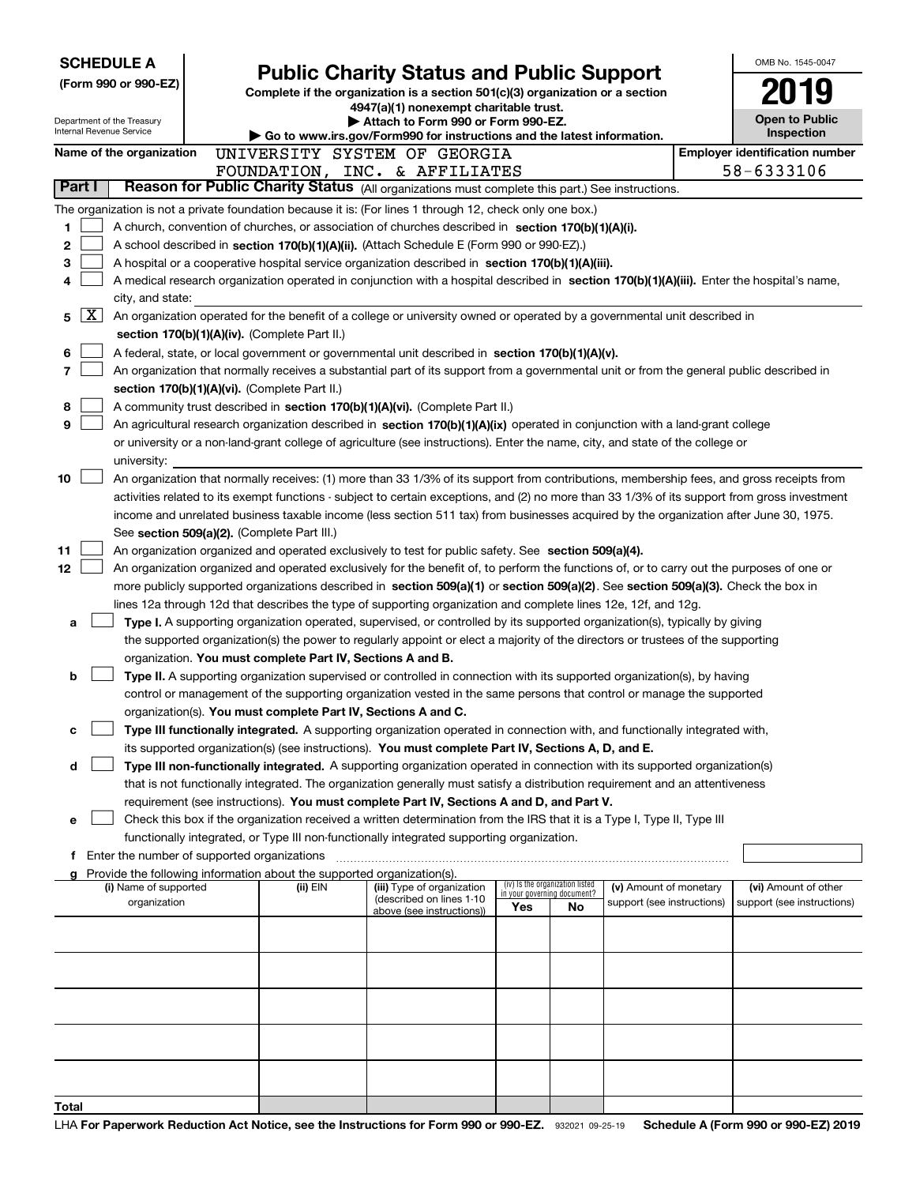**SCHEDULE A**
**(Form 990 or 990-EZ)**

Department of the Treasury
Internal Revenue Service

# Public Charity Status and Public Support

**Complete if the organization is a section 501(c)(3) organization or a section 4947(a)(1) nonexempt charitable trust.**
**▶ Attach to Form 990 or Form 990-EZ.**
**▶ Go to www.irs.gov/Form990 for instructions and the latest information.**

OMB No. 1545-0047

**2019**

**Open to Public Inspection**

**Name of the organization** UNIVERSITY SYSTEM OF GEORGIA FOUNDATION, INC. & AFFILIATES

**Employer identification number** 58-6333106

## Part I Reason for Public Charity Status (All organizations must complete this part.) See instructions.

The organization is not a private foundation because it is: (For lines 1 through 12, check only one box.)

1 [ ] A church, convention of churches, or association of churches described in **section 170(b)(1)(A)(i).**

2 [ ] A school described in **section 170(b)(1)(A)(ii).** (Attach Schedule E (Form 990 or 990-EZ).)

3 [ ] A hospital or a cooperative hospital service organization described in **section 170(b)(1)(A)(iii).**

4 [ ] A medical research organization operated in conjunction with a hospital described in **section 170(b)(1)(A)(iii).** Enter the hospital's name, city, and state:

5 [X] An organization operated for the benefit of a college or university owned or operated by a governmental unit described in **section 170(b)(1)(A)(iv).** (Complete Part II.)

6 [ ] A federal, state, or local government or governmental unit described in **section 170(b)(1)(A)(v).**

7 [ ] An organization that normally receives a substantial part of its support from a governmental unit or from the general public described in **section 170(b)(1)(A)(vi).** (Complete Part II.)

8 [ ] A community trust described in **section 170(b)(1)(A)(vi).** (Complete Part II.)

9 [ ] An agricultural research organization described in **section 170(b)(1)(A)(ix)** operated in conjunction with a land-grant college or university or a non-land-grant college of agriculture (see instructions). Enter the name, city, and state of the college or university:

10 [ ] An organization that normally receives: (1) more than 33 1/3% of its support from contributions, membership fees, and gross receipts from activities related to its exempt functions - subject to certain exceptions, and (2) no more than 33 1/3% of its support from gross investment income and unrelated business taxable income (less section 511 tax) from businesses acquired by the organization after June 30, 1975. See **section 509(a)(2).** (Complete Part III.)

11 [ ] An organization organized and operated exclusively to test for public safety. See **section 509(a)(4).**

12 [ ] An organization organized and operated exclusively for the benefit of, to perform the functions of, or to carry out the purposes of one or more publicly supported organizations described in **section 509(a)(1)** or **section 509(a)(2)**. See **section 509(a)(3).** Check the box in lines 12a through 12d that describes the type of supporting organization and complete lines 12e, 12f, and 12g.

a [ ] **Type I.** A supporting organization operated, supervised, or controlled by its supported organization(s), typically by giving the supported organization(s) the power to regularly appoint or elect a majority of the directors or trustees of the supporting organization. **You must complete Part IV, Sections A and B.**

b [ ] **Type II.** A supporting organization supervised or controlled in connection with its supported organization(s), by having control or management of the supporting organization vested in the same persons that control or manage the supported organization(s). **You must complete Part IV, Sections A and C.**

c [ ] **Type III functionally integrated.** A supporting organization operated in connection with, and functionally integrated with, its supported organization(s) (see instructions). **You must complete Part IV, Sections A, D, and E.**

d [ ] **Type III non-functionally integrated.** A supporting organization operated in connection with its supported organization(s) that is not functionally integrated. The organization generally must satisfy a distribution requirement and an attentiveness requirement (see instructions). **You must complete Part IV, Sections A and D, and Part V.**

e [ ] Check this box if the organization received a written determination from the IRS that it is a Type I, Type II, Type III functionally integrated, or Type III non-functionally integrated supporting organization.

f Enter the number of supported organizations

g Provide the following information about the supported organization(s).

| (i) Name of supported organization | (ii) EIN | (iii) Type of organization (described on lines 1-10 above (see instructions)) | (iv) Is the organization listed in your governing document? Yes | No | (v) Amount of monetary support (see instructions) | (vi) Amount of other support (see instructions) |
|---|---|---|---|---|---|---|
| | | | | | | |
| | | | | | | |
| | | | | | | |
| | | | | | | |
| | | | | | | |
| **Total** | | | | | | |

LHA **For Paperwork Reduction Act Notice, see the Instructions for Form 990 or 990-EZ.** 932021 09-25-19 **Schedule A (Form 990 or 990-EZ) 2019**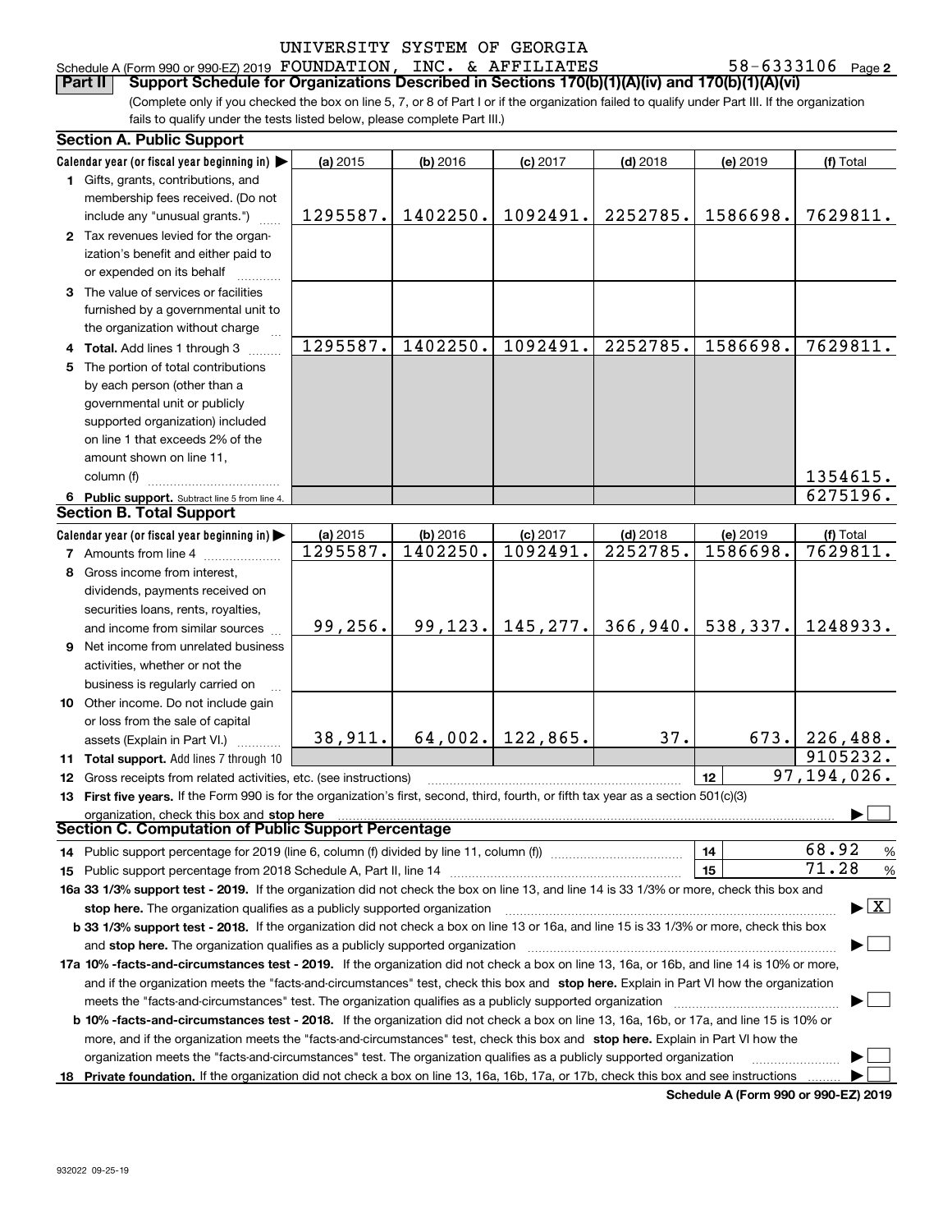UNIVERSITY SYSTEM OF GEORGIA

Schedule A (Form 990 or 990-EZ) 2019 FOUNDATION, INC. & AFFILIATES 58-6333106 Page 2

**Part II Support Schedule for Organizations Described in Sections 170(b)(1)(A)(iv) and 170(b)(1)(A)(vi)**

(Complete only if you checked the box on line 5, 7, or 8 of Part I or if the organization failed to qualify under Part III. If the organization fails to qualify under the tests listed below, please complete Part III.)

## Section A. Public Support

| Calendar year (or fiscal year beginning in) ▶ | (a) 2015 | (b) 2016 | (c) 2017 | (d) 2018 | (e) 2019 | (f) Total |
|---|---|---|---|---|---|---|
| **1** Gifts, grants, contributions, and membership fees received. (Do not include any "unusual grants.") | 1295587. | 1402250. | 1092491. | 2252785. | 1586698. | 7629811. |
| **2** Tax revenues levied for the organization's benefit and either paid to or expended on its behalf | | | | | | |
| **3** The value of services or facilities furnished by a governmental unit to the organization without charge | | | | | | |
| **4 Total.** Add lines 1 through 3 | 1295587. | 1402250. | 1092491. | 2252785. | 1586698. | 7629811. |
| **5** The portion of total contributions by each person (other than a governmental unit or publicly supported organization) included on line 1 that exceeds 2% of the amount shown on line 11, column (f) | | | | | | 1354615. |
| **6 Public support.** Subtract line 5 from line 4. | | | | | | 6275196. |

## Section B. Total Support

| Calendar year (or fiscal year beginning in) ▶ | (a) 2015 | (b) 2016 | (c) 2017 | (d) 2018 | (e) 2019 | (f) Total |
|---|---|---|---|---|---|---|
| **7** Amounts from line 4 | 1295587. | 1402250. | 1092491. | 2252785. | 1586698. | 7629811. |
| **8** Gross income from interest, dividends, payments received on securities loans, rents, royalties, and income from similar sources | 99,256. | 99,123. | 145,277. | 366,940. | 538,337. | 1248933. |
| **9** Net income from unrelated business activities, whether or not the business is regularly carried on | | | | | | |
| **10** Other income. Do not include gain or loss from the sale of capital assets (Explain in Part VI.) | 38,911. | 64,002. | 122,865. | 37. | 673. | 226,488. |
| **11 Total support.** Add lines 7 through 10 | | | | | | 9105232. |
| **12** Gross receipts from related activities, etc. (see instructions) | | | | | 12 | 97,194,026. |

**13 First five years.** If the Form 990 is for the organization's first, second, third, fourth, or fifth tax year as a section 501(c)(3) organization, check this box and **stop here** ▶ ☐

## Section C. Computation of Public Support Percentage

**14** Public support percentage for 2019 (line 6, column (f) divided by line 11, column (f)) — **14** — 68.92 %

**15** Public support percentage from 2018 Schedule A, Part II, line 14 — **15** — 71.28 %

**16a 33 1/3% support test - 2019.** If the organization did not check the box on line 13, and line 14 is 33 1/3% or more, check this box and **stop here.** The organization qualifies as a publicly supported organization ▶ ☒

**b 33 1/3% support test - 2018.** If the organization did not check a box on line 13 or 16a, and line 15 is 33 1/3% or more, check this box and **stop here.** The organization qualifies as a publicly supported organization ▶ ☐

**17a 10% -facts-and-circumstances test - 2019.** If the organization did not check a box on line 13, 16a, or 16b, and line 14 is 10% or more, and if the organization meets the "facts-and-circumstances" test, check this box and **stop here.** Explain in Part VI how the organization meets the "facts-and-circumstances" test. The organization qualifies as a publicly supported organization ▶ ☐

**b 10% -facts-and-circumstances test - 2018.** If the organization did not check a box on line 13, 16a, 16b, or 17a, and line 15 is 10% or more, and if the organization meets the "facts-and-circumstances" test, check this box and **stop here.** Explain in Part VI how the organization meets the "facts-and-circumstances" test. The organization qualifies as a publicly supported organization ▶ ☐

**18 Private foundation.** If the organization did not check a box on line 13, 16a, 16b, 17a, or 17b, check this box and see instructions ▶ ☐

**Schedule A (Form 990 or 990-EZ) 2019**

932022 09-25-19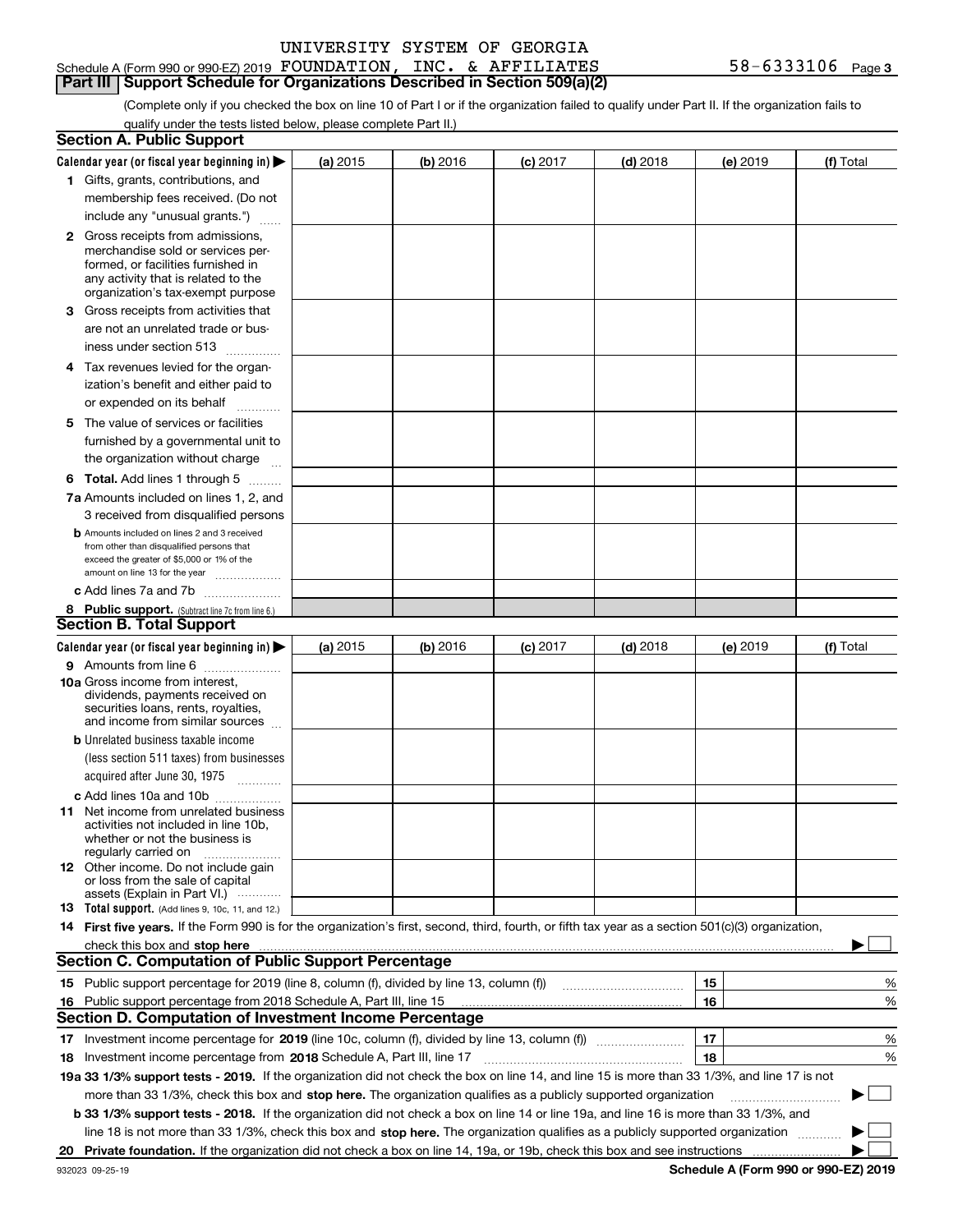Schedule A (Form 990 or 990-EZ) 2019 UNIVERSITY SYSTEM OF GEORGIA FOUNDATION, INC. & AFFILIATES 58-6333106 Page 3

## Part III Support Schedule for Organizations Described in Section 509(a)(2)

(Complete only if you checked the box on line 10 of Part I or if the organization failed to qualify under Part II. If the organization fails to qualify under the tests listed below, please complete Part II.)

### Section A. Public Support

| Calendar year (or fiscal year beginning in) ▶ | (a) 2015 | (b) 2016 | (c) 2017 | (d) 2018 | (e) 2019 | (f) Total |
|---|---|---|---|---|---|---|
| 1 Gifts, grants, contributions, and membership fees received. (Do not include any "unusual grants.") | | | | | | |
| 2 Gross receipts from admissions, merchandise sold or services performed, or facilities furnished in any activity that is related to the organization's tax-exempt purpose | | | | | | |
| 3 Gross receipts from activities that are not an unrelated trade or business under section 513 | | | | | | |
| 4 Tax revenues levied for the organization's benefit and either paid to or expended on its behalf | | | | | | |
| 5 The value of services or facilities furnished by a governmental unit to the organization without charge | | | | | | |
| 6 Total. Add lines 1 through 5 | | | | | | |
| 7a Amounts included on lines 1, 2, and 3 received from disqualified persons | | | | | | |
| b Amounts included on lines 2 and 3 received from other than disqualified persons that exceed the greater of $5,000 or 1% of the amount on line 13 for the year | | | | | | |
| c Add lines 7a and 7b | | | | | | |
| 8 Public support. (Subtract line 7c from line 6.) | | | | | | |

### Section B. Total Support

| Calendar year (or fiscal year beginning in) ▶ | (a) 2015 | (b) 2016 | (c) 2017 | (d) 2018 | (e) 2019 | (f) Total |
|---|---|---|---|---|---|---|
| 9 Amounts from line 6 | | | | | | |
| 10a Gross income from interest, dividends, payments received on securities loans, rents, royalties, and income from similar sources | | | | | | |
| b Unrelated business taxable income (less section 511 taxes) from businesses acquired after June 30, 1975 | | | | | | |
| c Add lines 10a and 10b | | | | | | |
| 11 Net income from unrelated business activities not included in line 10b, whether or not the business is regularly carried on | | | | | | |
| 12 Other income. Do not include gain or loss from the sale of capital assets (Explain in Part VI.) | | | | | | |
| 13 Total support. (Add lines 9, 10c, 11, and 12.) | | | | | | |

14 **First five years.** If the Form 990 is for the organization's first, second, third, fourth, or fifth tax year as a section 501(c)(3) organization, check this box and **stop here** ▶ ☐

### Section C. Computation of Public Support Percentage

| | | | |
|---|---|---|---|
| 15 | Public support percentage for 2019 (line 8, column (f), divided by line 13, column (f)) | 15 | % |
| 16 | Public support percentage from 2018 Schedule A, Part III, line 15 | 16 | % |

### Section D. Computation of Investment Income Percentage

| | | | |
|---|---|---|---|
| 17 | Investment income percentage for **2019** (line 10c, column (f), divided by line 13, column (f)) | 17 | % |
| 18 | Investment income percentage from **2018** Schedule A, Part III, line 17 | 18 | % |

**19a 33 1/3% support tests - 2019.** If the organization did not check the box on line 14, and line 15 is more than 33 1/3%, and line 17 is not more than 33 1/3%, check this box and **stop here.** The organization qualifies as a publicly supported organization ▶ ☐

**b 33 1/3% support tests - 2018.** If the organization did not check a box on line 14 or line 19a, and line 16 is more than 33 1/3%, and line 18 is not more than 33 1/3%, check this box and **stop here.** The organization qualifies as a publicly supported organization ▶ ☐

**20 Private foundation.** If the organization did not check a box on line 14, 19a, or 19b, check this box and see instructions ▶ ☐

932023 09-25-19 **Schedule A (Form 990 or 990-EZ) 2019**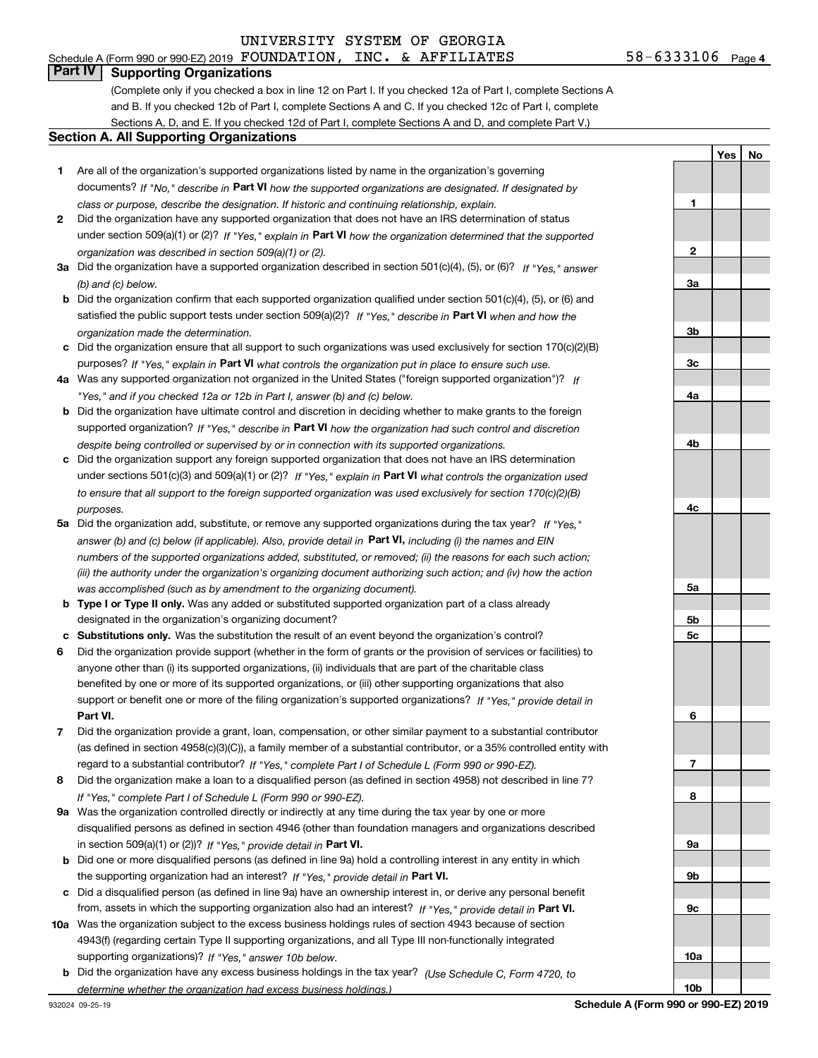UNIVERSITY SYSTEM OF GEORGIA

Schedule A (Form 990 or 990-EZ) 2019 FOUNDATION, INC. & AFFILIATES 58-6333106 Page 4

## Part IV Supporting Organizations

(Complete only if you checked a box in line 12 on Part I. If you checked 12a of Part I, complete Sections A and B. If you checked 12b of Part I, complete Sections A and C. If you checked 12c of Part I, complete Sections A, D, and E. If you checked 12d of Part I, complete Sections A and D, and complete Part V.)

### Section A. All Supporting Organizations

| | | Line | Yes | No |
|---|---|---|---|---|
| **1** | Are all of the organization's supported organizations listed by name in the organization's governing documents? *If "No," describe in* **Part VI** *how the supported organizations are designated. If designated by class or purpose, describe the designation. If historic and continuing relationship, explain.* | **1** | | |
| **2** | Did the organization have any supported organization that does not have an IRS determination of status under section 509(a)(1) or (2)? *If "Yes," explain in* **Part VI** *how the organization determined that the supported organization was described in section 509(a)(1) or (2).* | **2** | | |
| **3a** | Did the organization have a supported organization described in section 501(c)(4), (5), or (6)? *If "Yes," answer (b) and (c) below.* | **3a** | | |
| **b** | Did the organization confirm that each supported organization qualified under section 501(c)(4), (5), or (6) and satisfied the public support tests under section 509(a)(2)? *If "Yes," describe in* **Part VI** *when and how the organization made the determination.* | **3b** | | |
| **c** | Did the organization ensure that all support to such organizations was used exclusively for section 170(c)(2)(B) purposes? *If "Yes," explain in* **Part VI** *what controls the organization put in place to ensure such use.* | **3c** | | |
| **4a** | Was any supported organization not organized in the United States ("foreign supported organization")? *If "Yes," and if you checked 12a or 12b in Part I, answer (b) and (c) below.* | **4a** | | |
| **b** | Did the organization have ultimate control and discretion in deciding whether to make grants to the foreign supported organization? *If "Yes," describe in* **Part VI** *how the organization had such control and discretion despite being controlled or supervised by or in connection with its supported organizations.* | **4b** | | |
| **c** | Did the organization support any foreign supported organization that does not have an IRS determination under sections 501(c)(3) and 509(a)(1) or (2)? *If "Yes," explain in* **Part VI** *what controls the organization used to ensure that all support to the foreign supported organization was used exclusively for section 170(c)(2)(B) purposes.* | **4c** | | |
| **5a** | Did the organization add, substitute, or remove any supported organizations during the tax year? *If "Yes," answer (b) and (c) below (if applicable). Also, provide detail in* **Part VI,** *including (i) the names and EIN numbers of the supported organizations added, substituted, or removed; (ii) the reasons for each such action; (iii) the authority under the organization's organizing document authorizing such action; and (iv) how the action was accomplished (such as by amendment to the organizing document).* | **5a** | | |
| **b** | **Type I or Type II only.** Was any added or substituted supported organization part of a class already designated in the organization's organizing document? | **5b** | | |
| **c** | **Substitutions only.** Was the substitution the result of an event beyond the organization's control? | **5c** | | |
| **6** | Did the organization provide support (whether in the form of grants or the provision of services or facilities) to anyone other than (i) its supported organizations, (ii) individuals that are part of the charitable class benefited by one or more of its supported organizations, or (iii) other supporting organizations that also support or benefit one or more of the filing organization's supported organizations? *If "Yes," provide detail in* **Part VI.** | **6** | | |
| **7** | Did the organization provide a grant, loan, compensation, or other similar payment to a substantial contributor (as defined in section 4958(c)(3)(C)), a family member of a substantial contributor, or a 35% controlled entity with regard to a substantial contributor? *If "Yes," complete Part I of Schedule L (Form 990 or 990-EZ).* | **7** | | |
| **8** | Did the organization make a loan to a disqualified person (as defined in section 4958) not described in line 7? *If "Yes," complete Part I of Schedule L (Form 990 or 990-EZ).* | **8** | | |
| **9a** | Was the organization controlled directly or indirectly at any time during the tax year by one or more disqualified persons as defined in section 4946 (other than foundation managers and organizations described in section 509(a)(1) or (2))? *If "Yes," provide detail in* **Part VI.** | **9a** | | |
| **b** | Did one or more disqualified persons (as defined in line 9a) hold a controlling interest in any entity in which the supporting organization had an interest? *If "Yes," provide detail in* **Part VI.** | **9b** | | |
| **c** | Did a disqualified person (as defined in line 9a) have an ownership interest in, or derive any personal benefit from, assets in which the supporting organization also had an interest? *If "Yes," provide detail in* **Part VI.** | **9c** | | |
| **10a** | Was the organization subject to the excess business holdings rules of section 4943 because of section 4943(f) (regarding certain Type II supporting organizations, and all Type III non-functionally integrated supporting organizations)? *If "Yes," answer 10b below.* | **10a** | | |
| **b** | Did the organization have any excess business holdings in the tax year? *(Use Schedule C, Form 4720, to determine whether the organization had excess business holdings.)* | **10b** | | |

932024 09-25-19 **Schedule A (Form 990 or 990-EZ) 2019**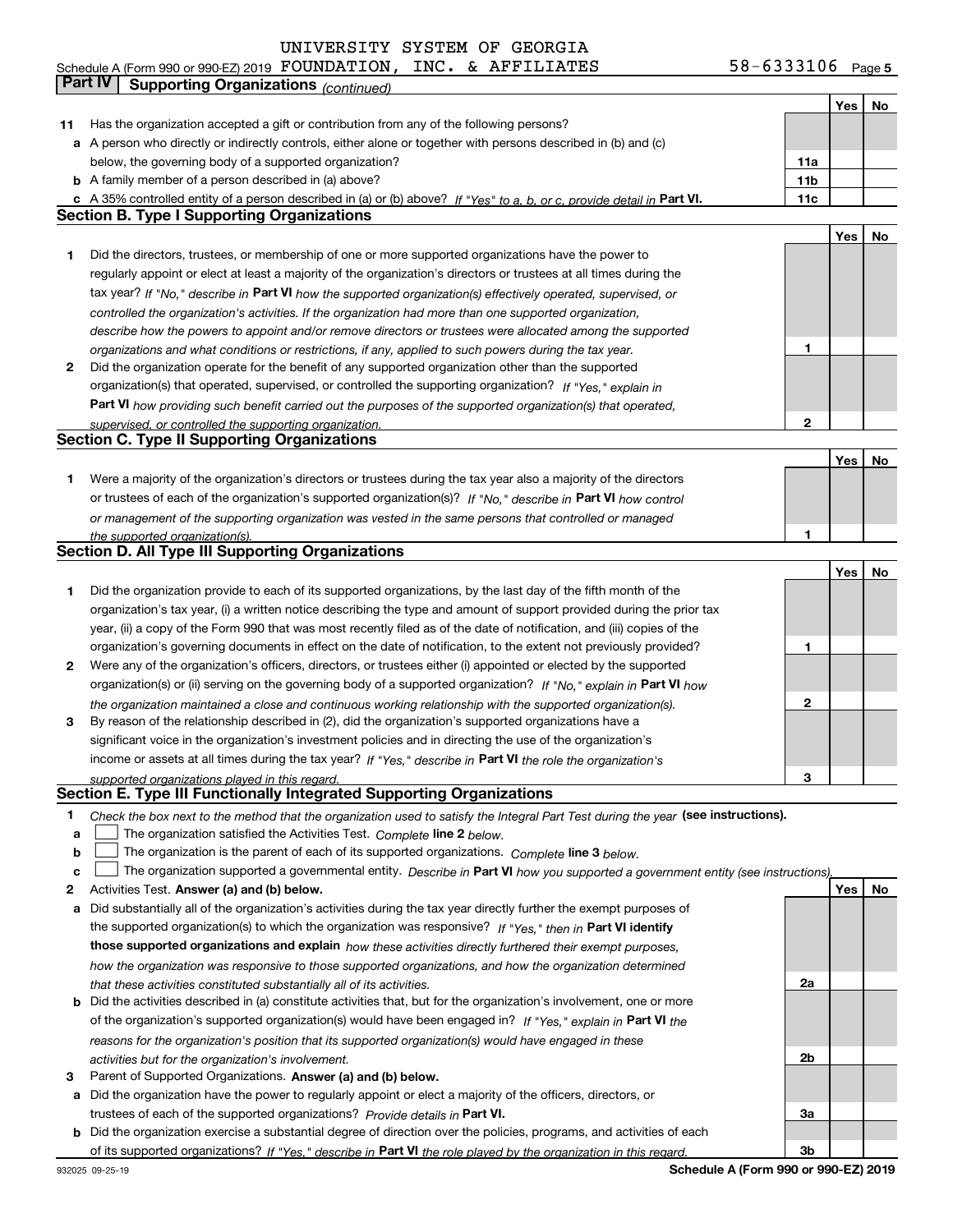UNIVERSITY SYSTEM OF GEORGIA

Schedule A (Form 990 or 990-EZ) 2019 FOUNDATION, INC. & AFFILIATES 58-6333106

## Part IV Supporting Organizations *(continued)*

| | | | Yes | No |
|---|---|---|---|---|
| **11** | Has the organization accepted a gift or contribution from any of the following persons? | | | |
| **a** | A person who directly or indirectly controls, either alone or together with persons described in (b) and (c) below, the governing body of a supported organization? | 11a | | |
| **b** | A family member of a person described in (a) above? | 11b | | |
| **c** | A 35% controlled entity of a person described in (a) or (b) above? *If "Yes" to a, b, or c, provide detail in* **Part VI.** | 11c | | |

### Section B. Type I Supporting Organizations

| | | | Yes | No |
|---|---|---|---|---|
| **1** | Did the directors, trustees, or membership of one or more supported organizations have the power to regularly appoint or elect at least a majority of the organization's directors or trustees at all times during the tax year? *If "No," describe in* **Part VI** *how the supported organization(s) effectively operated, supervised, or controlled the organization's activities. If the organization had more than one supported organization, describe how the powers to appoint and/or remove directors or trustees were allocated among the supported organizations and what conditions or restrictions, if any, applied to such powers during the tax year.* | 1 | | |
| **2** | Did the organization operate for the benefit of any supported organization other than the supported organization(s) that operated, supervised, or controlled the supporting organization? *If "Yes," explain in* **Part VI** *how providing such benefit carried out the purposes of the supported organization(s) that operated, supervised, or controlled the supporting organization.* | 2 | | |

### Section C. Type II Supporting Organizations

| | | | Yes | No |
|---|---|---|---|---|
| **1** | Were a majority of the organization's directors or trustees during the tax year also a majority of the directors or trustees of each of the organization's supported organization(s)? *If "No," describe in* **Part VI** *how control or management of the supporting organization was vested in the same persons that controlled or managed the supported organization(s).* | 1 | | |

### Section D. All Type III Supporting Organizations

| | | | Yes | No |
|---|---|---|---|---|
| **1** | Did the organization provide to each of its supported organizations, by the last day of the fifth month of the organization's tax year, (i) a written notice describing the type and amount of support provided during the prior tax year, (ii) a copy of the Form 990 that was most recently filed as of the date of notification, and (iii) copies of the organization's governing documents in effect on the date of notification, to the extent not previously provided? | 1 | | |
| **2** | Were any of the organization's officers, directors, or trustees either (i) appointed or elected by the supported organization(s) or (ii) serving on the governing body of a supported organization? *If "No," explain in* **Part VI** *how the organization maintained a close and continuous working relationship with the supported organization(s).* | 2 | | |
| **3** | By reason of the relationship described in (2), did the organization's supported organizations have a significant voice in the organization's investment policies and in directing the use of the organization's income or assets at all times during the tax year? *If "Yes," describe in* **Part VI** *the role the organization's supported organizations played in this regard.* | 3 | | |

### Section E. Type III Functionally Integrated Supporting Organizations

**1** *Check the box next to the method that the organization used to satisfy the Integral Part Test during the year* **(see instructions).**

- **a** ☐ The organization satisfied the Activities Test. *Complete* **line 2** *below.*
- **b** ☐ The organization is the parent of each of its supported organizations. *Complete* **line 3** *below.*
- **c** ☐ The organization supported a governmental entity. *Describe in* **Part VI** *how you supported a government entity (see instructions).*

| | | | Yes | No |
|---|---|---|---|---|
| **2** | Activities Test. **Answer (a) and (b) below.** | | | |
| **a** | Did substantially all of the organization's activities during the tax year directly further the exempt purposes of the supported organization(s) to which the organization was responsive? *If "Yes," then in* **Part VI identify those supported organizations and explain** *how these activities directly furthered their exempt purposes, how the organization was responsive to those supported organizations, and how the organization determined that these activities constituted substantially all of its activities.* | 2a | | |
| **b** | Did the activities described in (a) constitute activities that, but for the organization's involvement, one or more of the organization's supported organization(s) would have been engaged in? *If "Yes," explain in* **Part VI** *the reasons for the organization's position that its supported organization(s) would have engaged in these activities but for the organization's involvement.* | 2b | | |
| **3** | Parent of Supported Organizations. **Answer (a) and (b) below.** | | | |
| **a** | Did the organization have the power to regularly appoint or elect a majority of the officers, directors, or trustees of each of the supported organizations? *Provide details in* **Part VI.** | 3a | | |
| **b** | Did the organization exercise a substantial degree of direction over the policies, programs, and activities of each of its supported organizations? *If "Yes," describe in* **Part VI** *the role played by the organization in this regard.* | 3b | | |

932025 09-25-19 **Schedule A (Form 990 or 990-EZ) 2019**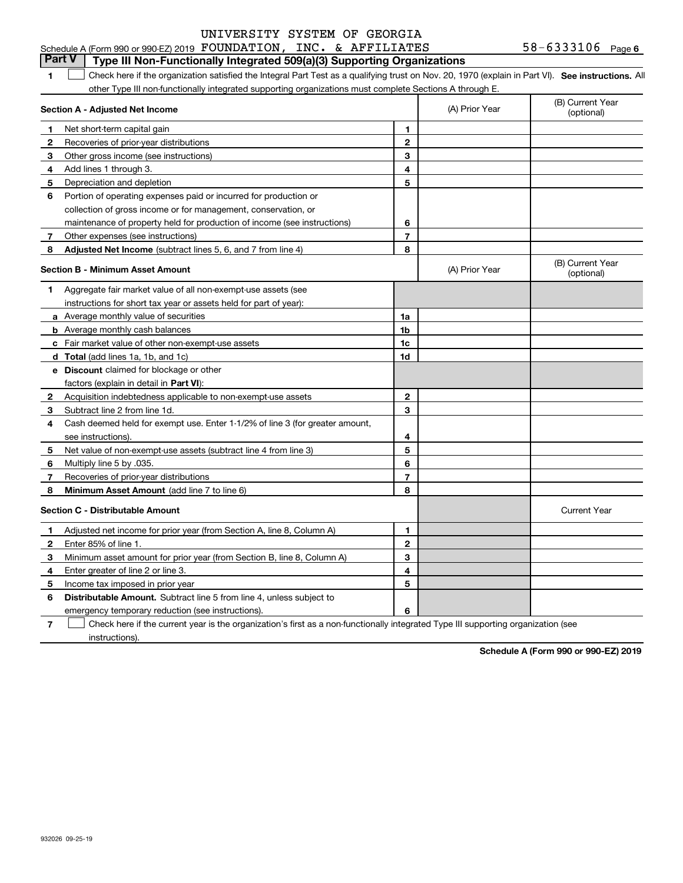Schedule A (Form 990 or 990-EZ) 2019 UNIVERSITY SYSTEM OF GEORGIA FOUNDATION, INC. & AFFILIATES 58-6333106 Page 6

## Part V Type III Non-Functionally Integrated 509(a)(3) Supporting Organizations

**1** ☐ Check here if the organization satisfied the Integral Part Test as a qualifying trust on Nov. 20, 1970 (explain in Part VI). **See instructions.** All other Type III non-functionally integrated supporting organizations must complete Sections A through E.

| **Section A - Adjusted Net Income** | | (A) Prior Year | (B) Current Year (optional) |
|---|---|---|---|
| **1** Net short-term capital gain | 1 | | |
| **2** Recoveries of prior-year distributions | 2 | | |
| **3** Other gross income (see instructions) | 3 | | |
| **4** Add lines 1 through 3. | 4 | | |
| **5** Depreciation and depletion | 5 | | |
| **6** Portion of operating expenses paid or incurred for production or collection of gross income or for management, conservation, or maintenance of property held for production of income (see instructions) | 6 | | |
| **7** Other expenses (see instructions) | 7 | | |
| **8** **Adjusted Net Income** (subtract lines 5, 6, and 7 from line 4) | 8 | | |

| **Section B - Minimum Asset Amount** | | (A) Prior Year | (B) Current Year (optional) |
|---|---|---|---|
| **1** Aggregate fair market value of all non-exempt-use assets (see instructions for short tax year or assets held for part of year): | | | |
| **a** Average monthly value of securities | 1a | | |
| **b** Average monthly cash balances | 1b | | |
| **c** Fair market value of other non-exempt-use assets | 1c | | |
| **d** **Total** (add lines 1a, 1b, and 1c) | 1d | | |
| **e** **Discount** claimed for blockage or other factors (explain in detail in **Part VI**): | | | |
| **2** Acquisition indebtedness applicable to non-exempt-use assets | 2 | | |
| **3** Subtract line 2 from line 1d. | 3 | | |
| **4** Cash deemed held for exempt use. Enter 1-1/2% of line 3 (for greater amount, see instructions). | 4 | | |
| **5** Net value of non-exempt-use assets (subtract line 4 from line 3) | 5 | | |
| **6** Multiply line 5 by .035. | 6 | | |
| **7** Recoveries of prior-year distributions | 7 | | |
| **8** **Minimum Asset Amount** (add line 7 to line 6) | 8 | | |

| **Section C - Distributable Amount** | | | Current Year |
|---|---|---|---|
| **1** Adjusted net income for prior year (from Section A, line 8, Column A) | 1 | | |
| **2** Enter 85% of line 1. | 2 | | |
| **3** Minimum asset amount for prior year (from Section B, line 8, Column A) | 3 | | |
| **4** Enter greater of line 2 or line 3. | 4 | | |
| **5** Income tax imposed in prior year | 5 | | |
| **6** **Distributable Amount.** Subtract line 5 from line 4, unless subject to emergency temporary reduction (see instructions). | 6 | | |

**7** ☐ Check here if the current year is the organization's first as a non-functionally integrated Type III supporting organization (see instructions).

**Schedule A (Form 990 or 990-EZ) 2019**

932026 09-25-19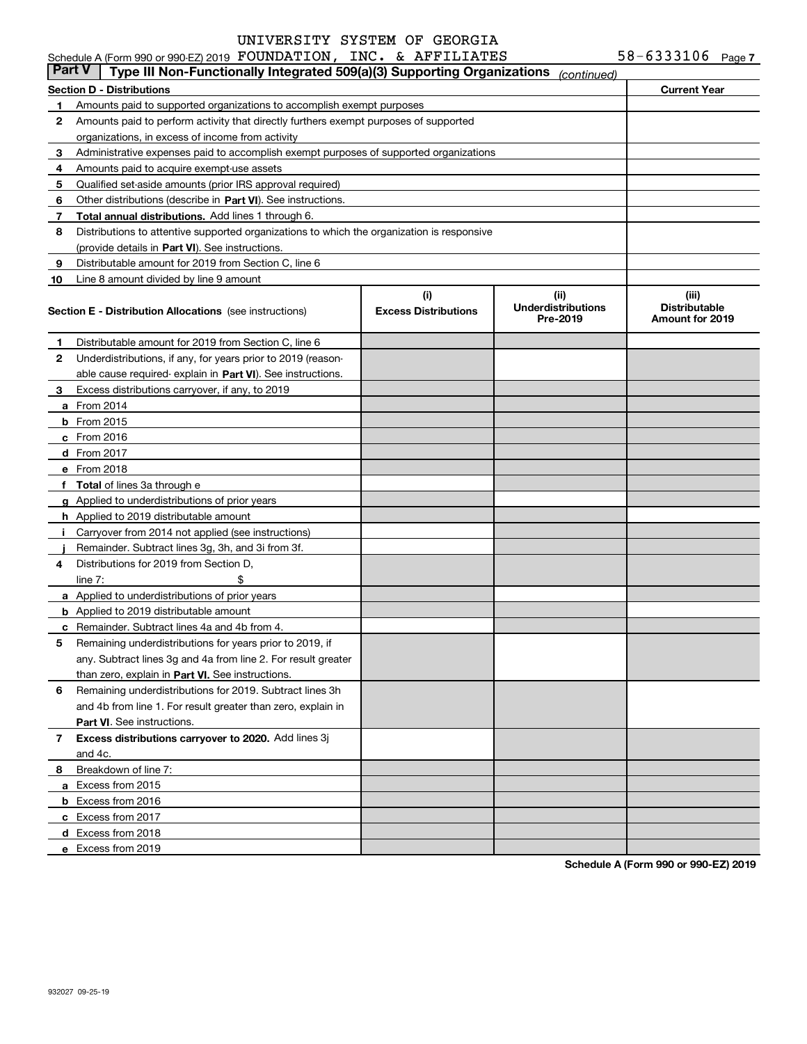UNIVERSITY SYSTEM OF GEORGIA

Schedule A (Form 990 or 990-EZ) 2019 FOUNDATION, INC. & AFFILIATES 58-6333106 Page 7

**Part V | Type III Non-Functionally Integrated 509(a)(3) Supporting Organizations** *(continued)*

| Section D - Distributions | | Current Year |
|---|---|---|
| 1 | Amounts paid to supported organizations to accomplish exempt purposes | |
| 2 | Amounts paid to perform activity that directly furthers exempt purposes of supported organizations, in excess of income from activity | |
| 3 | Administrative expenses paid to accomplish exempt purposes of supported organizations | |
| 4 | Amounts paid to acquire exempt-use assets | |
| 5 | Qualified set-aside amounts (prior IRS approval required) | |
| 6 | Other distributions (describe in **Part VI**). See instructions. | |
| 7 | **Total annual distributions.** Add lines 1 through 6. | |
| 8 | Distributions to attentive supported organizations to which the organization is responsive (provide details in **Part VI**). See instructions. | |
| 9 | Distributable amount for 2019 from Section C, line 6 | |
| 10 | Line 8 amount divided by line 9 amount | |

| | **Section E - Distribution Allocations** (see instructions) | (i) Excess Distributions | (ii) Underdistributions Pre-2019 | (iii) Distributable Amount for 2019 |
|---|---|---|---|---|
| 1 | Distributable amount for 2019 from Section C, line 6 | | | |
| 2 | Underdistributions, if any, for years prior to 2019 (reasonable cause required- explain in **Part VI**). See instructions. | | | |
| 3 | Excess distributions carryover, if any, to 2019 | | | |
| a | From 2014 | | | |
| b | From 2015 | | | |
| c | From 2016 | | | |
| d | From 2017 | | | |
| e | From 2018 | | | |
| f | **Total** of lines 3a through e | | | |
| g | Applied to underdistributions of prior years | | | |
| h | Applied to 2019 distributable amount | | | |
| i | Carryover from 2014 not applied (see instructions) | | | |
| j | Remainder. Subtract lines 3g, 3h, and 3i from 3f. | | | |
| 4 | Distributions for 2019 from Section D, line 7: $ | | | |
| a | Applied to underdistributions of prior years | | | |
| b | Applied to 2019 distributable amount | | | |
| c | Remainder. Subtract lines 4a and 4b from 4. | | | |
| 5 | Remaining underdistributions for years prior to 2019, if any. Subtract lines 3g and 4a from line 2. For result greater than zero, explain in **Part VI.** See instructions. | | | |
| 6 | Remaining underdistributions for 2019. Subtract lines 3h and 4b from line 1. For result greater than zero, explain in **Part VI**. See instructions. | | | |
| 7 | **Excess distributions carryover to 2020.** Add lines 3j and 4c. | | | |
| 8 | Breakdown of line 7: | | | |
| a | Excess from 2015 | | | |
| b | Excess from 2016 | | | |
| c | Excess from 2017 | | | |
| d | Excess from 2018 | | | |
| e | Excess from 2019 | | | |

**Schedule A (Form 990 or 990-EZ) 2019**

932027 09-25-19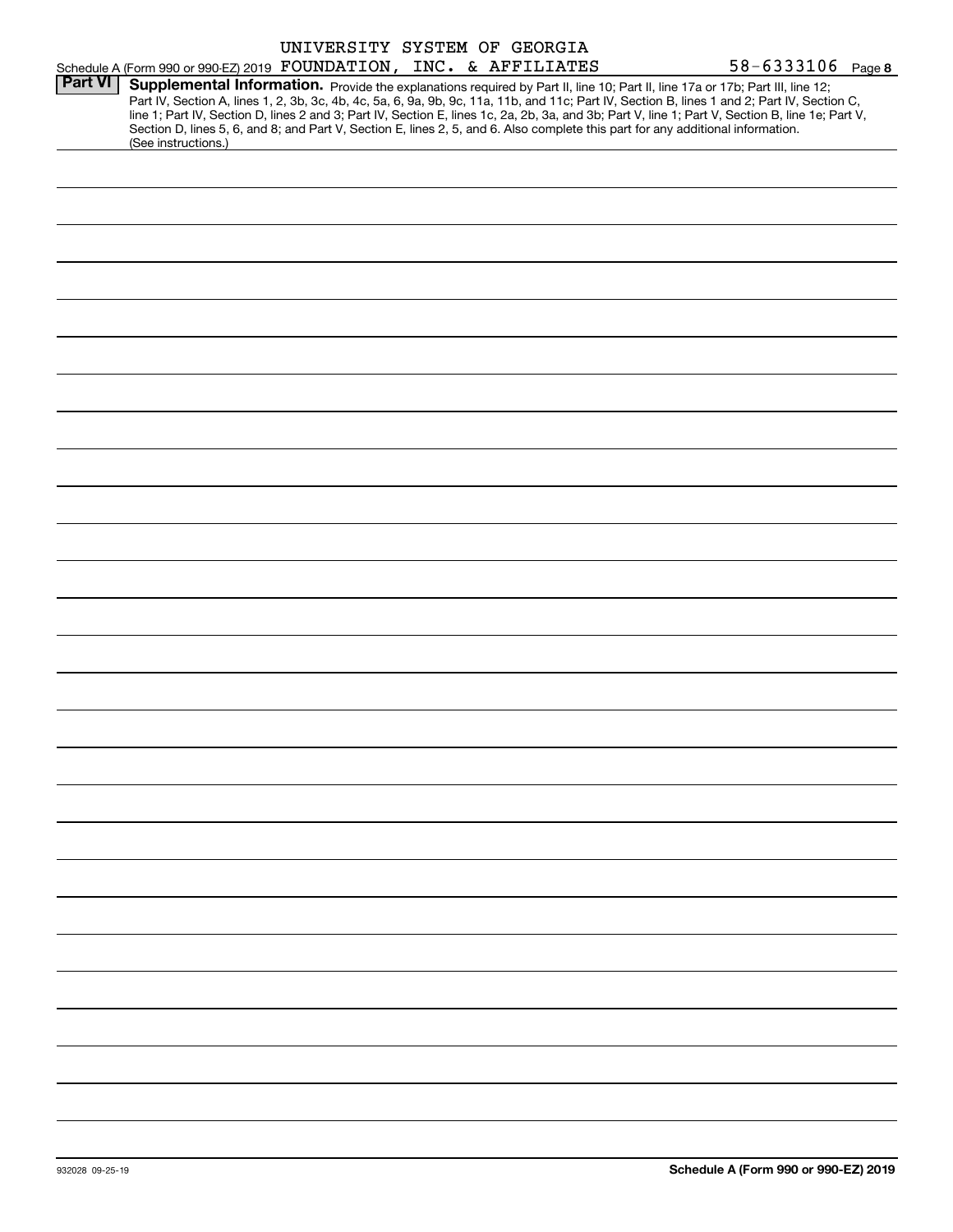UNIVERSITY SYSTEM OF GEORGIA

Schedule A (Form 990 or 990-EZ) 2019 FOUNDATION, INC. & AFFILIATES 58-6333106 Page **8**

**Part VI** **Supplemental Information.** Provide the explanations required by Part II, line 10; Part II, line 17a or 17b; Part III, line 12; Part IV, Section A, lines 1, 2, 3b, 3c, 4b, 4c, 5a, 6, 9a, 9b, 9c, 11a, 11b, and 11c; Part IV, Section B, lines 1 and 2; Part IV, Section C, line 1; Part IV, Section D, lines 2 and 3; Part IV, Section E, lines 1c, 2a, 2b, 3a, and 3b; Part V, line 1; Part V, Section B, line 1e; Part V, Section D, lines 5, 6, and 8; and Part V, Section E, lines 2, 5, and 6. Also complete this part for any additional information. (See instructions.)

932028 09-25-19 **Schedule A (Form 990 or 990-EZ) 2019**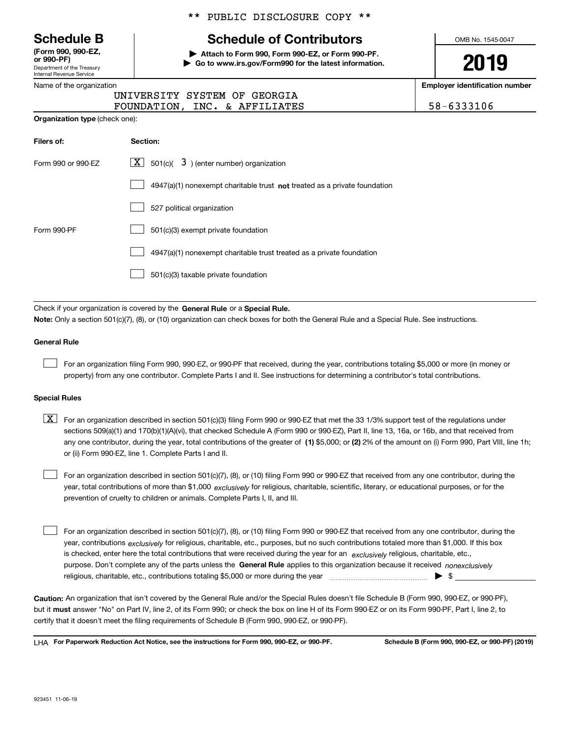** PUBLIC DISCLOSURE COPY **

# Schedule B

**(Form 990, 990-EZ, or 990-PF)**

Department of the Treasury
Internal Revenue Service

## Schedule of Contributors

▶ **Attach to Form 990, Form 990-EZ, or Form 990-PF.**
▶ **Go to www.irs.gov/Form990 for the latest information.**

OMB No. 1545-0047

**2019**

Name of the organization: UNIVERSITY SYSTEM OF GEORGIA FOUNDATION, INC. & AFFILIATES

**Employer identification number**: 58-6333106

**Organization type** (check one):

| **Filers of:** | **Section:** |
|---|---|
| Form 990 or 990-EZ | [X] 501(c)( 3 ) (enter number) organization |
| | [ ] 4947(a)(1) nonexempt charitable trust **not** treated as a private foundation |
| | [ ] 527 political organization |
| Form 990-PF | [ ] 501(c)(3) exempt private foundation |
| | [ ] 4947(a)(1) nonexempt charitable trust treated as a private foundation |
| | [ ] 501(c)(3) taxable private foundation |

Check if your organization is covered by the **General Rule** or a **Special Rule.**

**Note:** Only a section 501(c)(7), (8), or (10) organization can check boxes for both the General Rule and a Special Rule. See instructions.

**General Rule**

[ ] For an organization filing Form 990, 990-EZ, or 990-PF that received, during the year, contributions totaling $5,000 or more (in money or property) from any one contributor. Complete Parts I and II. See instructions for determining a contributor's total contributions.

**Special Rules**

[X] For an organization described in section 501(c)(3) filing Form 990 or 990-EZ that met the 33 1/3% support test of the regulations under sections 509(a)(1) and 170(b)(1)(A)(vi), that checked Schedule A (Form 990 or 990-EZ), Part II, line 13, 16a, or 16b, and that received from any one contributor, during the year, total contributions of the greater of **(1)** $5,000; or **(2)** 2% of the amount on (i) Form 990, Part VIII, line 1h; or (ii) Form 990-EZ, line 1. Complete Parts I and II.

[ ] For an organization described in section 501(c)(7), (8), or (10) filing Form 990 or 990-EZ that received from any one contributor, during the year, total contributions of more than $1,000 *exclusively* for religious, charitable, scientific, literary, or educational purposes, or for the prevention of cruelty to children or animals. Complete Parts I, II, and III.

[ ] For an organization described in section 501(c)(7), (8), or (10) filing Form 990 or 990-EZ that received from any one contributor, during the year, contributions *exclusively* for religious, charitable, etc., purposes, but no such contributions totaled more than $1,000. If this box is checked, enter here the total contributions that were received during the year for an *exclusively* religious, charitable, etc., purpose. Don't complete any of the parts unless the **General Rule** applies to this organization because it received *nonexclusively* religious, charitable, etc., contributions totaling $5,000 or more during the year ▶ $ ____________

**Caution:** An organization that isn't covered by the General Rule and/or the Special Rules doesn't file Schedule B (Form 990, 990-EZ, or 990-PF), but it **must** answer "No" on Part IV, line 2, of its Form 990; or check the box on line H of its Form 990-EZ or on its Form 990-PF, Part I, line 2, to certify that it doesn't meet the filing requirements of Schedule B (Form 990, 990-EZ, or 990-PF).

LHA **For Paperwork Reduction Act Notice, see the instructions for Form 990, 990-EZ, or 990-PF.** **Schedule B (Form 990, 990-EZ, or 990-PF) (2019)**

923451 11-06-19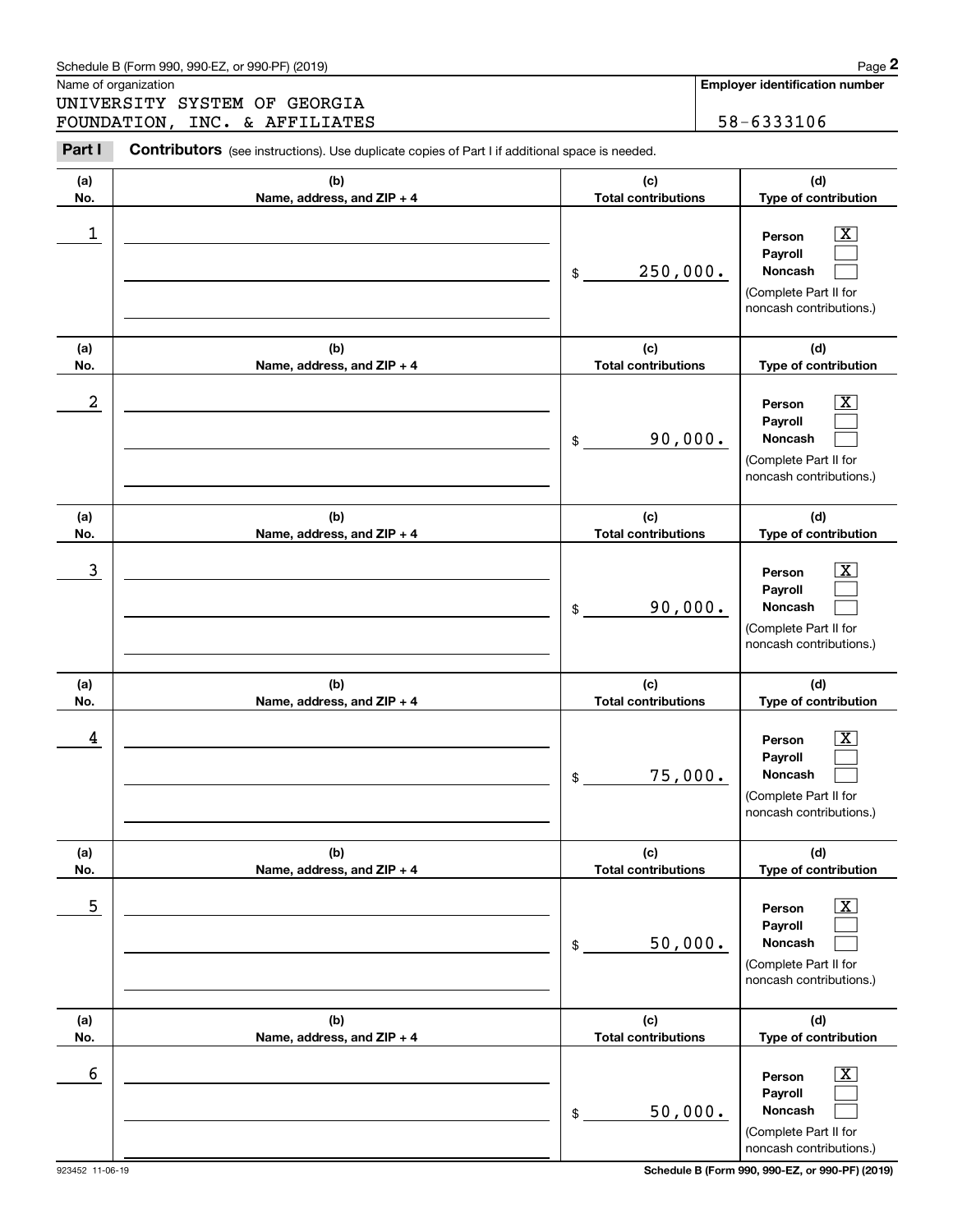Schedule B (Form 990, 990-EZ, or 990-PF) (2019)

Name of organization: UNIVERSITY SYSTEM OF GEORGIA FOUNDATION, INC. & AFFILIATES

**Employer identification number:** 58-6333106

**Part I** **Contributors** (see instructions). Use duplicate copies of Part I if additional space is needed.

| (a) No. | (b) Name, address, and ZIP + 4 | (c) Total contributions | (d) Type of contribution |
|---|---|---|---|
| 1 | | $ 250,000. | Person [X] Payroll [ ] Noncash [ ] (Complete Part II for noncash contributions.) |
| 2 | | $ 90,000. | Person [X] Payroll [ ] Noncash [ ] (Complete Part II for noncash contributions.) |
| 3 | | $ 90,000. | Person [X] Payroll [ ] Noncash [ ] (Complete Part II for noncash contributions.) |
| 4 | | $ 75,000. | Person [X] Payroll [ ] Noncash [ ] (Complete Part II for noncash contributions.) |
| 5 | | $ 50,000. | Person [X] Payroll [ ] Noncash [ ] (Complete Part II for noncash contributions.) |
| 6 | | $ 50,000. | Person [X] Payroll [ ] Noncash [ ] (Complete Part II for noncash contributions.) |

923452 11-06-19 Schedule B (Form 990, 990-EZ, or 990-PF) (2019)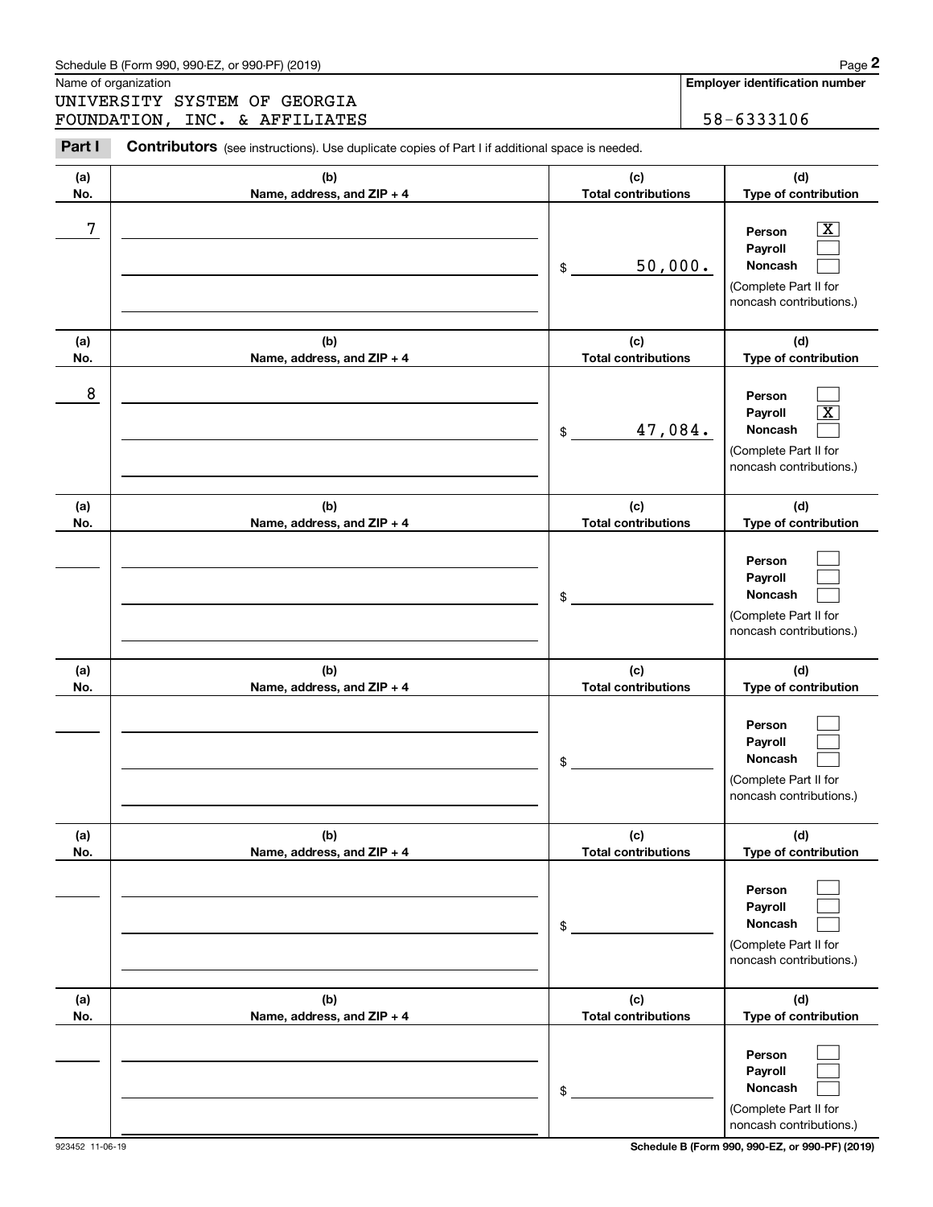Schedule B (Form 990, 990-EZ, or 990-PF) (2019)

Name of organization

UNIVERSITY SYSTEM OF GEORGIA FOUNDATION, INC. & AFFILIATES

**Employer identification number**

58-6333106

**Part I** **Contributors** (see instructions). Use duplicate copies of Part I if additional space is needed.

| (a) No. | (b) Name, address, and ZIP + 4 | (c) Total contributions | (d) Type of contribution |
|---|---|---|---|
| 7 | | $ 50,000. | Person [X] Payroll [ ] Noncash [ ] (Complete Part II for noncash contributions.) |
| 8 | | $ 47,084. | Person [ ] Payroll [X] Noncash [ ] (Complete Part II for noncash contributions.) |
| | | $ | Person [ ] Payroll [ ] Noncash [ ] (Complete Part II for noncash contributions.) |
| | | $ | Person [ ] Payroll [ ] Noncash [ ] (Complete Part II for noncash contributions.) |
| | | $ | Person [ ] Payroll [ ] Noncash [ ] (Complete Part II for noncash contributions.) |
| | | $ | Person [ ] Payroll [ ] Noncash [ ] (Complete Part II for noncash contributions.) |

923452 11-06-19

**Schedule B (Form 990, 990-EZ, or 990-PF) (2019)**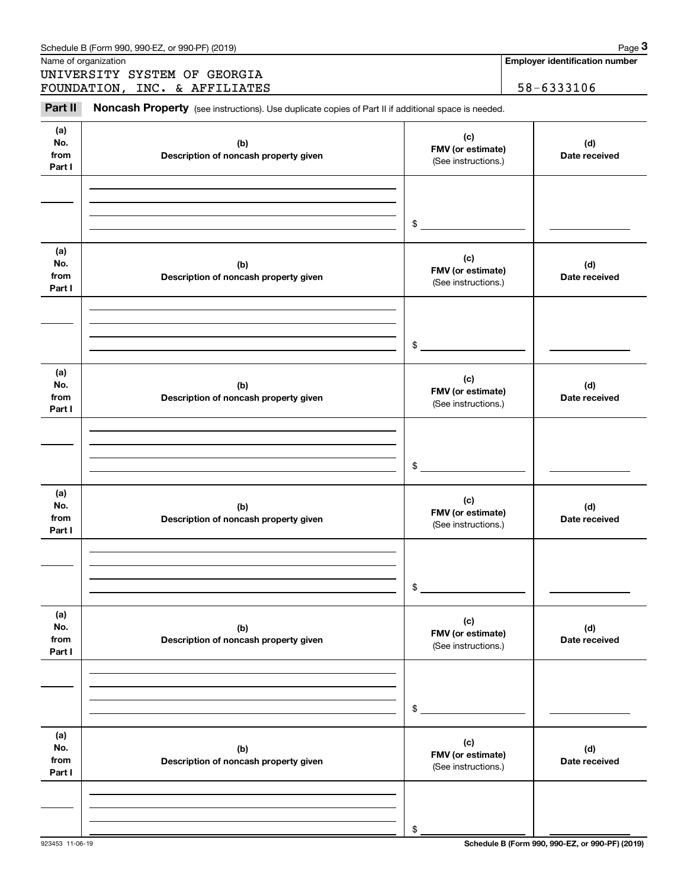Name of organization

UNIVERSITY SYSTEM OF GEORGIA
FOUNDATION, INC. & AFFILIATES

**Employer identification number**

58-6333106

**Part II** **Noncash Property** (see instructions). Use duplicate copies of Part II if additional space is needed.

| (a) No. from Part I | (b) Description of noncash property given | (c) FMV (or estimate) (See instructions.) | (d) Date received |
|---|---|---|---|
| | | $ | |

| (a) No. from Part I | (b) Description of noncash property given | (c) FMV (or estimate) (See instructions.) | (d) Date received |
|---|---|---|---|
| | | $ | |

| (a) No. from Part I | (b) Description of noncash property given | (c) FMV (or estimate) (See instructions.) | (d) Date received |
|---|---|---|---|
| | | $ | |

| (a) No. from Part I | (b) Description of noncash property given | (c) FMV (or estimate) (See instructions.) | (d) Date received |
|---|---|---|---|
| | | $ | |

| (a) No. from Part I | (b) Description of noncash property given | (c) FMV (or estimate) (See instructions.) | (d) Date received |
|---|---|---|---|
| | | $ | |

| (a) No. from Part I | (b) Description of noncash property given | (c) FMV (or estimate) (See instructions.) | (d) Date received |
|---|---|---|---|
| | | $ | |

923453 11-06-19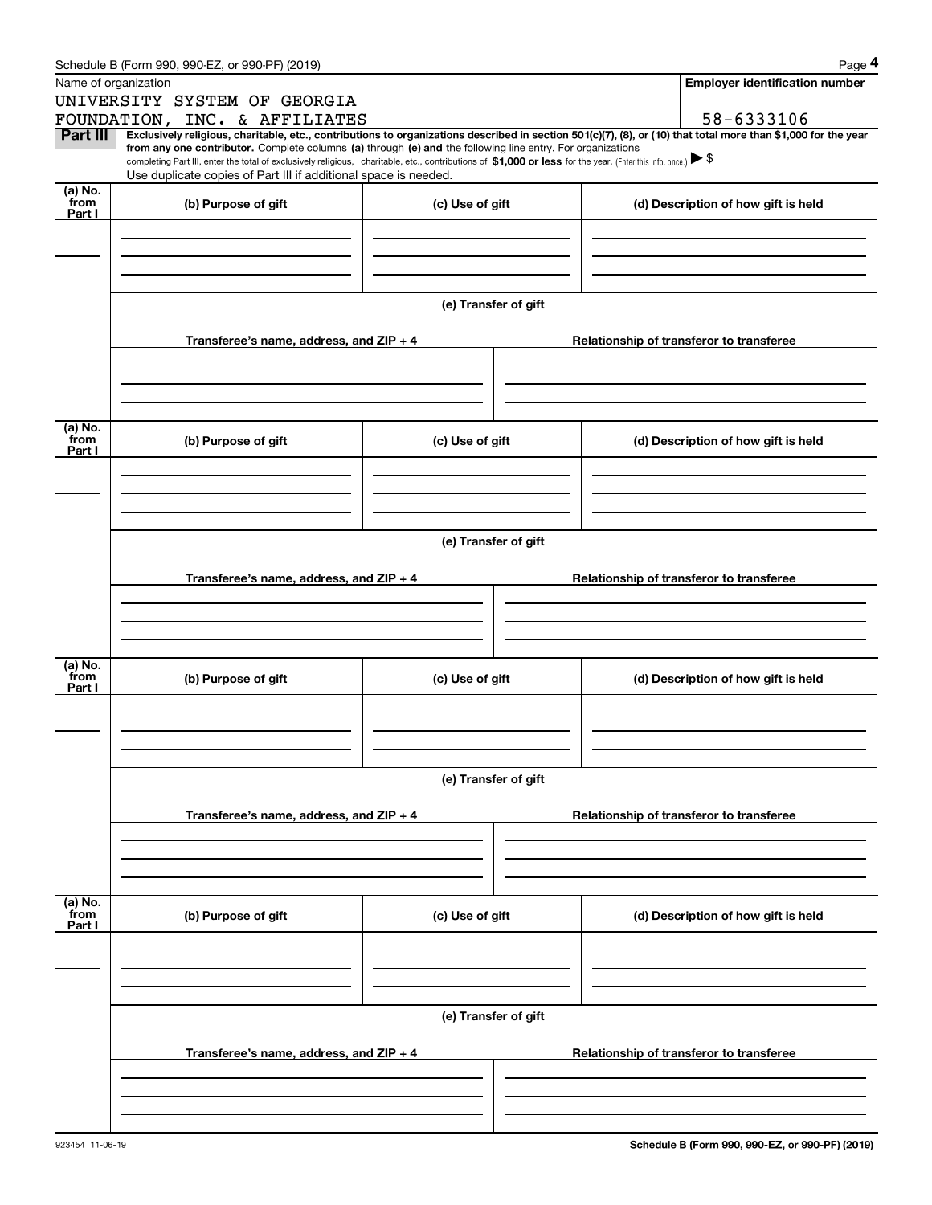Name of organization

UNIVERSITY SYSTEM OF GEORGIA FOUNDATION, INC. & AFFILIATES

**Employer identification number**

58-6333106

**Part III** **Exclusively religious, charitable, etc., contributions to organizations described in section 501(c)(7), (8), or (10) that total more than $1,000 for the year from any one contributor.** Complete columns **(a)** through **(e)** and the following line entry. For organizations completing Part III, enter the total of exclusively religious, charitable, etc., contributions of **$1,000 or less** for the year. (Enter this info. once.) ▶ $

Use duplicate copies of Part III if additional space is needed.

| (a) No. from Part I | (b) Purpose of gift | (c) Use of gift | (d) Description of how gift is held |
|---|---|---|---|
| | | | |

(e) Transfer of gift

| Transferee's name, address, and ZIP + 4 | Relationship of transferor to transferee |
|---|---|
| | |

| (a) No. from Part I | (b) Purpose of gift | (c) Use of gift | (d) Description of how gift is held |
|---|---|---|---|
| | | | |

(e) Transfer of gift

| Transferee's name, address, and ZIP + 4 | Relationship of transferor to transferee |
|---|---|
| | |

| (a) No. from Part I | (b) Purpose of gift | (c) Use of gift | (d) Description of how gift is held |
|---|---|---|---|
| | | | |

(e) Transfer of gift

| Transferee's name, address, and ZIP + 4 | Relationship of transferor to transferee |
|---|---|
| | |

| (a) No. from Part I | (b) Purpose of gift | (c) Use of gift | (d) Description of how gift is held |
|---|---|---|---|
| | | | |

(e) Transfer of gift

| Transferee's name, address, and ZIP + 4 | Relationship of transferor to transferee |
|---|---|
| | |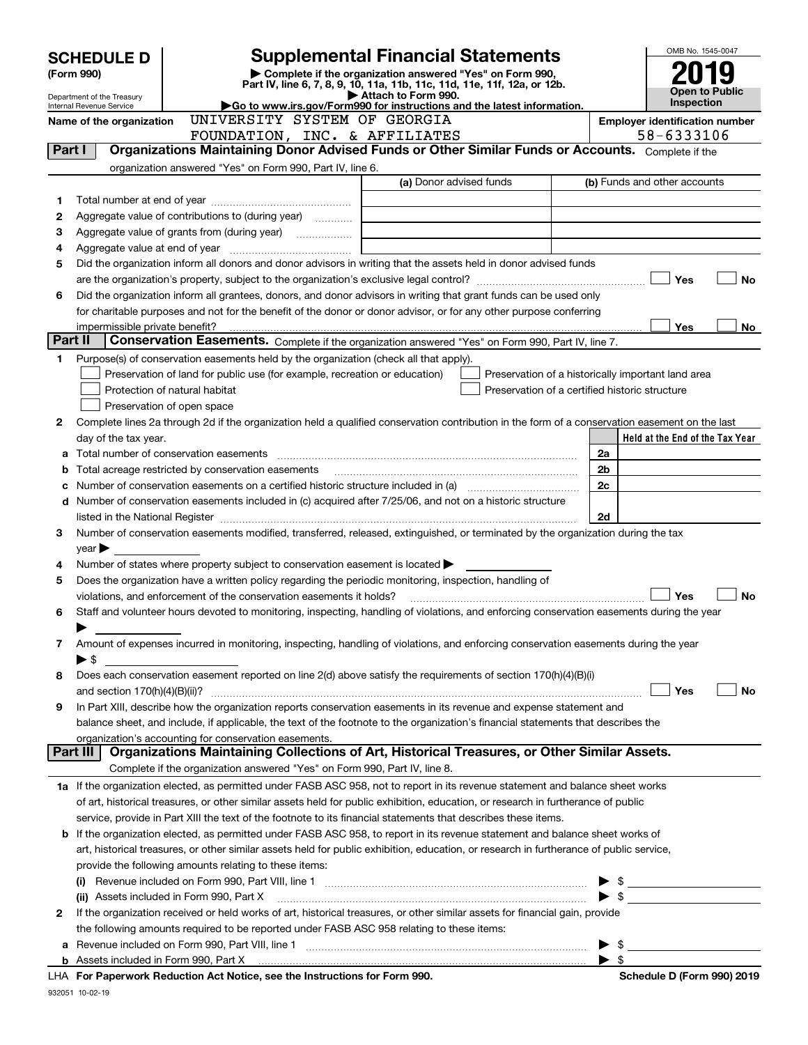# SCHEDULE D (Form 990)

Department of the Treasury
Internal Revenue Service

# Supplemental Financial Statements

▶ Complete if the organization answered "Yes" on Form 990, Part IV, line 6, 7, 8, 9, 10, 11a, 11b, 11c, 11d, 11e, 11f, 12a, or 12b.
▶ Attach to Form 990.
▶Go to www.irs.gov/Form990 for instructions and the latest information.

OMB No. 1545-0047

**2019**

**Open to Public Inspection**

**Name of the organization** UNIVERSITY SYSTEM OF GEORGIA FOUNDATION, INC. & AFFILIATES

**Employer identification number** 58-6333106

## Part I — Organizations Maintaining Donor Advised Funds or Other Similar Funds or Accounts. Complete if the organization answered "Yes" on Form 990, Part IV, line 6.

| | | (a) Donor advised funds | (b) Funds and other accounts |
|---|---|---|---|
| 1 | Total number at end of year | | |
| 2 | Aggregate value of contributions to (during year) | | |
| 3 | Aggregate value of grants from (during year) | | |
| 4 | Aggregate value at end of year | | |

5 Did the organization inform all donors and donor advisors in writing that the assets held in donor advised funds are the organization's property, subject to the organization's exclusive legal control? ☐ Yes ☐ No

6 Did the organization inform all grantees, donors, and donor advisors in writing that grant funds can be used only for charitable purposes and not for the benefit of the donor or donor advisor, or for any other purpose conferring impermissible private benefit? ☐ Yes ☐ No

## Part II — Conservation Easements. Complete if the organization answered "Yes" on Form 990, Part IV, line 7.

1 Purpose(s) of conservation easements held by the organization (check all that apply).

- ☐ Preservation of land for public use (for example, recreation or education)
- ☐ Protection of natural habitat
- ☐ Preservation of open space
- ☐ Preservation of a historically important land area
- ☐ Preservation of a certified historic structure

2 Complete lines 2a through 2d if the organization held a qualified conservation contribution in the form of a conservation easement on the last day of the tax year.

| | | | Held at the End of the Tax Year |
|---|---|---|---|
| a | Total number of conservation easements | 2a | |
| b | Total acreage restricted by conservation easements | 2b | |
| c | Number of conservation easements on a certified historic structure included in (a) | 2c | |
| d | Number of conservation easements included in (c) acquired after 7/25/06, and not on a historic structure listed in the National Register | 2d | |

3 Number of conservation easements modified, transferred, released, extinguished, or terminated by the organization during the tax year ▶

4 Number of states where property subject to conservation easement is located ▶

5 Does the organization have a written policy regarding the periodic monitoring, inspection, handling of violations, and enforcement of the conservation easements it holds? ☐ Yes ☐ No

6 Staff and volunteer hours devoted to monitoring, inspecting, handling of violations, and enforcing conservation easements during the year ▶

7 Amount of expenses incurred in monitoring, inspecting, handling of violations, and enforcing conservation easements during the year ▶ $

8 Does each conservation easement reported on line 2(d) above satisfy the requirements of section 170(h)(4)(B)(i) and section 170(h)(4)(B)(ii)? ☐ Yes ☐ No

9 In Part XIII, describe how the organization reports conservation easements in its revenue and expense statement and balance sheet, and include, if applicable, the text of the footnote to the organization's financial statements that describes the organization's accounting for conservation easements.

## Part III — Organizations Maintaining Collections of Art, Historical Treasures, or Other Similar Assets. Complete if the organization answered "Yes" on Form 990, Part IV, line 8.

1a If the organization elected, as permitted under FASB ASC 958, not to report in its revenue statement and balance sheet works of art, historical treasures, or other similar assets held for public exhibition, education, or research in furtherance of public service, provide in Part XIII the text of the footnote to its financial statements that describes these items.

b If the organization elected, as permitted under FASB ASC 958, to report in its revenue statement and balance sheet works of art, historical treasures, or other similar assets held for public exhibition, education, or research in furtherance of public service, provide the following amounts relating to these items:

(i) Revenue included on Form 990, Part VIII, line 1 ▶ $

(ii) Assets included in Form 990, Part X ▶ $

2 If the organization received or held works of art, historical treasures, or other similar assets for financial gain, provide the following amounts required to be reported under FASB ASC 958 relating to these items:

a Revenue included on Form 990, Part VIII, line 1 ▶ $

b Assets included in Form 990, Part X ▶ $

LHA For Paperwork Reduction Act Notice, see the Instructions for Form 990. Schedule D (Form 990) 2019

932051 10-02-19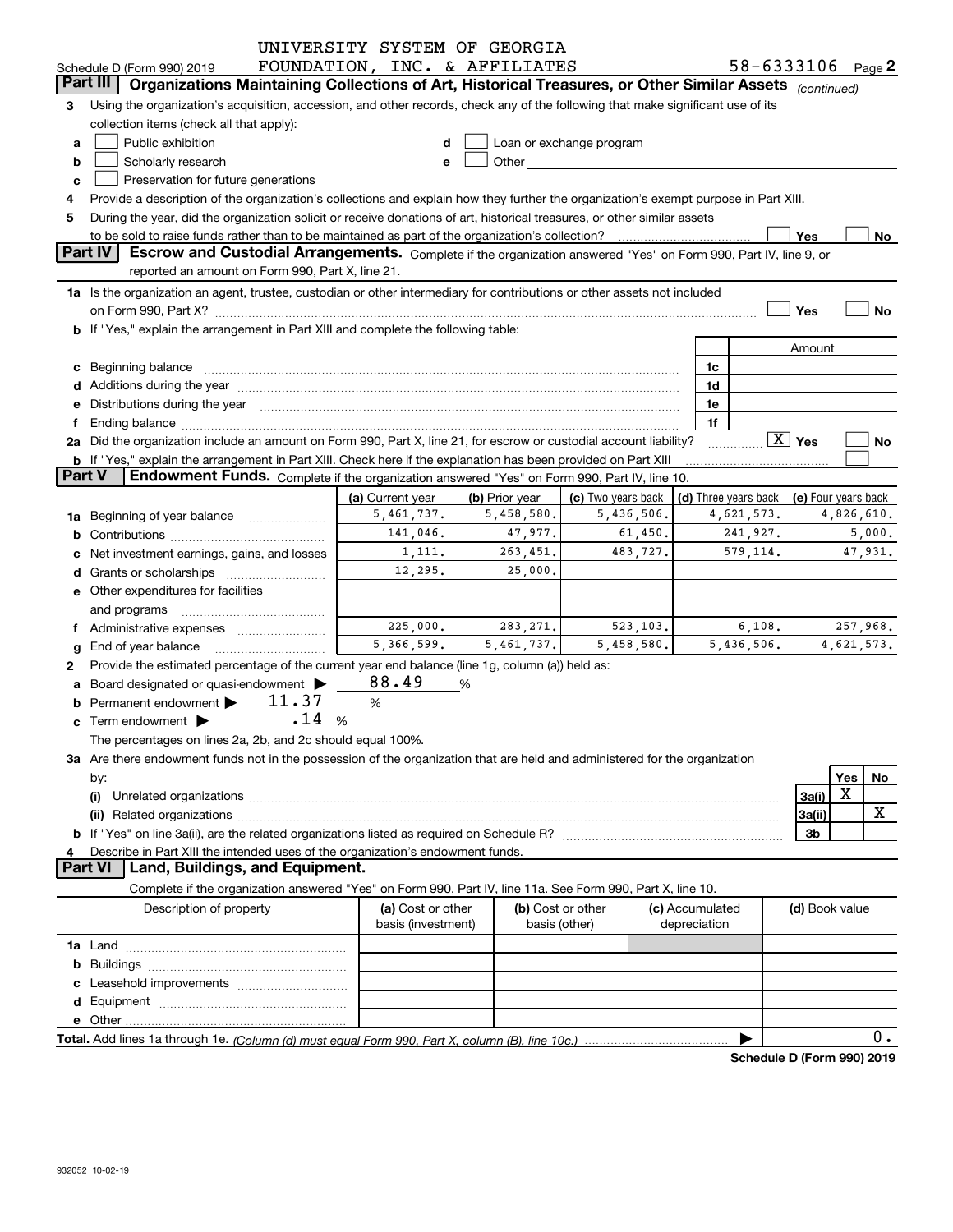UNIVERSITY SYSTEM OF GEORGIA FOUNDATION, INC. & AFFILIATES 58-6333106

Schedule D (Form 990) 2019 Page 2

## Part III | Organizations Maintaining Collections of Art, Historical Treasures, or Other Similar Assets *(continued)*

**3** Using the organization's acquisition, accession, and other records, check any of the following that make significant use of its collection items (check all that apply):

- **a** ☐ Public exhibition
- **b** ☐ Scholarly research
- **c** ☐ Preservation for future generations
- **d** ☐ Loan or exchange program
- **e** ☐ Other

**4** Provide a description of the organization's collections and explain how they further the organization's exempt purpose in Part XIII.

**5** During the year, did the organization solicit or receive donations of art, historical treasures, or other similar assets to be sold to raise funds rather than to be maintained as part of the organization's collection? ☐ Yes ☐ No

## Part IV | Escrow and Custodial Arrangements. 

Complete if the organization answered "Yes" on Form 990, Part IV, line 9, or reported an amount on Form 990, Part X, line 21.

**1a** Is the organization an agent, trustee, custodian or other intermediary for contributions or other assets not included on Form 990, Part X? ☐ Yes ☐ No

**b** If "Yes," explain the arrangement in Part XIII and complete the following table:

| | | Amount |
|---|---|---|
| **c** Beginning balance | 1c | |
| **d** Additions during the year | 1d | |
| **e** Distributions during the year | 1e | |
| **f** Ending balance | 1f | |

**2a** Did the organization include an amount on Form 990, Part X, line 21, for escrow or custodial account liability? ☒ Yes ☐ No

**b** If "Yes," explain the arrangement in Part XIII. Check here if the explanation has been provided on Part XIII ☐

## Part V | Endowment Funds. 

Complete if the organization answered "Yes" on Form 990, Part IV, line 10.

| | (a) Current year | (b) Prior year | (c) Two years back | (d) Three years back | (e) Four years back |
|---|---|---|---|---|---|
| **1a** Beginning of year balance | 5,461,737. | 5,458,580. | 5,436,506. | 4,621,573. | 4,826,610. |
| **b** Contributions | 141,046. | 47,977. | 61,450. | 241,927. | 5,000. |
| **c** Net investment earnings, gains, and losses | 1,111. | 263,451. | 483,727. | 579,114. | 47,931. |
| **d** Grants or scholarships | 12,295. | 25,000. | | | |
| **e** Other expenditures for facilities and programs | | | | | |
| **f** Administrative expenses | 225,000. | 283,271. | 523,103. | 6,108. | 257,968. |
| **g** End of year balance | 5,366,599. | 5,461,737. | 5,458,580. | 5,436,506. | 4,621,573. |

**2** Provide the estimated percentage of the current year end balance (line 1g, column (a)) held as:

- **a** Board designated or quasi-endowment ▶ 88.49 %
- **b** Permanent endowment ▶ 11.37 %
- **c** Term endowment ▶ .14 %

The percentages on lines 2a, 2b, and 2c should equal 100%.

**3a** Are there endowment funds not in the possession of the organization that are held and administered for the organization by:

| | | Yes | No |
|---|---|---|---|
| **(i)** Unrelated organizations | 3a(i) | X | |
| **(ii)** Related organizations | 3a(ii) | | X |
| **b** If "Yes" on line 3a(ii), are the related organizations listed as required on Schedule R? | 3b | | |

**4** Describe in Part XIII the intended uses of the organization's endowment funds.

## Part VI | Land, Buildings, and Equipment.

Complete if the organization answered "Yes" on Form 990, Part IV, line 11a. See Form 990, Part X, line 10.

| Description of property | (a) Cost or other basis (investment) | (b) Cost or other basis (other) | (c) Accumulated depreciation | (d) Book value |
|---|---|---|---|---|
| **1a** Land | | | | |
| **b** Buildings | | | | |
| **c** Leasehold improvements | | | | |
| **d** Equipment | | | | |
| **e** Other | | | | |
| **Total.** Add lines 1a through 1e. *(Column (d) must equal Form 990, Part X, column (B), line 10c.)* | | | ▶ | 0. |

**Schedule D (Form 990) 2019**

932052 10-02-19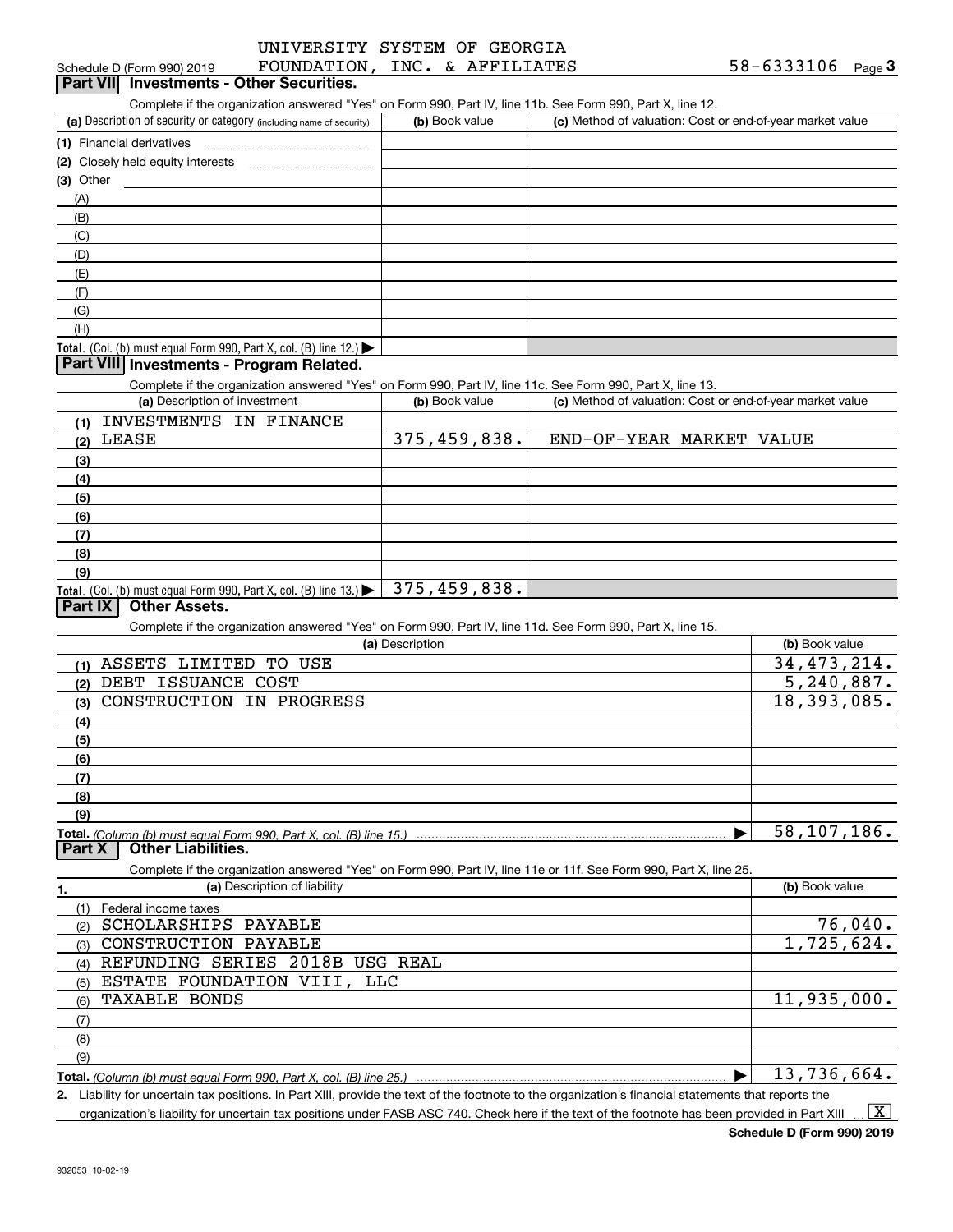Schedule D (Form 990) 2019 UNIVERSITY SYSTEM OF GEORGIA FOUNDATION, INC. & AFFILIATES 58-6333106 Page **3**

## Part VII Investments - Other Securities.

Complete if the organization answered "Yes" on Form 990, Part IV, line 11b. See Form 990, Part X, line 12.

| (a) Description of security or category (including name of security) | (b) Book value | (c) Method of valuation: Cost or end-of-year market value |
|---|---|---|
| (1) Financial derivatives | | |
| (2) Closely held equity interests | | |
| (3) Other | | |
| (A) | | |
| (B) | | |
| (C) | | |
| (D) | | |
| (E) | | |
| (F) | | |
| (G) | | |
| (H) | | |
| **Total.** (Col. (b) must equal Form 990, Part X, col. (B) line 12.) ▶ | | |

## Part VIII Investments - Program Related.

Complete if the organization answered "Yes" on Form 990, Part IV, line 11c. See Form 990, Part X, line 13.

| (a) Description of investment | (b) Book value | (c) Method of valuation: Cost or end-of-year market value |
|---|---|---|
| (1) INVESTMENTS IN FINANCE | | |
| (2) LEASE | 375,459,838. | END-OF-YEAR MARKET VALUE |
| (3) | | |
| (4) | | |
| (5) | | |
| (6) | | |
| (7) | | |
| (8) | | |
| (9) | | |
| **Total.** (Col. (b) must equal Form 990, Part X, col. (B) line 13.) ▶ | 375,459,838. | |

## Part IX Other Assets.

Complete if the organization answered "Yes" on Form 990, Part IV, line 11d. See Form 990, Part X, line 15.

| (a) Description | (b) Book value |
|---|---|
| (1) ASSETS LIMITED TO USE | 34,473,214. |
| (2) DEBT ISSUANCE COST | 5,240,887. |
| (3) CONSTRUCTION IN PROGRESS | 18,393,085. |
| (4) | |
| (5) | |
| (6) | |
| (7) | |
| (8) | |
| (9) | |
| **Total.** *(Column (b) must equal Form 990, Part X, col. (B) line 15.)* ▶ | 58,107,186. |

## Part X Other Liabilities.

Complete if the organization answered "Yes" on Form 990, Part IV, line 11e or 11f. See Form 990, Part X, line 25.

| 1. (a) Description of liability | (b) Book value |
|---|---|
| (1) Federal income taxes | |
| (2) SCHOLARSHIPS PAYABLE | 76,040. |
| (3) CONSTRUCTION PAYABLE | 1,725,624. |
| (4) REFUNDING SERIES 2018B USG REAL | |
| (5) ESTATE FOUNDATION VIII, LLC | |
| (6) TAXABLE BONDS | 11,935,000. |
| (7) | |
| (8) | |
| (9) | |
| **Total.** *(Column (b) must equal Form 990, Part X, col. (B) line 25.)* ▶ | 13,736,664. |

**2.** Liability for uncertain tax positions. In Part XIII, provide the text of the footnote to the organization's financial statements that reports the organization's liability for uncertain tax positions under FASB ASC 740. Check here if the text of the footnote has been provided in Part XIII ... [X]

**Schedule D (Form 990) 2019**

932053 10-02-19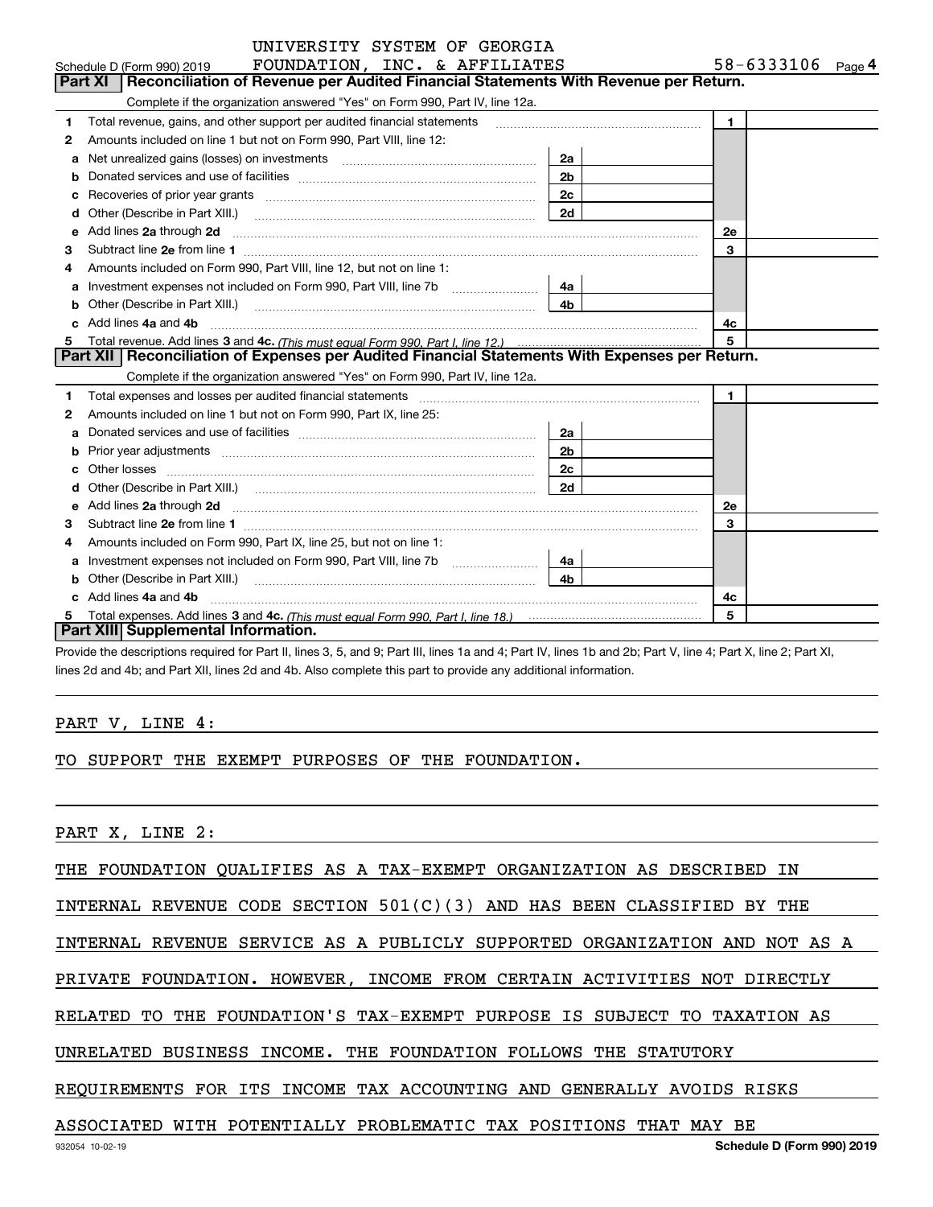UNIVERSITY SYSTEM OF GEORGIA

Schedule D (Form 990) 2019 FOUNDATION, INC. & AFFILIATES 58-6333106 Page 4

## Part XI Reconciliation of Revenue per Audited Financial Statements With Revenue per Return.

Complete if the organization answered "Yes" on Form 990, Part IV, line 12a.

| | | | | | |
|---|---|---|---|---|---|
| 1 | Total revenue, gains, and other support per audited financial statements | | | 1 | |
| 2 | Amounts included on line 1 but not on Form 990, Part VIII, line 12: | | | | |
| a | Net unrealized gains (losses) on investments | 2a | | | |
| b | Donated services and use of facilities | 2b | | | |
| c | Recoveries of prior year grants | 2c | | | |
| d | Other (Describe in Part XIII.) | 2d | | | |
| e | Add lines 2a through 2d | | | 2e | |
| 3 | Subtract line 2e from line 1 | | | 3 | |
| 4 | Amounts included on Form 990, Part VIII, line 12, but not on line 1: | | | | |
| a | Investment expenses not included on Form 990, Part VIII, line 7b | 4a | | | |
| b | Other (Describe in Part XIII.) | 4b | | | |
| c | Add lines 4a and 4b | | | 4c | |
| 5 | Total revenue. Add lines 3 and 4c. *(This must equal Form 990, Part I, line 12.)* | | | 5 | |

## Part XII Reconciliation of Expenses per Audited Financial Statements With Expenses per Return.

Complete if the organization answered "Yes" on Form 990, Part IV, line 12a.

| | | | | | |
|---|---|---|---|---|---|
| 1 | Total expenses and losses per audited financial statements | | | 1 | |
| 2 | Amounts included on line 1 but not on Form 990, Part IX, line 25: | | | | |
| a | Donated services and use of facilities | 2a | | | |
| b | Prior year adjustments | 2b | | | |
| c | Other losses | 2c | | | |
| d | Other (Describe in Part XIII.) | 2d | | | |
| e | Add lines 2a through 2d | | | 2e | |
| 3 | Subtract line 2e from line 1 | | | 3 | |
| 4 | Amounts included on Form 990, Part IX, line 25, but not on line 1: | | | | |
| a | Investment expenses not included on Form 990, Part VIII, line 7b | 4a | | | |
| b | Other (Describe in Part XIII.) | 4b | | | |
| c | Add lines 4a and 4b | | | 4c | |
| 5 | Total expenses. Add lines 3 and 4c. *(This must equal Form 990, Part I, line 18.)* | | | 5 | |

## Part XIII Supplemental Information.

Provide the descriptions required for Part II, lines 3, 5, and 9; Part III, lines 1a and 4; Part IV, lines 1b and 2b; Part V, line 4; Part X, line 2; Part XI, lines 2d and 4b; and Part XII, lines 2d and 4b. Also complete this part to provide any additional information.

PART V, LINE 4:

TO SUPPORT THE EXEMPT PURPOSES OF THE FOUNDATION.

PART X, LINE 2:

THE FOUNDATION QUALIFIES AS A TAX-EXEMPT ORGANIZATION AS DESCRIBED IN INTERNAL REVENUE CODE SECTION 501(C)(3) AND HAS BEEN CLASSIFIED BY THE INTERNAL REVENUE SERVICE AS A PUBLICLY SUPPORTED ORGANIZATION AND NOT AS A PRIVATE FOUNDATION. HOWEVER, INCOME FROM CERTAIN ACTIVITIES NOT DIRECTLY RELATED TO THE FOUNDATION'S TAX-EXEMPT PURPOSE IS SUBJECT TO TAXATION AS UNRELATED BUSINESS INCOME. THE FOUNDATION FOLLOWS THE STATUTORY REQUIREMENTS FOR ITS INCOME TAX ACCOUNTING AND GENERALLY AVOIDS RISKS ASSOCIATED WITH POTENTIALLY PROBLEMATIC TAX POSITIONS THAT MAY BE

932054 10-02-19 Schedule D (Form 990) 2019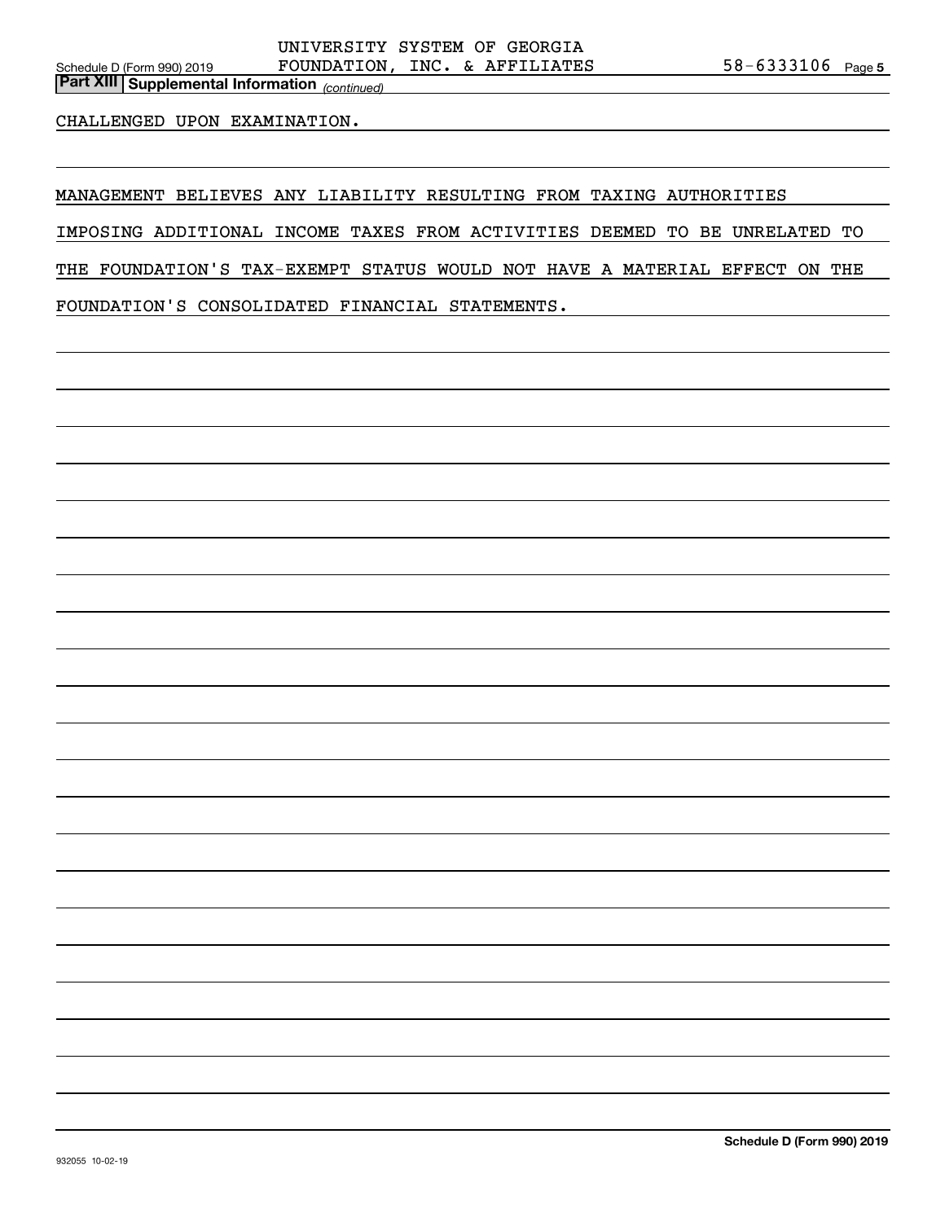**Part XIII Supplemental Information** *(continued)*

CHALLENGED UPON EXAMINATION.

MANAGEMENT BELIEVES ANY LIABILITY RESULTING FROM TAXING AUTHORITIES IMPOSING ADDITIONAL INCOME TAXES FROM ACTIVITIES DEEMED TO BE UNRELATED TO THE FOUNDATION'S TAX-EXEMPT STATUS WOULD NOT HAVE A MATERIAL EFFECT ON THE FOUNDATION'S CONSOLIDATED FINANCIAL STATEMENTS.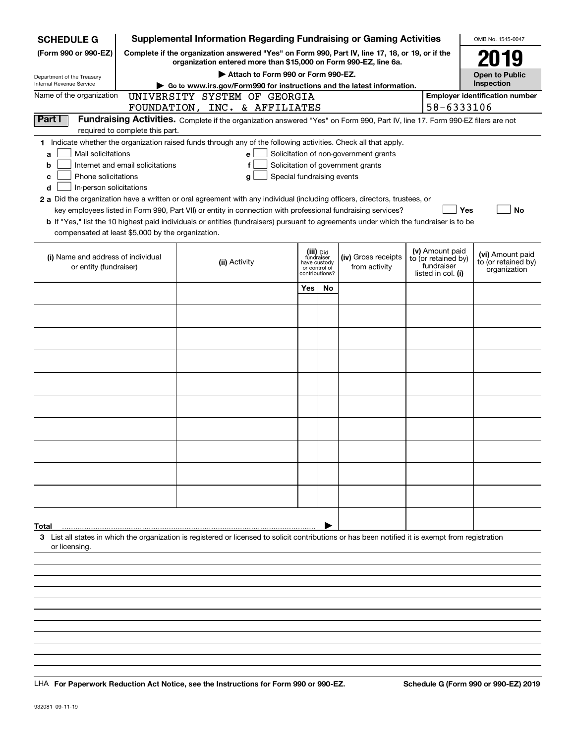**SCHEDULE G** (Form 990 or 990-EZ)

Department of the Treasury
Internal Revenue Service

# Supplemental Information Regarding Fundraising or Gaming Activities

**Complete if the organization answered "Yes" on Form 990, Part IV, line 17, 18, or 19, or if the organization entered more than $15,000 on Form 990-EZ, line 6a.**

**▶ Attach to Form 990 or Form 990-EZ.**

**▶ Go to www.irs.gov/Form990 for instructions and the latest information.**

OMB No. 1545-0047

**2019**

**Open to Public Inspection**

Name of the organization: UNIVERSITY SYSTEM OF GEORGIA FOUNDATION, INC. & AFFILIATES

Employer identification number: 58-6333106

**Part I** **Fundraising Activities.** Complete if the organization answered "Yes" on Form 990, Part IV, line 17. Form 990-EZ filers are not required to complete this part.

1 Indicate whether the organization raised funds through any of the following activities. Check all that apply.

- a ☐ Mail solicitations
- b ☐ Internet and email solicitations
- c ☐ Phone solicitations
- d ☐ In-person solicitations
- e ☐ Solicitation of non-government grants
- f ☐ Solicitation of government grants
- g ☐ Special fundraising events

**2 a** Did the organization have a written or oral agreement with any individual (including officers, directors, trustees, or key employees listed in Form 990, Part VII) or entity in connection with professional fundraising services? ☐ **Yes** ☐ **No**

**b** If "Yes," list the 10 highest paid individuals or entities (fundraisers) pursuant to agreements under which the fundraiser is to be compensated at least $5,000 by the organization.

| (i) Name and address of individual or entity (fundraiser) | (ii) Activity | (iii) Did fundraiser have custody or control of contributions? Yes | No | (iv) Gross receipts from activity | (v) Amount paid to (or retained by) fundraiser listed in col. (i) | (vi) Amount paid to (or retained by) organization |
|---|---|---|---|---|---|---|
| | | | | | | |
| | | | | | | |
| | | | | | | |
| | | | | | | |
| | | | | | | |
| | | | | | | |
| | | | | | | |
| | | | | | | |
| | | | | | | |
| | | | | | | |
| **Total** ▶ | | | | | | |

3 List all states in which the organization is registered or licensed to solicit contributions or has been notified it is exempt from registration or licensing.

LHA **For Paperwork Reduction Act Notice, see the Instructions for Form 990 or 990-EZ.** **Schedule G (Form 990 or 990-EZ) 2019**

932081 09-11-19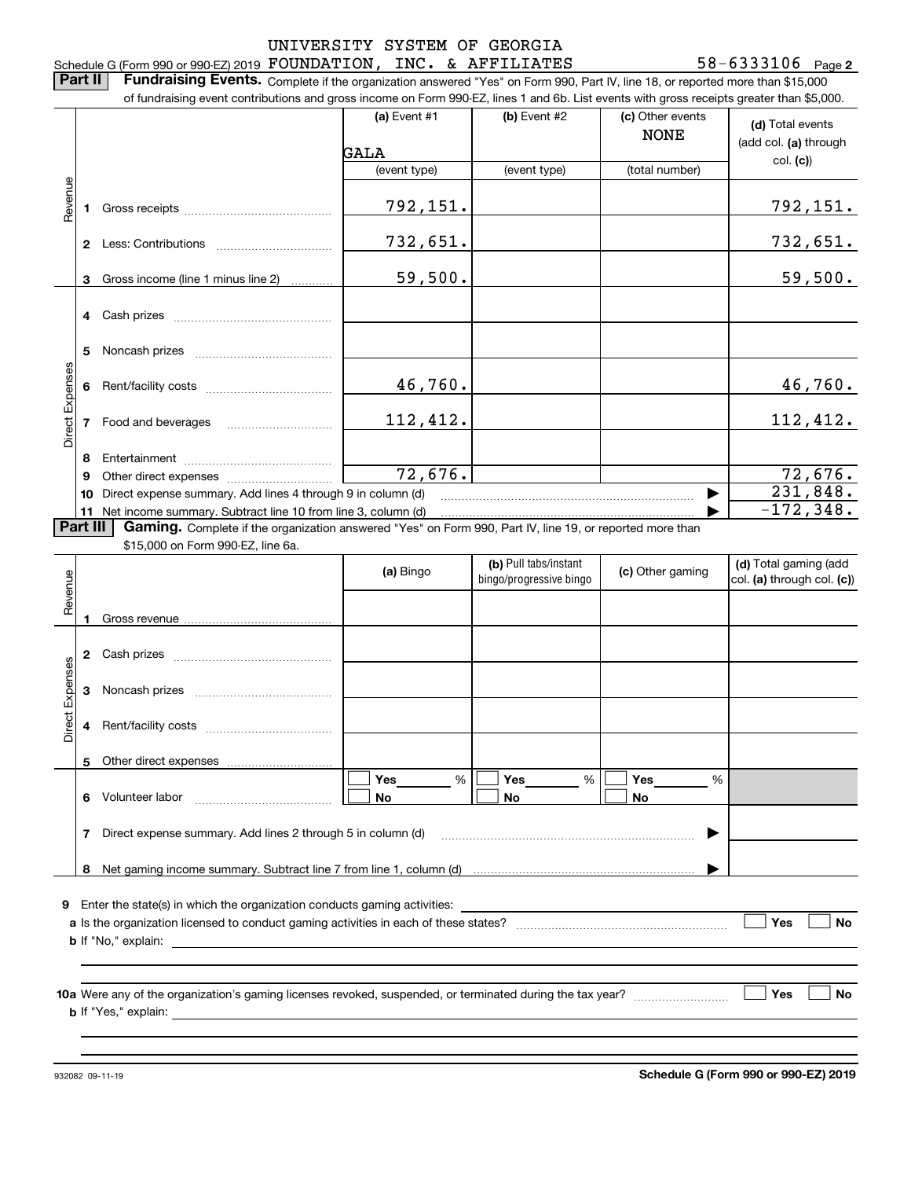Schedule G (Form 990 or 990-EZ) 2019 UNIVERSITY SYSTEM OF GEORGIA FOUNDATION, INC. & AFFILIATES 58-6333106 Page 2

**Part II Fundraising Events.** Complete if the organization answered "Yes" on Form 990, Part IV, line 18, or reported more than $15,000 of fundraising event contributions and gross income on Form 990-EZ, lines 1 and 6b. List events with gross receipts greater than $5,000.

| | | (a) Event #1 | (b) Event #2 | (c) Other events | (d) Total events (add col. (a) through col. (c)) |
|---|---|---|---|---|---|
| | | GALA | | NONE | |
| | | (event type) | (event type) | (total number) | |
| Revenue | 1 Gross receipts | 792,151. | | | 792,151. |
| | 2 Less: Contributions | 732,651. | | | 732,651. |
| | 3 Gross income (line 1 minus line 2) | 59,500. | | | 59,500. |
| Direct Expenses | 4 Cash prizes | | | | |
| | 5 Noncash prizes | | | | |
| | 6 Rent/facility costs | 46,760. | | | 46,760. |
| | 7 Food and beverages | 112,412. | | | 112,412. |
| | 8 Entertainment | | | | |
| | 9 Other direct expenses | 72,676. | | | 72,676. |
| | 10 Direct expense summary. Add lines 4 through 9 in column (d) | | | ▶ | 231,848. |
| | 11 Net income summary. Subtract line 10 from line 3, column (d) | | | ▶ | -172,348. |

**Part III Gaming.** Complete if the organization answered "Yes" on Form 990, Part IV, line 19, or reported more than $15,000 on Form 990-EZ, line 6a.

| | | (a) Bingo | (b) Pull tabs/instant bingo/progressive bingo | (c) Other gaming | (d) Total gaming (add col. (a) through col. (c)) |
|---|---|---|---|---|---|
| Revenue | 1 Gross revenue | | | | |
| Direct Expenses | 2 Cash prizes | | | | |
| | 3 Noncash prizes | | | | |
| | 4 Rent/facility costs | | | | |
| | 5 Other direct expenses | | | | |
| | 6 Volunteer labor | ☐ Yes ____ % ☐ No | ☐ Yes ____ % ☐ No | ☐ Yes ____ % ☐ No | |
| | 7 Direct expense summary. Add lines 2 through 5 in column (d) | | | ▶ | |
| | 8 Net gaming income summary. Subtract line 7 from line 1, column (d) | | | ▶ | |

**9** Enter the state(s) in which the organization conducts gaming activities: ____________

**a** Is the organization licensed to conduct gaming activities in each of these states? ☐ Yes ☐ No

**b** If "No," explain: ____________

**10a** Were any of the organization's gaming licenses revoked, suspended, or terminated during the tax year? ☐ Yes ☐ No

**b** If "Yes," explain: ____________

932082 09-11-19 **Schedule G (Form 990 or 990-EZ) 2019**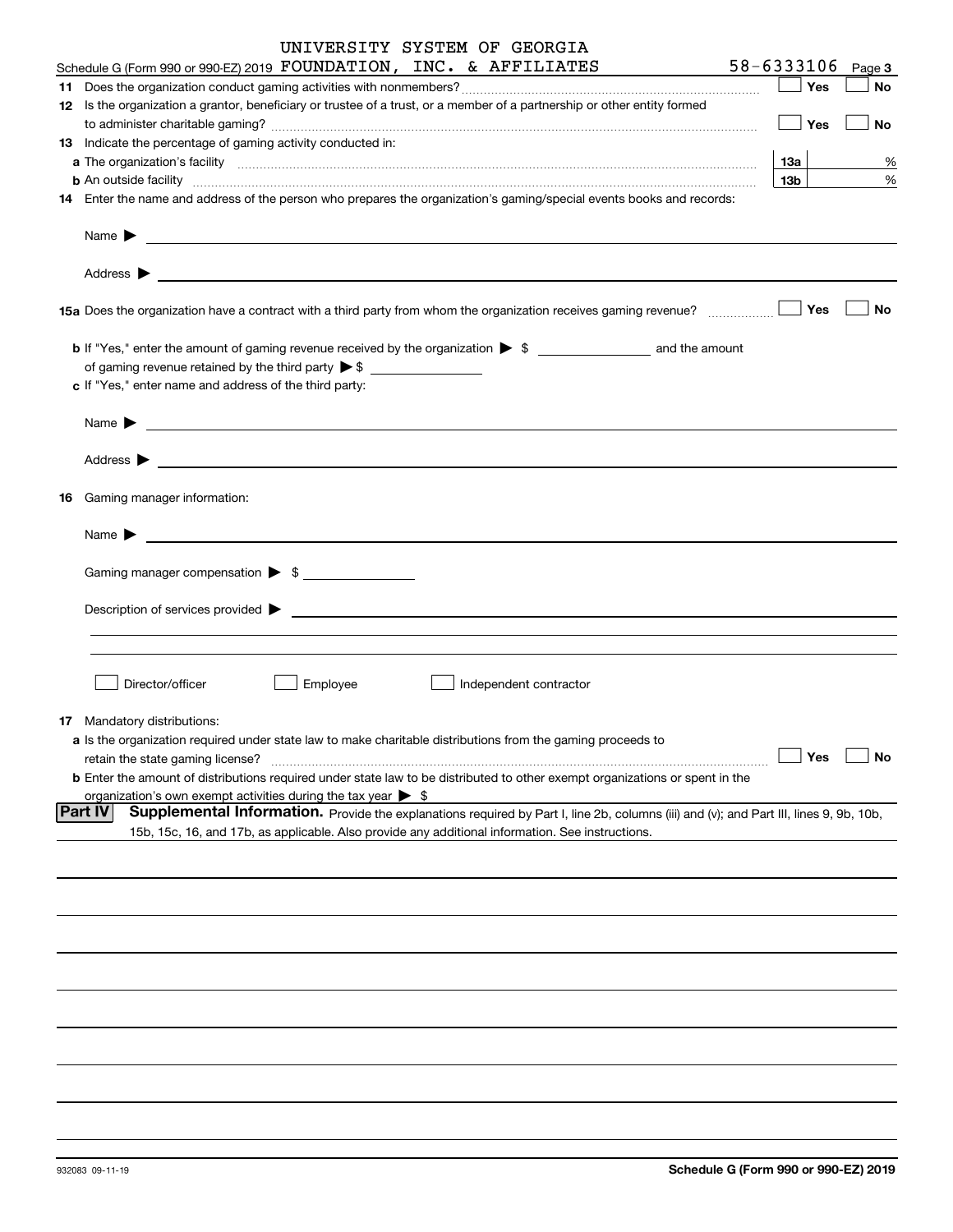Schedule G (Form 990 or 990-EZ) 2019 UNIVERSITY SYSTEM OF GEORGIA FOUNDATION, INC. & AFFILIATES 58-6333106 Page **3**

**11** Does the organization conduct gaming activities with nonmembers? ☐ Yes ☐ No

**12** Is the organization a grantor, beneficiary or trustee of a trust, or a member of a partnership or other entity formed to administer charitable gaming? ☐ Yes ☐ No

**13** Indicate the percentage of gaming activity conducted in:

**a** The organization's facility **13a** %

**b** An outside facility **13b** %

**14** Enter the name and address of the person who prepares the organization's gaming/special events books and records:

Name ▶

Address ▶

**15a** Does the organization have a contract with a third party from whom the organization receives gaming revenue? ☐ Yes ☐ No

**b** If "Yes," enter the amount of gaming revenue received by the organization ▶ $ and the amount of gaming revenue retained by the third party ▶ $

**c** If "Yes," enter name and address of the third party:

Name ▶

Address ▶

**16** Gaming manager information:

Name ▶

Gaming manager compensation ▶ $

Description of services provided ▶

☐ Director/officer ☐ Employee ☐ Independent contractor

**17** Mandatory distributions:

**a** Is the organization required under state law to make charitable distributions from the gaming proceeds to retain the state gaming license? ☐ Yes ☐ No

**b** Enter the amount of distributions required under state law to be distributed to other exempt organizations or spent in the organization's own exempt activities during the tax year ▶ $

**Part IV** **Supplemental Information.** Provide the explanations required by Part I, line 2b, columns (iii) and (v); and Part III, lines 9, 9b, 10b, 15b, 15c, 16, and 17b, as applicable. Also provide any additional information. See instructions.

932083 09-11-19 **Schedule G (Form 990 or 990-EZ) 2019**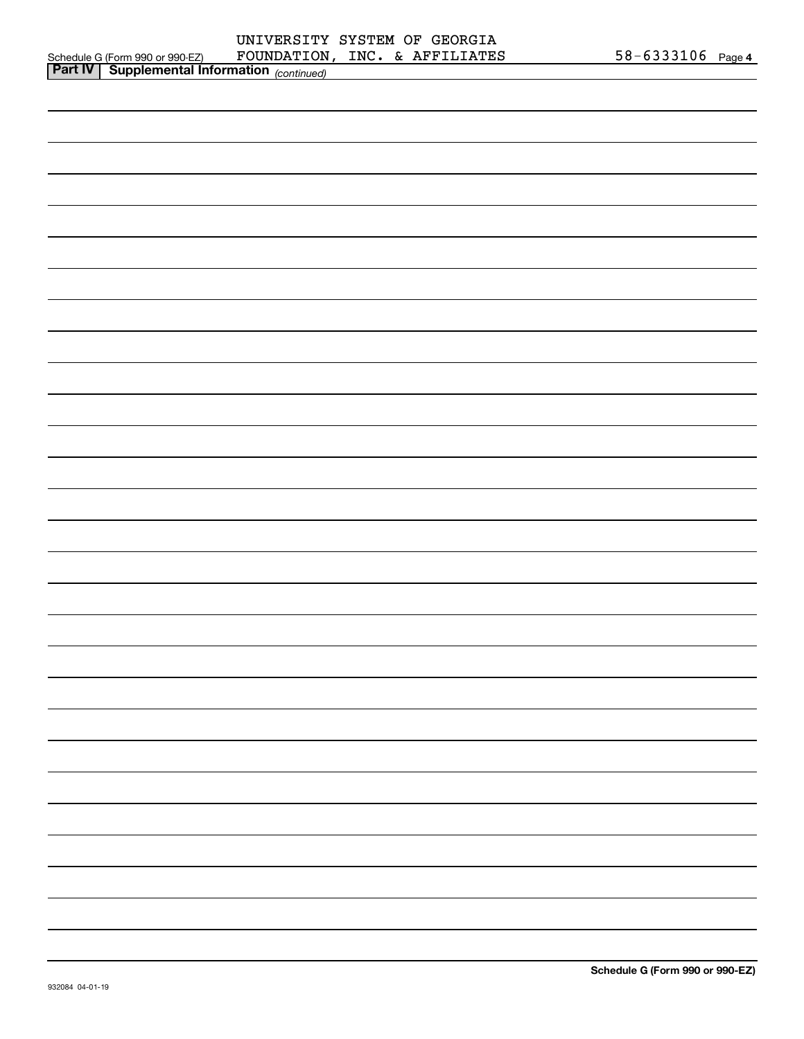Schedule G (Form 990 or 990-EZ) UNIVERSITY SYSTEM OF GEORGIA FOUNDATION, INC. & AFFILIATES 58-6333106 Page 4

**Part IV | Supplemental Information** *(continued)*

Schedule G (Form 990 or 990-EZ)

932084 04-01-19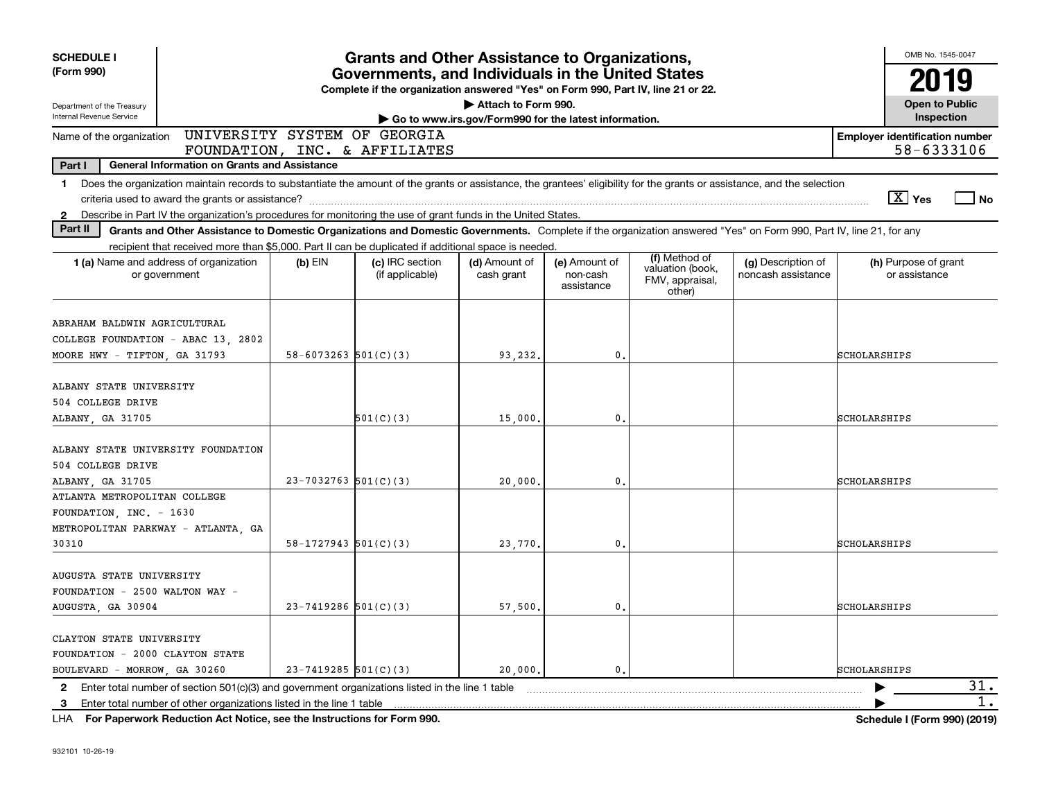**SCHEDULE I**
**(Form 990)**

Department of the Treasury
Internal Revenue Service

# Grants and Other Assistance to Organizations, Governments, and Individuals in the United States

**Complete if the organization answered "Yes" on Form 990, Part IV, line 21 or 22.**
**▶ Attach to Form 990.**
**▶ Go to www.irs.gov/Form990 for the latest information.**

OMB No. 1545-0047
**2019**
**Open to Public Inspection**

Name of the organization: UNIVERSITY SYSTEM OF GEORGIA FOUNDATION, INC. & AFFILIATES

**Employer identification number** 58-6333106

**Part I — General Information on Grants and Assistance**

1 Does the organization maintain records to substantiate the amount of the grants or assistance, the grantees' eligibility for the grants or assistance, and the selection criteria used to award the grants or assistance? [X] Yes [ ] No

2 Describe in Part IV the organization's procedures for monitoring the use of grant funds in the United States.

**Part II — Grants and Other Assistance to Domestic Organizations and Domestic Governments.** Complete if the organization answered "Yes" on Form 990, Part IV, line 21, for any recipient that received more than $5,000. Part II can be duplicated if additional space is needed.

| 1 (a) Name and address of organization or government | (b) EIN | (c) IRC section (if applicable) | (d) Amount of cash grant | (e) Amount of non-cash assistance | (f) Method of valuation (book, FMV, appraisal, other) | (g) Description of noncash assistance | (h) Purpose of grant or assistance |
|---|---|---|---|---|---|---|---|
| ABRAHAM BALDWIN AGRICULTURAL COLLEGE FOUNDATION - ABAC 13, 2802 MOORE HWY - TIFTON, GA 31793 | 58-6073263 | 501(C)(3) | 93,232. | 0. | | | SCHOLARSHIPS |
| ALBANY STATE UNIVERSITY 504 COLLEGE DRIVE ALBANY, GA 31705 | | 501(C)(3) | 15,000. | 0. | | | SCHOLARSHIPS |
| ALBANY STATE UNIVERSITY FOUNDATION 504 COLLEGE DRIVE ALBANY, GA 31705 | 23-7032763 | 501(C)(3) | 20,000. | 0. | | | SCHOLARSHIPS |
| ATLANTA METROPOLITAN COLLEGE FOUNDATION, INC. - 1630 METROPOLITAN PARKWAY - ATLANTA, GA 30310 | 58-1727943 | 501(C)(3) | 23,770. | 0. | | | SCHOLARSHIPS |
| AUGUSTA STATE UNIVERSITY FOUNDATION - 2500 WALTON WAY - AUGUSTA, GA 30904 | 23-7419286 | 501(C)(3) | 57,500. | 0. | | | SCHOLARSHIPS |
| CLAYTON STATE UNIVERSITY FOUNDATION - 2000 CLAYTON STATE BOULEVARD - MORROW, GA 30260 | 23-7419285 | 501(C)(3) | 20,000. | 0. | | | SCHOLARSHIPS |

2 Enter total number of section 501(c)(3) and government organizations listed in the line 1 table ▶ 31.

3 Enter total number of other organizations listed in the line 1 table ▶ 1.

LHA **For Paperwork Reduction Act Notice, see the Instructions for Form 990.** **Schedule I (Form 990) (2019)**

932101 10-26-19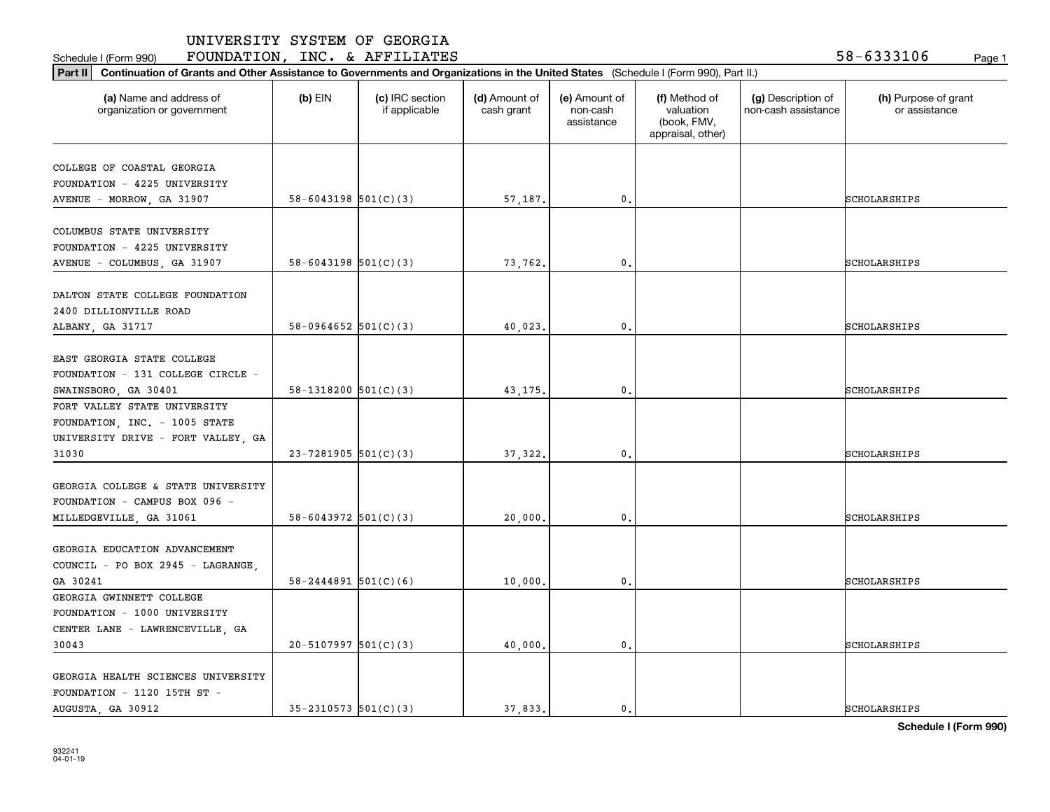UNIVERSITY SYSTEM OF GEORGIA
Schedule I (Form 990) FOUNDATION, INC. & AFFILIATES 58-6333106

**Part II** **Continuation of Grants and Other Assistance to Governments and Organizations in the United States** (Schedule I (Form 990), Part II.)

| (a) Name and address of organization or government | (b) EIN | (c) IRC section if applicable | (d) Amount of cash grant | (e) Amount of non-cash assistance | (f) Method of valuation (book, FMV, appraisal, other) | (g) Description of non-cash assistance | (h) Purpose of grant or assistance |
|---|---|---|---|---|---|---|---|
| COLLEGE OF COASTAL GEORGIA FOUNDATION - 4225 UNIVERSITY AVENUE - MORROW, GA 31907 | 58-6043198 | 501(C)(3) | 57,187. | 0. | | | SCHOLARSHIPS |
| COLUMBUS STATE UNIVERSITY FOUNDATION - 4225 UNIVERSITY AVENUE - COLUMBUS, GA 31907 | 58-6043198 | 501(C)(3) | 73,762. | 0. | | | SCHOLARSHIPS |
| DALTON STATE COLLEGE FOUNDATION 2400 DILLIONVILLE ROAD ALBANY, GA 31717 | 58-0964652 | 501(C)(3) | 40,023. | 0. | | | SCHOLARSHIPS |
| EAST GEORGIA STATE COLLEGE FOUNDATION - 131 COLLEGE CIRCLE - SWAINSBORO, GA 30401 | 58-1318200 | 501(C)(3) | 43,175. | 0. | | | SCHOLARSHIPS |
| FORT VALLEY STATE UNIVERSITY FOUNDATION, INC. - 1005 STATE UNIVERSITY DRIVE - FORT VALLEY, GA 31030 | 23-7281905 | 501(C)(3) | 37,322. | 0. | | | SCHOLARSHIPS |
| GEORGIA COLLEGE & STATE UNIVERSITY FOUNDATION - CAMPUS BOX 096 - MILLEDGEVILLE, GA 31061 | 58-6043972 | 501(C)(3) | 20,000. | 0. | | | SCHOLARSHIPS |
| GEORGIA EDUCATION ADVANCEMENT COUNCIL - PO BOX 2945 - LAGRANGE, GA 30241 | 58-2444891 | 501(C)(6) | 10,000. | 0. | | | SCHOLARSHIPS |
| GEORGIA GWINNETT COLLEGE FOUNDATION - 1000 UNIVERSITY CENTER LANE - LAWRENCEVILLE, GA 30043 | 20-5107997 | 501(C)(3) | 40,000. | 0. | | | SCHOLARSHIPS |
| GEORGIA HEALTH SCIENCES UNIVERSITY FOUNDATION - 1120 15TH ST - AUGUSTA, GA 30912 | 35-2310573 | 501(C)(3) | 37,833. | 0. | | | SCHOLARSHIPS |

932241
04-01-19

**Schedule I (Form 990)**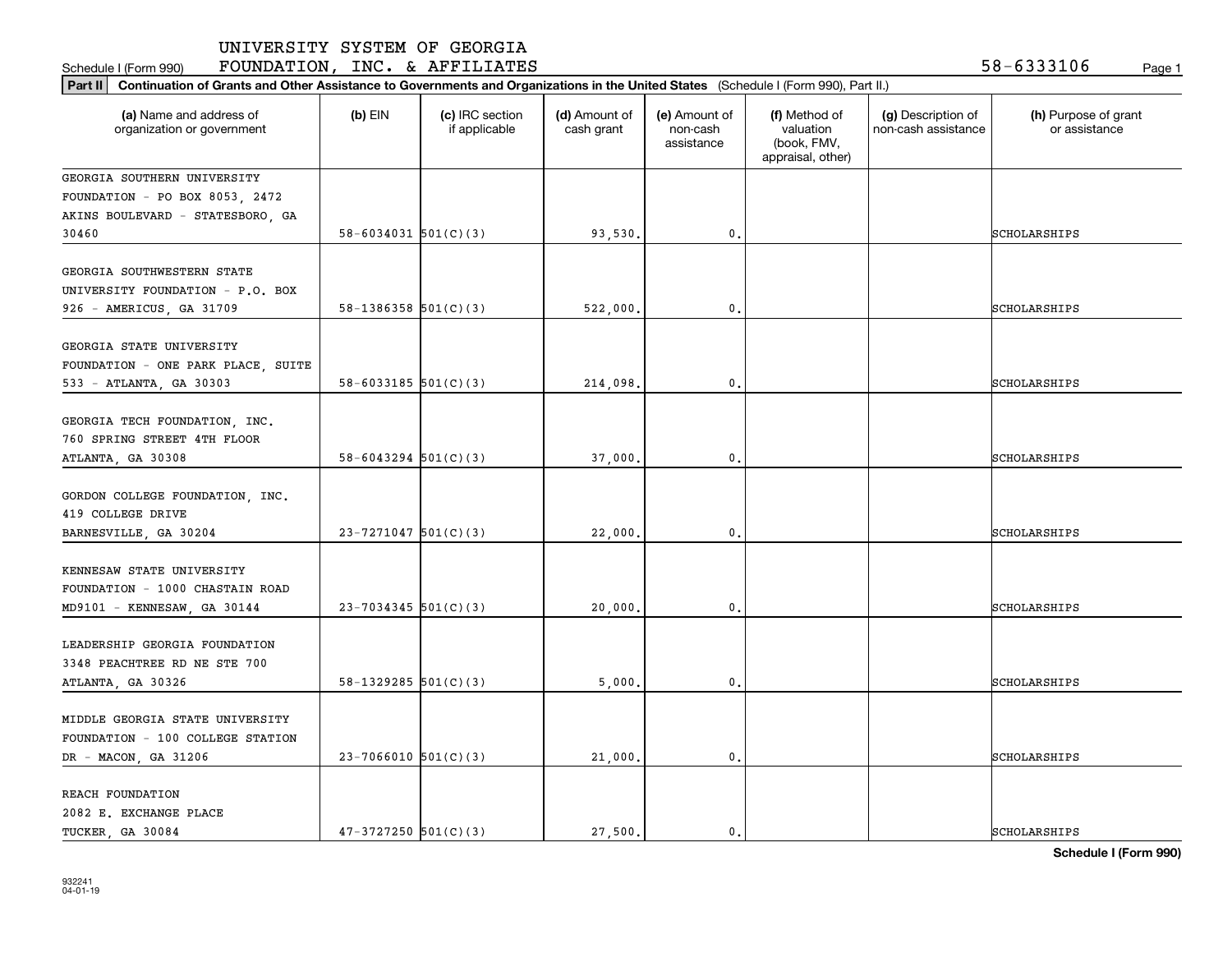UNIVERSITY SYSTEM OF GEORGIA
Schedule I (Form 990) FOUNDATION, INC. & AFFILIATES 58-6333106

**Part II** **Continuation of Grants and Other Assistance to Governments and Organizations in the United States** (Schedule I (Form 990), Part II.)

| (a) Name and address of organization or government | (b) EIN | (c) IRC section if applicable | (d) Amount of cash grant | (e) Amount of non-cash assistance | (f) Method of valuation (book, FMV, appraisal, other) | (g) Description of non-cash assistance | (h) Purpose of grant or assistance |
|---|---|---|---|---|---|---|---|
| GEORGIA SOUTHERN UNIVERSITY FOUNDATION - PO BOX 8053, 2472 AKINS BOULEVARD - STATESBORO, GA 30460 | 58-6034031 | 501(C)(3) | 93,530. | 0. | | | SCHOLARSHIPS |
| GEORGIA SOUTHWESTERN STATE UNIVERSITY FOUNDATION - P.O. BOX 926 - AMERICUS, GA 31709 | 58-1386358 | 501(C)(3) | 522,000. | 0. | | | SCHOLARSHIPS |
| GEORGIA STATE UNIVERSITY FOUNDATION - ONE PARK PLACE, SUITE 533 - ATLANTA, GA 30303 | 58-6033185 | 501(C)(3) | 214,098. | 0. | | | SCHOLARSHIPS |
| GEORGIA TECH FOUNDATION, INC. 760 SPRING STREET 4TH FLOOR ATLANTA, GA 30308 | 58-6043294 | 501(C)(3) | 37,000. | 0. | | | SCHOLARSHIPS |
| GORDON COLLEGE FOUNDATION, INC. 419 COLLEGE DRIVE BARNESVILLE, GA 30204 | 23-7271047 | 501(C)(3) | 22,000. | 0. | | | SCHOLARSHIPS |
| KENNESAW STATE UNIVERSITY FOUNDATION - 1000 CHASTAIN ROAD MD9101 - KENNESAW, GA 30144 | 23-7034345 | 501(C)(3) | 20,000. | 0. | | | SCHOLARSHIPS |
| LEADERSHIP GEORGIA FOUNDATION 3348 PEACHTREE RD NE STE 700 ATLANTA, GA 30326 | 58-1329285 | 501(C)(3) | 5,000. | 0. | | | SCHOLARSHIPS |
| MIDDLE GEORGIA STATE UNIVERSITY FOUNDATION - 100 COLLEGE STATION DR - MACON, GA 31206 | 23-7066010 | 501(C)(3) | 21,000. | 0. | | | SCHOLARSHIPS |
| REACH FOUNDATION 2082 E. EXCHANGE PLACE TUCKER, GA 30084 | 47-3727250 | 501(C)(3) | 27,500. | 0. | | | SCHOLARSHIPS |

**Schedule I (Form 990)**

932241
04-01-19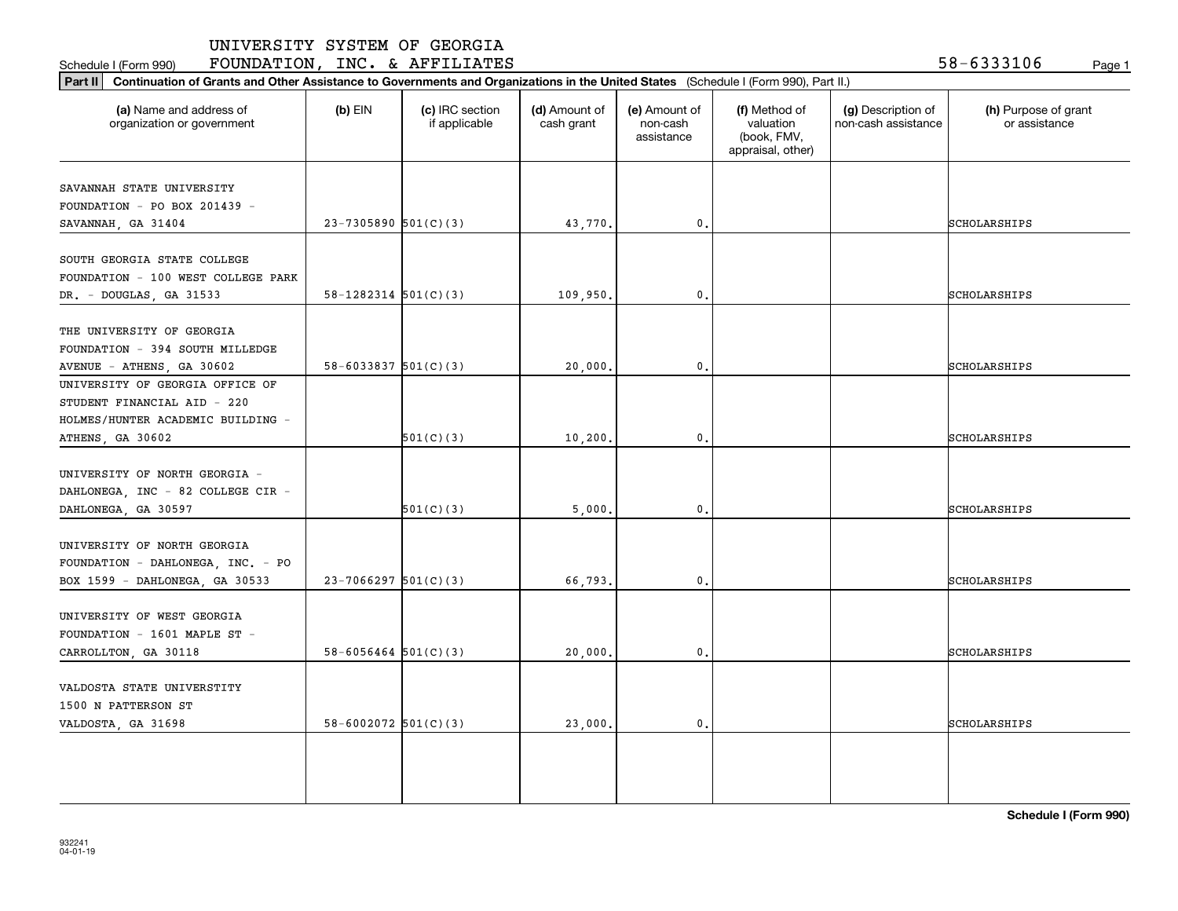UNIVERSITY SYSTEM OF GEORGIA

Schedule I (Form 990) FOUNDATION, INC. & AFFILIATES 58-6333106

**Part II** **Continuation of Grants and Other Assistance to Governments and Organizations in the United States** (Schedule I (Form 990), Part II.)

| (a) Name and address of organization or government | (b) EIN | (c) IRC section if applicable | (d) Amount of cash grant | (e) Amount of non-cash assistance | (f) Method of valuation (book, FMV, appraisal, other) | (g) Description of non-cash assistance | (h) Purpose of grant or assistance |
|---|---|---|---|---|---|---|---|
| SAVANNAH STATE UNIVERSITY FOUNDATION - PO BOX 201439 - SAVANNAH, GA 31404 | 23-7305890 | 501(C)(3) | 43,770. | 0. | | | SCHOLARSHIPS |
| SOUTH GEORGIA STATE COLLEGE FOUNDATION - 100 WEST COLLEGE PARK DR. - DOUGLAS, GA 31533 | 58-1282314 | 501(C)(3) | 109,950. | 0. | | | SCHOLARSHIPS |
| THE UNIVERSITY OF GEORGIA FOUNDATION - 394 SOUTH MILLEDGE AVENUE - ATHENS, GA 30602 | 58-6033837 | 501(C)(3) | 20,000. | 0. | | | SCHOLARSHIPS |
| UNIVERSITY OF GEORGIA OFFICE OF STUDENT FINANCIAL AID - 220 HOLMES/HUNTER ACADEMIC BUILDING - ATHENS, GA 30602 | | 501(C)(3) | 10,200. | 0. | | | SCHOLARSHIPS |
| UNIVERSITY OF NORTH GEORGIA - DAHLONEGA, INC - 82 COLLEGE CIR - DAHLONEGA, GA 30597 | | 501(C)(3) | 5,000. | 0. | | | SCHOLARSHIPS |
| UNIVERSITY OF NORTH GEORGIA FOUNDATION - DAHLONEGA, INC. - PO BOX 1599 - DAHLONEGA, GA 30533 | 23-7066297 | 501(C)(3) | 66,793. | 0. | | | SCHOLARSHIPS |
| UNIVERSITY OF WEST GEORGIA FOUNDATION - 1601 MAPLE ST - CARROLLTON, GA 30118 | 58-6056464 | 501(C)(3) | 20,000. | 0. | | | SCHOLARSHIPS |
| VALDOSTA STATE UNIVERSTITY 1500 N PATTERSON ST VALDOSTA, GA 31698 | 58-6002072 | 501(C)(3) | 23,000. | 0. | | | SCHOLARSHIPS |

**Schedule I (Form 990)**

932241 04-01-19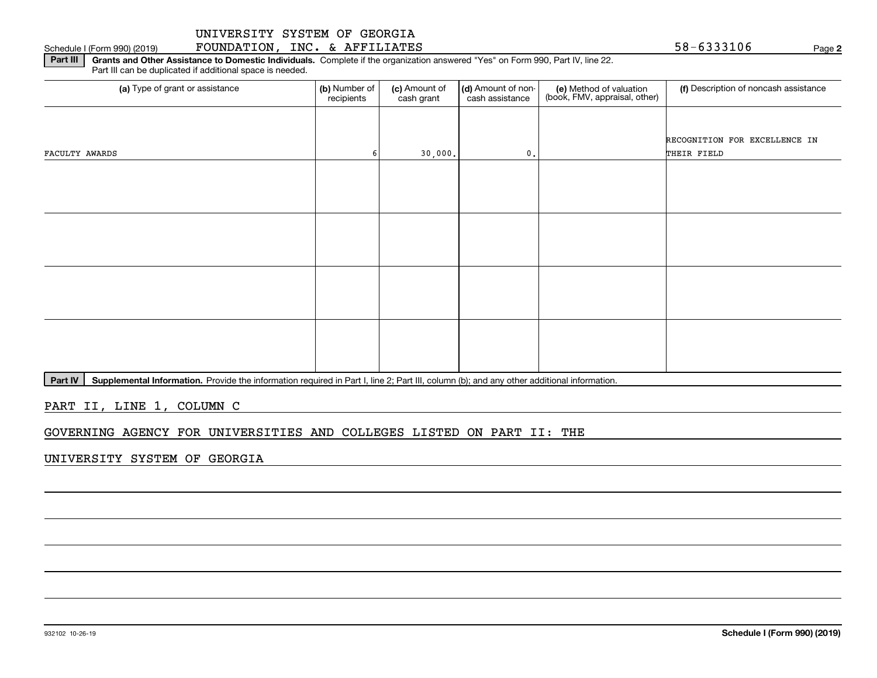UNIVERSITY SYSTEM OF GEORGIA FOUNDATION, INC. & AFFILIATES — 58-6333106

Schedule I (Form 990) (2019)

**Part III** **Grants and Other Assistance to Domestic Individuals.** Complete if the organization answered "Yes" on Form 990, Part IV, line 22. Part III can be duplicated if additional space is needed.

| (a) Type of grant or assistance | (b) Number of recipients | (c) Amount of cash grant | (d) Amount of non-cash assistance | (e) Method of valuation (book, FMV, appraisal, other) | (f) Description of noncash assistance |
|---|---|---|---|---|---|
| FACULTY AWARDS | 6 | 30,000. | 0. | | RECOGNITION FOR EXCELLENCE IN THEIR FIELD |
| | | | | | |
| | | | | | |
| | | | | | |
| | | | | | |

**Part IV** **Supplemental Information.** Provide the information required in Part I, line 2; Part III, column (b); and any other additional information.

PART II, LINE 1, COLUMN C

GOVERNING AGENCY FOR UNIVERSITIES AND COLLEGES LISTED ON PART II: THE UNIVERSITY SYSTEM OF GEORGIA

932102 10-26-19

**Schedule I (Form 990) (2019)**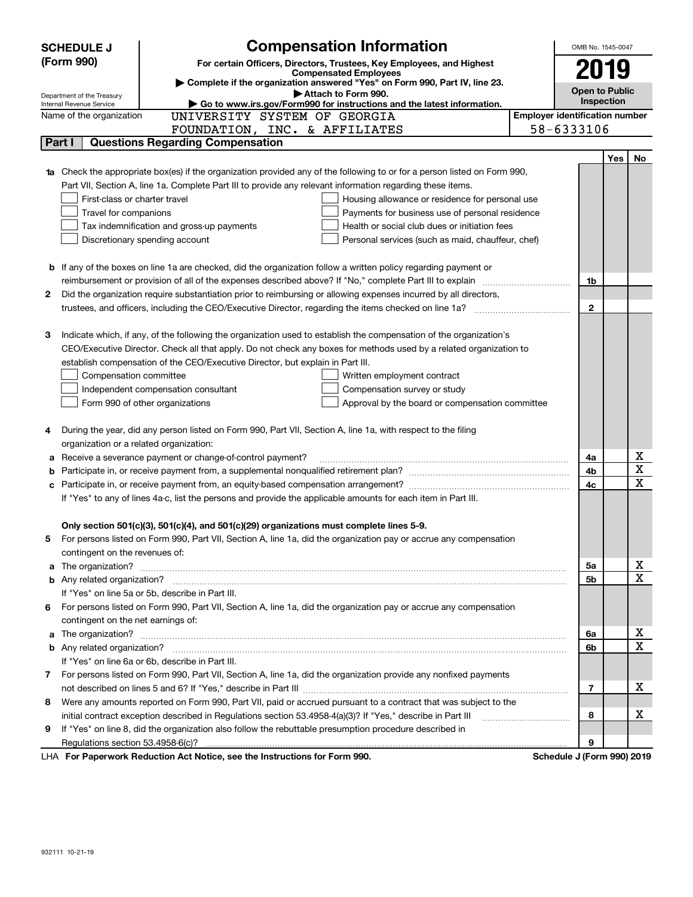# SCHEDULE J (Form 990)

Department of the Treasury
Internal Revenue Service

## Compensation Information

**For certain Officers, Directors, Trustees, Key Employees, and Highest Compensated Employees**

▶ Complete if the organization answered "Yes" on Form 990, Part IV, line 23.

▶ Attach to Form 990.

▶ Go to www.irs.gov/Form990 for instructions and the latest information.

OMB No. 1545-0047

**2019**

**Open to Public Inspection**

Name of the organization: UNIVERSITY SYSTEM OF GEORGIA FOUNDATION, INC. & AFFILIATES

Employer identification number: 58-6333106

## Part I — Questions Regarding Compensation

| | | Line | Yes | No |
|---|---|---|---|---|
| **1a** | Check the appropriate box(es) if the organization provided any of the following to or for a person listed on Form 990, Part VII, Section A, line 1a. Complete Part III to provide any relevant information regarding these items. | | | |
| | ☐ First-class or charter travel ☐ Housing allowance or residence for personal use | | | |
| | ☐ Travel for companions ☐ Payments for business use of personal residence | | | |
| | ☐ Tax indemnification and gross-up payments ☐ Health or social club dues or initiation fees | | | |
| | ☐ Discretionary spending account ☐ Personal services (such as maid, chauffeur, chef) | | | |
| **b** | If any of the boxes on line 1a are checked, did the organization follow a written policy regarding payment or reimbursement or provision of all of the expenses described above? If "No," complete Part III to explain | 1b | | |
| **2** | Did the organization require substantiation prior to reimbursing or allowing expenses incurred by all directors, trustees, and officers, including the CEO/Executive Director, regarding the items checked on line 1a? | 2 | | |
| **3** | Indicate which, if any, of the following the organization used to establish the compensation of the organization's CEO/Executive Director. Check all that apply. Do not check any boxes for methods used by a related organization to establish compensation of the CEO/Executive Director, but explain in Part III. | | | |
| | ☐ Compensation committee ☐ Written employment contract | | | |
| | ☐ Independent compensation consultant ☐ Compensation survey or study | | | |
| | ☐ Form 990 of other organizations ☐ Approval by the board or compensation committee | | | |
| **4** | During the year, did any person listed on Form 990, Part VII, Section A, line 1a, with respect to the filing organization or a related organization: | | | |
| **a** | Receive a severance payment or change-of-control payment? | 4a | | X |
| **b** | Participate in, or receive payment from, a supplemental nonqualified retirement plan? | 4b | | X |
| **c** | Participate in, or receive payment from, an equity-based compensation arrangement? | 4c | | X |
| | If "Yes" to any of lines 4a-c, list the persons and provide the applicable amounts for each item in Part III. | | | |
| | **Only section 501(c)(3), 501(c)(4), and 501(c)(29) organizations must complete lines 5-9.** | | | |
| **5** | For persons listed on Form 990, Part VII, Section A, line 1a, did the organization pay or accrue any compensation contingent on the revenues of: | | | |
| **a** | The organization? | 5a | | X |
| **b** | Any related organization? | 5b | | X |
| | If "Yes" on line 5a or 5b, describe in Part III. | | | |
| **6** | For persons listed on Form 990, Part VII, Section A, line 1a, did the organization pay or accrue any compensation contingent on the net earnings of: | | | |
| **a** | The organization? | 6a | | X |
| **b** | Any related organization? | 6b | | X |
| | If "Yes" on line 6a or 6b, describe in Part III. | | | |
| **7** | For persons listed on Form 990, Part VII, Section A, line 1a, did the organization provide any nonfixed payments not described on lines 5 and 6? If "Yes," describe in Part III | 7 | | X |
| **8** | Were any amounts reported on Form 990, Part VII, paid or accrued pursuant to a contract that was subject to the initial contract exception described in Regulations section 53.4958-4(a)(3)? If "Yes," describe in Part III | 8 | | X |
| **9** | If "Yes" on line 8, did the organization also follow the rebuttable presumption procedure described in Regulations section 53.4958-6(c)? | 9 | | |

LHA **For Paperwork Reduction Act Notice, see the Instructions for Form 990.** **Schedule J (Form 990) 2019**

932111 10-21-19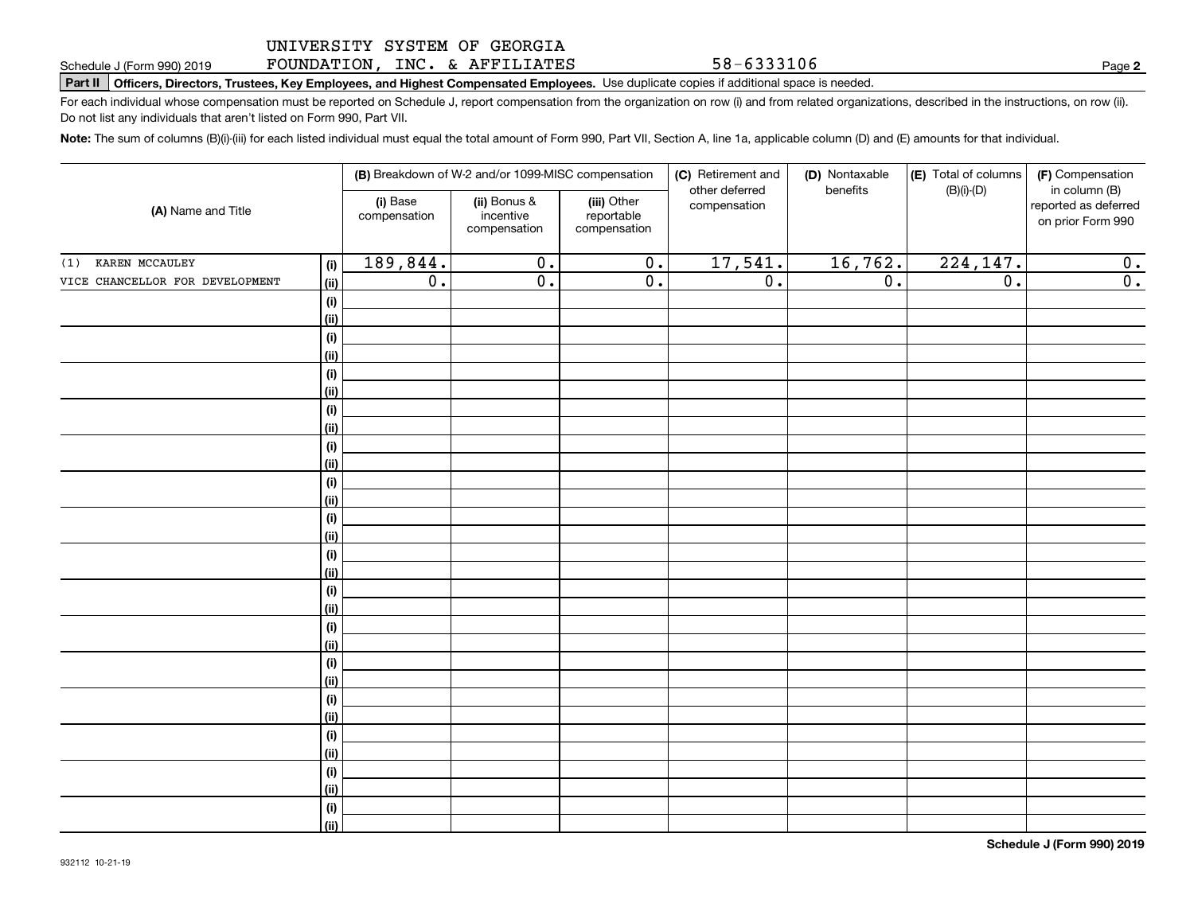UNIVERSITY SYSTEM OF GEORGIA FOUNDATION, INC. & AFFILIATES 58-6333106

Schedule J (Form 990) 2019

**Part II** **Officers, Directors, Trustees, Key Employees, and Highest Compensated Employees.** Use duplicate copies if additional space is needed.

For each individual whose compensation must be reported on Schedule J, report compensation from the organization on row (i) and from related organizations, described in the instructions, on row (ii). Do not list any individuals that aren't listed on Form 990, Part VII.

**Note:** The sum of columns (B)(i)-(iii) for each listed individual must equal the total amount of Form 990, Part VII, Section A, line 1a, applicable column (D) and (E) amounts for that individual.

| (A) Name and Title | | (B) Breakdown of W-2 and/or 1099-MISC compensation | | | (C) Retirement and other deferred compensation | (D) Nontaxable benefits | (E) Total of columns (B)(i)-(D) | (F) Compensation in column (B) reported as deferred on prior Form 990 |
|---|---|---|---|---|---|---|---|---|
| | | (i) Base compensation | (ii) Bonus & incentive compensation | (iii) Other reportable compensation | | | | |
| (1) KAREN MCCAULEY | (i) | 189,844. | 0. | 0. | 17,541. | 16,762. | 224,147. | 0. |
| VICE CHANCELLOR FOR DEVELOPMENT | (ii) | 0. | 0. | 0. | 0. | 0. | 0. | 0. |

Schedule J (Form 990) 2019

932112 10-21-19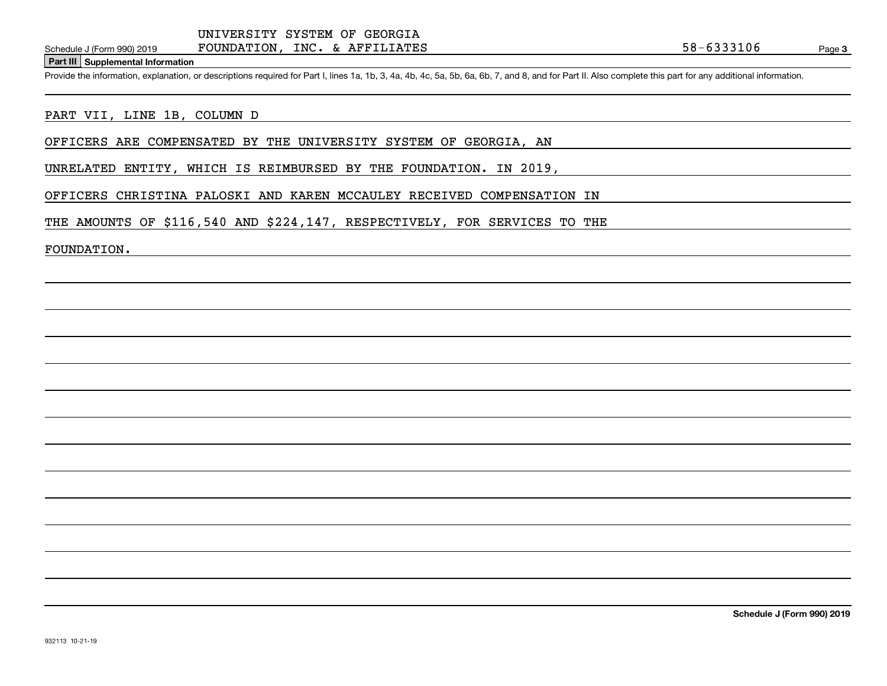UNIVERSITY SYSTEM OF GEORGIA FOUNDATION, INC. & AFFILIATES — 58-6333106

Schedule J (Form 990) 2019

**Part III Supplemental Information**

Provide the information, explanation, or descriptions required for Part I, lines 1a, 1b, 3, 4a, 4b, 4c, 5a, 5b, 6a, 6b, 7, and 8, and for Part II. Also complete this part for any additional information.

PART VII, LINE 1B, COLUMN D

OFFICERS ARE COMPENSATED BY THE UNIVERSITY SYSTEM OF GEORGIA, AN UNRELATED ENTITY, WHICH IS REIMBURSED BY THE FOUNDATION. IN 2019, OFFICERS CHRISTINA PALOSKI AND KAREN MCCAULEY RECEIVED COMPENSATION IN THE AMOUNTS OF $116,540 AND $224,147, RESPECTIVELY, FOR SERVICES TO THE FOUNDATION.

**Schedule J (Form 990) 2019**

932113 10-21-19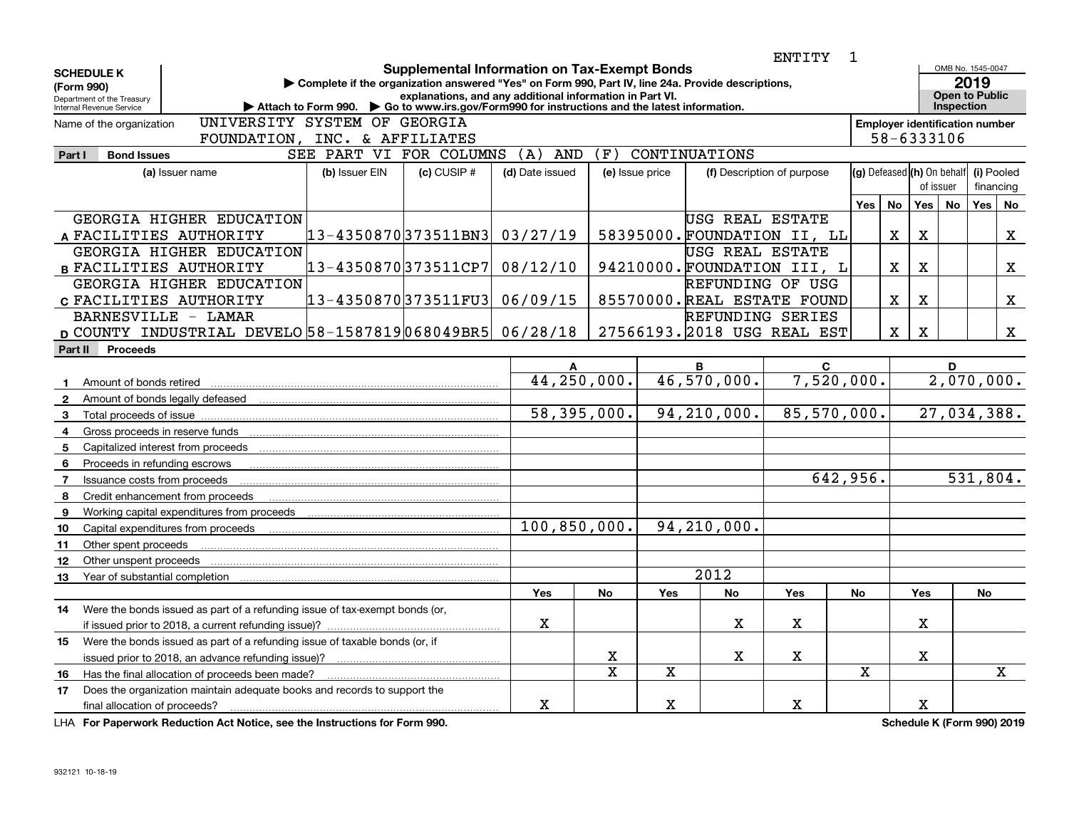ENTITY 1

**SCHEDULE K (Form 990)**
Department of the Treasury
Internal Revenue Service

# Supplemental Information on Tax-Exempt Bonds

▶ Complete if the organization answered "Yes" on Form 990, Part IV, line 24a. Provide descriptions, explanations, and any additional information in Part VI.
▶ Attach to Form 990. ▶ Go to www.irs.gov/Form990 for instructions and the latest information.

OMB No. 1545-0047
**2019**
**Open to Public Inspection**

Name of the organization: UNIVERSITY SYSTEM OF GEORGIA FOUNDATION, INC. & AFFILIATES

Employer identification number: 58-6333106

## Part I Bond Issues

SEE PART VI FOR COLUMNS (A) AND (F) CONTINUATIONS

| | (a) Issuer name | (b) Issuer EIN | (c) CUSIP # | (d) Date issued | (e) Issue price | (f) Description of purpose | (g) Defeased Yes | (g) Defeased No | (h) On behalf of issuer Yes | (h) On behalf of issuer No | (i) Pooled financing Yes | (i) Pooled financing No |
|---|---|---|---|---|---|---|---|---|---|---|---|---|
| A | GEORGIA HIGHER EDUCATION FACILITIES AUTHORITY | 13-4350870 | 373511BN3 | 03/27/19 | 58395000. | USG REAL ESTATE FOUNDATION II, LL | | X | X | | | X |
| B | GEORGIA HIGHER EDUCATION FACILITIES AUTHORITY | 13-4350870 | 373511CP7 | 08/12/10 | 94210000. | USG REAL ESTATE FOUNDATION III, L | | X | X | | | X |
| C | GEORGIA HIGHER EDUCATION FACILITIES AUTHORITY | 13-4350870 | 373511FU3 | 06/09/15 | 85570000. | REFUNDING OF USG REAL ESTATE FOUND | | X | X | | | X |
| D | BARNESVILLE - LAMAR COUNTY INDUSTRIAL DEVELO | 58-1587819 | 068049BR5 | 06/28/18 | 27566193. | REFUNDING SERIES 2018 USG REAL EST | | X | X | | | X |

## Part II Proceeds

| | | A | B | C | D |
|---|---|---|---|---|---|
| 1 | Amount of bonds retired | 44,250,000. | 46,570,000. | 7,520,000. | 2,070,000. |
| 2 | Amount of bonds legally defeased | | | | |
| 3 | Total proceeds of issue | 58,395,000. | 94,210,000. | 85,570,000. | 27,034,388. |
| 4 | Gross proceeds in reserve funds | | | | |
| 5 | Capitalized interest from proceeds | | | | |
| 6 | Proceeds in refunding escrows | | | | |
| 7 | Issuance costs from proceeds | | | 642,956. | 531,804. |
| 8 | Credit enhancement from proceeds | | | | |
| 9 | Working capital expenditures from proceeds | | | | |
| 10 | Capital expenditures from proceeds | 100,850,000. | 94,210,000. | | |
| 11 | Other spent proceeds | | | | |
| 12 | Other unspent proceeds | | | | |
| 13 | Year of substantial completion | | 2012 | | |

| | | A Yes | A No | B Yes | B No | C Yes | C No | D Yes | D No |
|---|---|---|---|---|---|---|---|---|---|
| 14 | Were the bonds issued as part of a refunding issue of tax-exempt bonds (or, if issued prior to 2018, a current refunding issue)? | X | | | X | X | | X | |
| 15 | Were the bonds issued as part of a refunding issue of taxable bonds (or, if issued prior to 2018, an advance refunding issue)? | | X | | X | X | | X | |
| 16 | Has the final allocation of proceeds been made? | | X | X | | | X | | X |
| 17 | Does the organization maintain adequate books and records to support the final allocation of proceeds? | X | | X | | X | | X | |

LHA For Paperwork Reduction Act Notice, see the Instructions for Form 990. **Schedule K (Form 990) 2019**

932121 10-18-19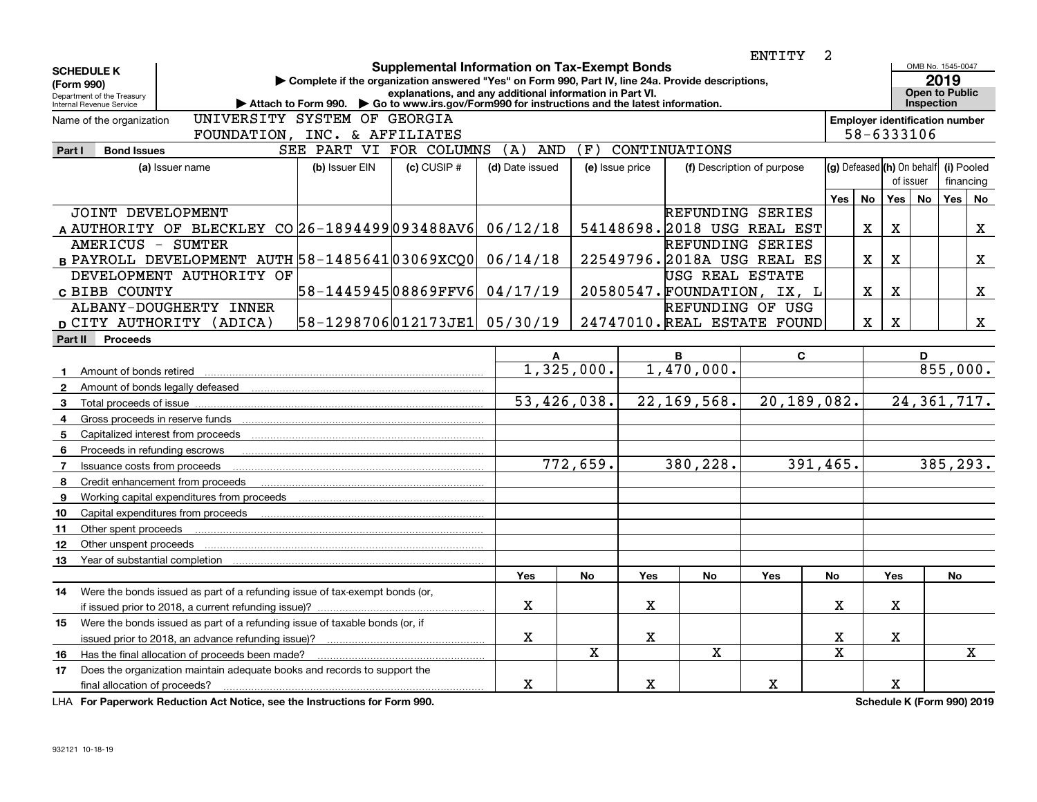ENTITY 2

**SCHEDULE K**
**(Form 990)**
Department of the Treasury
Internal Revenue Service

# Supplemental Information on Tax-Exempt Bonds

▶ Complete if the organization answered "Yes" on Form 990, Part IV, line 24a. Provide descriptions, explanations, and any additional information in Part VI.
▶ Attach to Form 990. ▶ Go to www.irs.gov/Form990 for instructions and the latest information.

OMB No. 1545-0047
**2019**
**Open to Public Inspection**

Name of the organization: UNIVERSITY SYSTEM OF GEORGIA FOUNDATION, INC. & AFFILIATES

Employer identification number: 58-6333106

## Part I Bond Issues

SEE PART VI FOR COLUMNS (A) AND (F) CONTINUATIONS

| | (a) Issuer name | (b) Issuer EIN | (c) CUSIP # | (d) Date issued | (e) Issue price | (f) Description of purpose | (g) Defeased Yes | (g) Defeased No | (h) On behalf of issuer Yes | (h) On behalf of issuer No | (i) Pooled financing Yes | (i) Pooled financing No |
|---|---|---|---|---|---|---|---|---|---|---|---|---|
| A | JOINT DEVELOPMENT AUTHORITY OF BLECKLEY CO | 26-1894499 | 093488AV6 | 06/12/18 | 54148698. | REFUNDING SERIES 2018 USG REAL EST | | X | X | | | X |
| B | AMERICUS - SUMTER PAYROLL DEVELOPMENT AUTH | 58-1485641 | 03069XCQ0 | 06/14/18 | 22549796. | REFUNDING SERIES 2018A USG REAL ES | | X | X | | | X |
| C | DEVELOPMENT AUTHORITY OF BIBB COUNTY | 58-1445945 | 08869FFV6 | 04/17/19 | 20580547. | USG REAL ESTATE FOUNDATION, IX, L | | X | X | | | X |
| D | ALBANY-DOUGHERTY INNER CITY AUTHORITY (ADICA) | 58-1298706 | 012173JE1 | 05/30/19 | 24747010. | REFUNDING OF USG REAL ESTATE FOUND | | X | X | | | X |

## Part II Proceeds

| | | A | | B | | C | | D | |
|---|---|---|---|---|---|---|---|---|---|
| 1 | Amount of bonds retired | 1,325,000. | | 1,470,000. | | | | 855,000. | |
| 2 | Amount of bonds legally defeased | | | | | | | | |
| 3 | Total proceeds of issue | 53,426,038. | | 22,169,568. | | 20,189,082. | | 24,361,717. | |
| 4 | Gross proceeds in reserve funds | | | | | | | | |
| 5 | Capitalized interest from proceeds | | | | | | | | |
| 6 | Proceeds in refunding escrows | | | | | | | | |
| 7 | Issuance costs from proceeds | 772,659. | | 380,228. | | 391,465. | | 385,293. | |
| 8 | Credit enhancement from proceeds | | | | | | | | |
| 9 | Working capital expenditures from proceeds | | | | | | | | |
| 10 | Capital expenditures from proceeds | | | | | | | | |
| 11 | Other spent proceeds | | | | | | | | |
| 12 | Other unspent proceeds | | | | | | | | |
| 13 | Year of substantial completion | | | | | | | | |
| | | Yes | No | Yes | No | Yes | No | Yes | No |
| 14 | Were the bonds issued as part of a refunding issue of tax-exempt bonds (or, if issued prior to 2018, a current refunding issue)? | X | | X | | | X | X | |
| 15 | Were the bonds issued as part of a refunding issue of taxable bonds (or, if issued prior to 2018, an advance refunding issue)? | X | | X | | | X | X | |
| 16 | Has the final allocation of proceeds been made? | | X | | X | | X | | X |
| 17 | Does the organization maintain adequate books and records to support the final allocation of proceeds? | X | | X | | X | | X | |

LHA For Paperwork Reduction Act Notice, see the Instructions for Form 990. Schedule K (Form 990) 2019

932121 10-18-19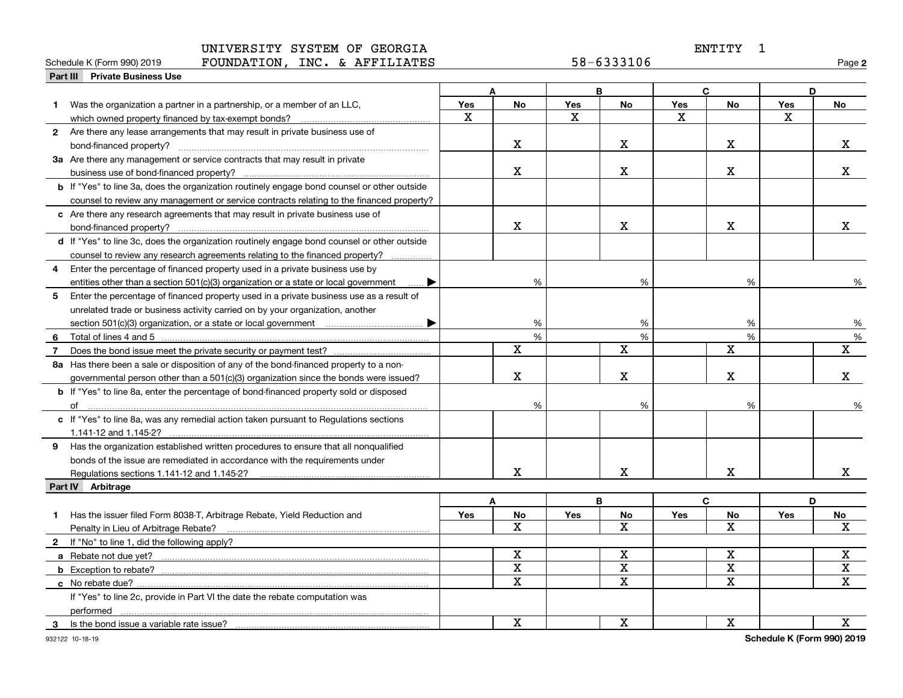UNIVERSITY SYSTEM OF GEORGIA FOUNDATION, INC. & AFFILIATES — ENTITY 1

58-6333106

Schedule K (Form 990) 2019 Page **2**

## Part III Private Business Use

| | A Yes | A No | B Yes | B No | C Yes | C No | D Yes | D No |
|---|---|---|---|---|---|---|---|---|
| **1** Was the organization a partner in a partnership, or a member of an LLC, which owned property financed by tax-exempt bonds? | X | | X | | X | | X | |
| **2** Are there any lease arrangements that may result in private business use of bond-financed property? | | X | | X | | X | | X |
| **3a** Are there any management or service contracts that may result in private business use of bond-financed property? | | X | | X | | X | | X |
| **b** If "Yes" to line 3a, does the organization routinely engage bond counsel or other outside counsel to review any management or service contracts relating to the financed property? | | | | | | | | |
| **c** Are there any research agreements that may result in private business use of bond-financed property? | | X | | X | | X | | X |
| **d** If "Yes" to line 3c, does the organization routinely engage bond counsel or other outside counsel to review any research agreements relating to the financed property? | | | | | | | | |
| **4** Enter the percentage of financed property used in a private business use by entities other than a section 501(c)(3) organization or a state or local government ▶ | | % | | % | | % | | % |
| **5** Enter the percentage of financed property used in a private business use as a result of unrelated trade or business activity carried on by your organization, another section 501(c)(3) organization, or a state or local government ▶ | | % | | % | | % | | % |
| **6** Total of lines 4 and 5 | | % | | % | | % | | % |
| **7** Does the bond issue meet the private security or payment test? | | X | | X | | X | | X |
| **8a** Has there been a sale or disposition of any of the bond-financed property to a nongovernmental person other than a 501(c)(3) organization since the bonds were issued? | | X | | X | | X | | X |
| **b** If "Yes" to line 8a, enter the percentage of bond-financed property sold or disposed of | | % | | % | | % | | % |
| **c** If "Yes" to line 8a, was any remedial action taken pursuant to Regulations sections 1.141-12 and 1.145-2? | | | | | | | | |
| **9** Has the organization established written procedures to ensure that all nonqualified bonds of the issue are remediated in accordance with the requirements under Regulations sections 1.141-12 and 1.145-2? | | X | | X | | X | | X |

## Part IV Arbitrage

| | A Yes | A No | B Yes | B No | C Yes | C No | D Yes | D No |
|---|---|---|---|---|---|---|---|---|
| **1** Has the issuer filed Form 8038-T, Arbitrage Rebate, Yield Reduction and Penalty in Lieu of Arbitrage Rebate? | | X | | X | | X | | X |
| **2** If "No" to line 1, did the following apply? | | | | | | | | |
| **a** Rebate not due yet? | | X | | X | | X | | X |
| **b** Exception to rebate? | | X | | X | | X | | X |
| **c** No rebate due? | | X | | X | | X | | X |
| If "Yes" to line 2c, provide in Part VI the date the rebate computation was performed | | | | | | | | |
| **3** Is the bond issue a variable rate issue? | | X | | X | | X | | X |

932122 10-18-19

**Schedule K (Form 990) 2019**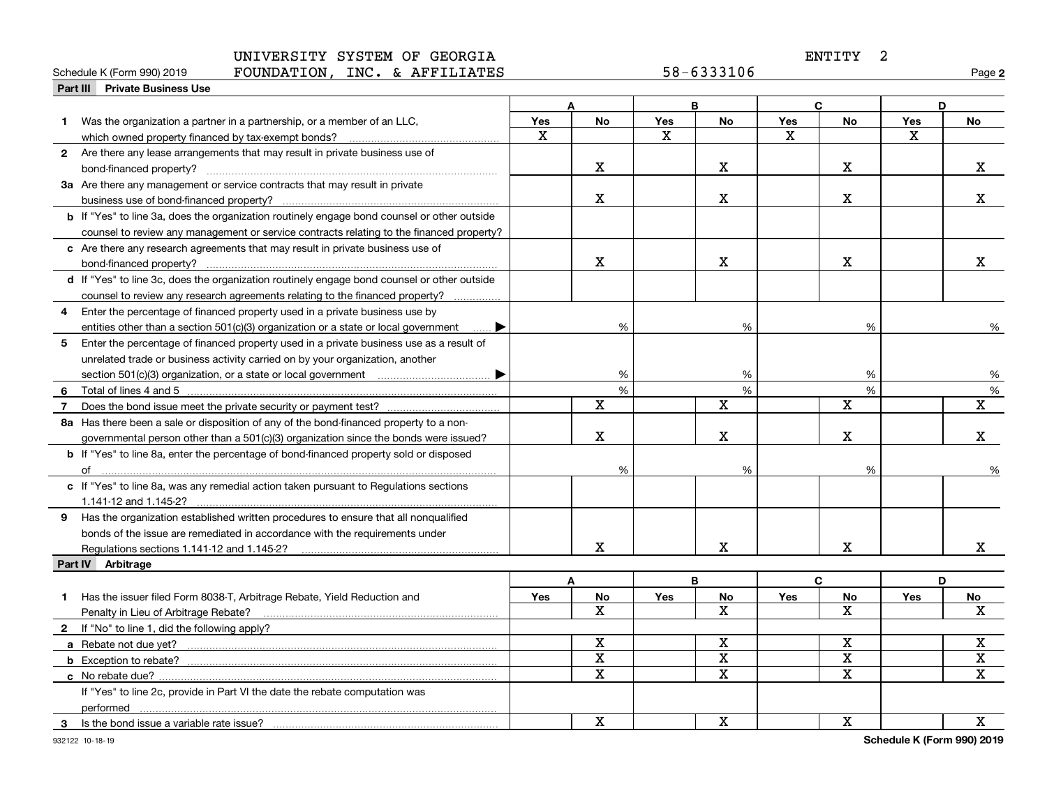Schedule K (Form 990) 2019 UNIVERSITY SYSTEM OF GEORGIA FOUNDATION, INC. & AFFILIATES 58-6333106 ENTITY 2

## Part III Private Business Use

| | A | | B | | C | | D | |
|---|---|---|---|---|---|---|---|---|
| | Yes | No | Yes | No | Yes | No | Yes | No |
| **1** Was the organization a partner in a partnership, or a member of an LLC, which owned property financed by tax-exempt bonds? | X | | X | | X | | X | |
| **2** Are there any lease arrangements that may result in private business use of bond-financed property? | | X | | X | | X | | X |
| **3a** Are there any management or service contracts that may result in private business use of bond-financed property? | | X | | X | | X | | X |
| **b** If "Yes" to line 3a, does the organization routinely engage bond counsel or other outside counsel to review any management or service contracts relating to the financed property? | | | | | | | | |
| **c** Are there any research agreements that may result in private business use of bond-financed property? | | X | | X | | X | | X |
| **d** If "Yes" to line 3c, does the organization routinely engage bond counsel or other outside counsel to review any research agreements relating to the financed property? | | | | | | | | |
| **4** Enter the percentage of financed property used in a private business use by entities other than a section 501(c)(3) organization or a state or local government ▶ | | % | | % | | % | | % |
| **5** Enter the percentage of financed property used in a private business use as a result of unrelated trade or business activity carried on by your organization, another section 501(c)(3) organization, or a state or local government ▶ | | % | | % | | % | | % |
| **6** Total of lines 4 and 5 | | % | | % | | % | | % |
| **7** Does the bond issue meet the private security or payment test? | | X | | X | | X | | X |
| **8a** Has there been a sale or disposition of any of the bond-financed property to a nongovernmental person other than a 501(c)(3) organization since the bonds were issued? | | X | | X | | X | | X |
| **b** If "Yes" to line 8a, enter the percentage of bond-financed property sold or disposed of | | % | | % | | % | | % |
| **c** If "Yes" to line 8a, was any remedial action taken pursuant to Regulations sections 1.141-12 and 1.145-2? | | | | | | | | |
| **9** Has the organization established written procedures to ensure that all nonqualified bonds of the issue are remediated in accordance with the requirements under Regulations sections 1.141-12 and 1.145-2? | | X | | X | | X | | X |

## Part IV Arbitrage

| | A | | B | | C | | D | |
|---|---|---|---|---|---|---|---|---|
| | Yes | No | Yes | No | Yes | No | Yes | No |
| **1** Has the issuer filed Form 8038-T, Arbitrage Rebate, Yield Reduction and Penalty in Lieu of Arbitrage Rebate? | | X | | X | | X | | X |
| **2** If "No" to line 1, did the following apply? | | | | | | | | |
| **a** Rebate not due yet? | | X | | X | | X | | X |
| **b** Exception to rebate? | | X | | X | | X | | X |
| **c** No rebate due? | | X | | X | | X | | X |
| If "Yes" to line 2c, provide in Part VI the date the rebate computation was performed | | | | | | | | |
| **3** Is the bond issue a variable rate issue? | | X | | X | | X | | X |

932122 10-18-19

Schedule K (Form 990) 2019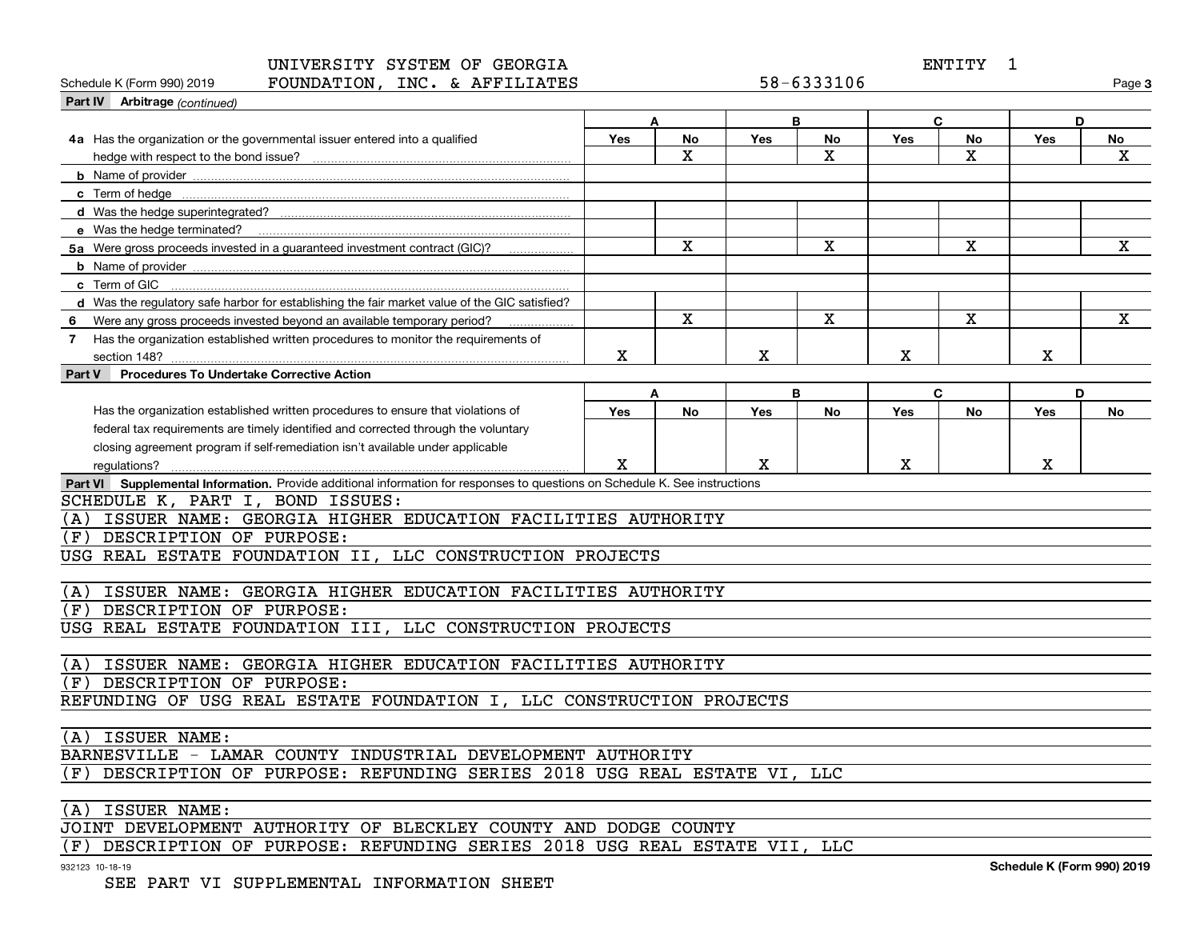UNIVERSITY SYSTEM OF GEORGIA FOUNDATION, INC. & AFFILIATES — 58-6333106 — ENTITY 1

Schedule K (Form 990) 2019

**Part IV Arbitrage** *(continued)*

| | A | | B | | C | | D | |
|---|---|---|---|---|---|---|---|---|
| | Yes | No | Yes | No | Yes | No | Yes | No |
| **4a** Has the organization or the governmental issuer entered into a qualified hedge with respect to the bond issue? | | X | | X | | X | | X |
| **b** Name of provider | | | | | | | | |
| **c** Term of hedge | | | | | | | | |
| **d** Was the hedge superintegrated? | | | | | | | | |
| **e** Was the hedge terminated? | | | | | | | | |
| **5a** Were gross proceeds invested in a guaranteed investment contract (GIC)? | | X | | X | | X | | X |
| **b** Name of provider | | | | | | | | |
| **c** Term of GIC | | | | | | | | |
| **d** Was the regulatory safe harbor for establishing the fair market value of the GIC satisfied? | | | | | | | | |
| **6** Were any gross proceeds invested beyond an available temporary period? | | X | | X | | X | | X |
| **7** Has the organization established written procedures to monitor the requirements of section 148? | X | | X | | X | | X | |

**Part V Procedures To Undertake Corrective Action**

| | A | | B | | C | | D | |
|---|---|---|---|---|---|---|---|---|
| | Yes | No | Yes | No | Yes | No | Yes | No |
| Has the organization established written procedures to ensure that violations of federal tax requirements are timely identified and corrected through the voluntary closing agreement program if self-remediation isn't available under applicable regulations? | X | | X | | X | | X | |

**Part VI Supplemental Information.** Provide additional information for responses to questions on Schedule K. See instructions

SCHEDULE K, PART I, BOND ISSUES:

(A) ISSUER NAME: GEORGIA HIGHER EDUCATION FACILITIES AUTHORITY
(F) DESCRIPTION OF PURPOSE:
USG REAL ESTATE FOUNDATION II, LLC CONSTRUCTION PROJECTS

(A) ISSUER NAME: GEORGIA HIGHER EDUCATION FACILITIES AUTHORITY
(F) DESCRIPTION OF PURPOSE:
USG REAL ESTATE FOUNDATION III, LLC CONSTRUCTION PROJECTS

(A) ISSUER NAME: GEORGIA HIGHER EDUCATION FACILITIES AUTHORITY
(F) DESCRIPTION OF PURPOSE:
REFUNDING OF USG REAL ESTATE FOUNDATION I, LLC CONSTRUCTION PROJECTS

(A) ISSUER NAME:
BARNESVILLE - LAMAR COUNTY INDUSTRIAL DEVELOPMENT AUTHORITY
(F) DESCRIPTION OF PURPOSE: REFUNDING SERIES 2018 USG REAL ESTATE VI, LLC

(A) ISSUER NAME:
JOINT DEVELOPMENT AUTHORITY OF BLECKLEY COUNTY AND DODGE COUNTY
(F) DESCRIPTION OF PURPOSE: REFUNDING SERIES 2018 USG REAL ESTATE VII, LLC

SEE PART VI SUPPLEMENTAL INFORMATION SHEET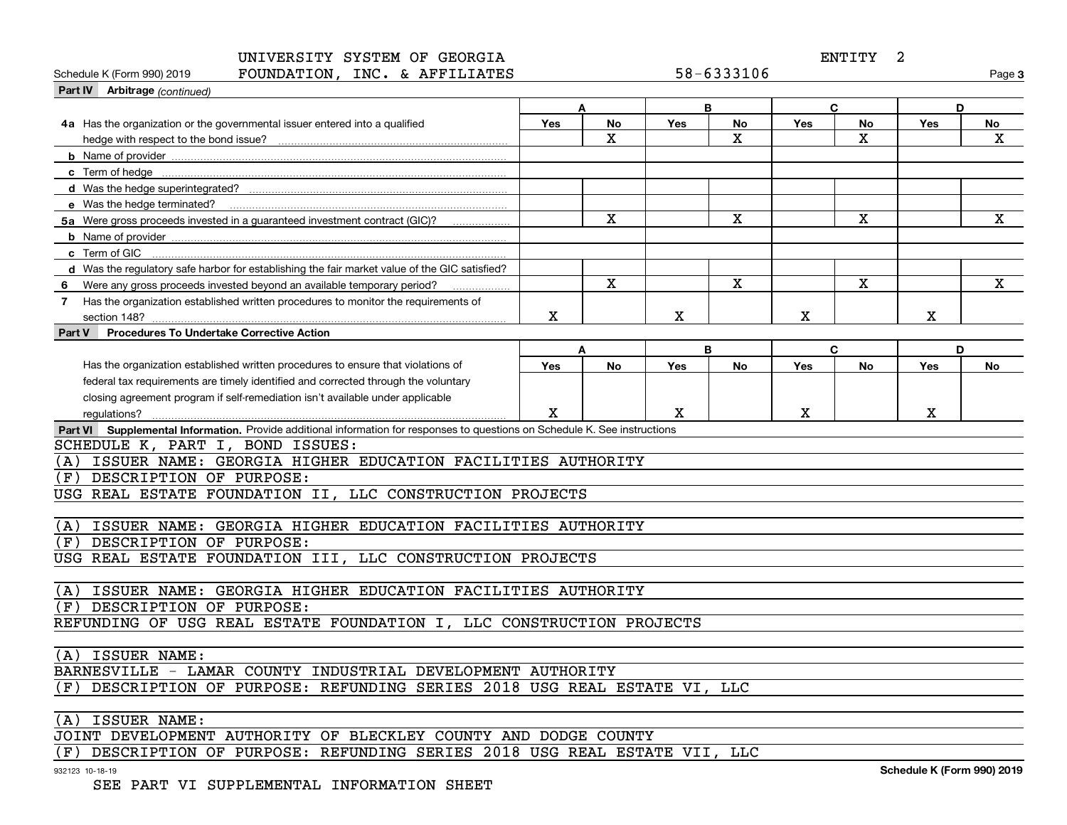UNIVERSITY SYSTEM OF GEORGIA FOUNDATION, INC. & AFFILIATES

ENTITY 2

58-6333106

Schedule K (Form 990) 2019

## Part IV Arbitrage *(continued)*

| | A Yes | A No | B Yes | B No | C Yes | C No | D Yes | D No |
|---|---|---|---|---|---|---|---|---|
| **4a** Has the organization or the governmental issuer entered into a qualified hedge with respect to the bond issue? | | X | | X | | X | | X |
| **b** Name of provider | | | | | | | | |
| **c** Term of hedge | | | | | | | | |
| **d** Was the hedge superintegrated? | | | | | | | | |
| **e** Was the hedge terminated? | | | | | | | | |
| **5a** Were gross proceeds invested in a guaranteed investment contract (GIC)? | | X | | X | | X | | X |
| **b** Name of provider | | | | | | | | |
| **c** Term of GIC | | | | | | | | |
| **d** Was the regulatory safe harbor for establishing the fair market value of the GIC satisfied? | | | | | | | | |
| **6** Were any gross proceeds invested beyond an available temporary period? | | X | | X | | X | | X |
| **7** Has the organization established written procedures to monitor the requirements of section 148? | X | | X | | X | | X | |

## Part V Procedures To Undertake Corrective Action

| | A Yes | A No | B Yes | B No | C Yes | C No | D Yes | D No |
|---|---|---|---|---|---|---|---|---|
| Has the organization established written procedures to ensure that violations of federal tax requirements are timely identified and corrected through the voluntary closing agreement program if self-remediation isn't available under applicable regulations? | X | | X | | X | | X | |

## Part VI Supplemental Information.

Provide additional information for responses to questions on Schedule K. See instructions

SCHEDULE K, PART I, BOND ISSUES:

(A) ISSUER NAME: GEORGIA HIGHER EDUCATION FACILITIES AUTHORITY
(F) DESCRIPTION OF PURPOSE:
USG REAL ESTATE FOUNDATION II, LLC CONSTRUCTION PROJECTS

(A) ISSUER NAME: GEORGIA HIGHER EDUCATION FACILITIES AUTHORITY
(F) DESCRIPTION OF PURPOSE:
USG REAL ESTATE FOUNDATION III, LLC CONSTRUCTION PROJECTS

(A) ISSUER NAME: GEORGIA HIGHER EDUCATION FACILITIES AUTHORITY
(F) DESCRIPTION OF PURPOSE:
REFUNDING OF USG REAL ESTATE FOUNDATION I, LLC CONSTRUCTION PROJECTS

(A) ISSUER NAME:
BARNESVILLE - LAMAR COUNTY INDUSTRIAL DEVELOPMENT AUTHORITY
(F) DESCRIPTION OF PURPOSE: REFUNDING SERIES 2018 USG REAL ESTATE VI, LLC

(A) ISSUER NAME:
JOINT DEVELOPMENT AUTHORITY OF BLECKLEY COUNTY AND DODGE COUNTY
(F) DESCRIPTION OF PURPOSE: REFUNDING SERIES 2018 USG REAL ESTATE VII, LLC

932123 10-18-19

Schedule K (Form 990) 2019

SEE PART VI SUPPLEMENTAL INFORMATION SHEET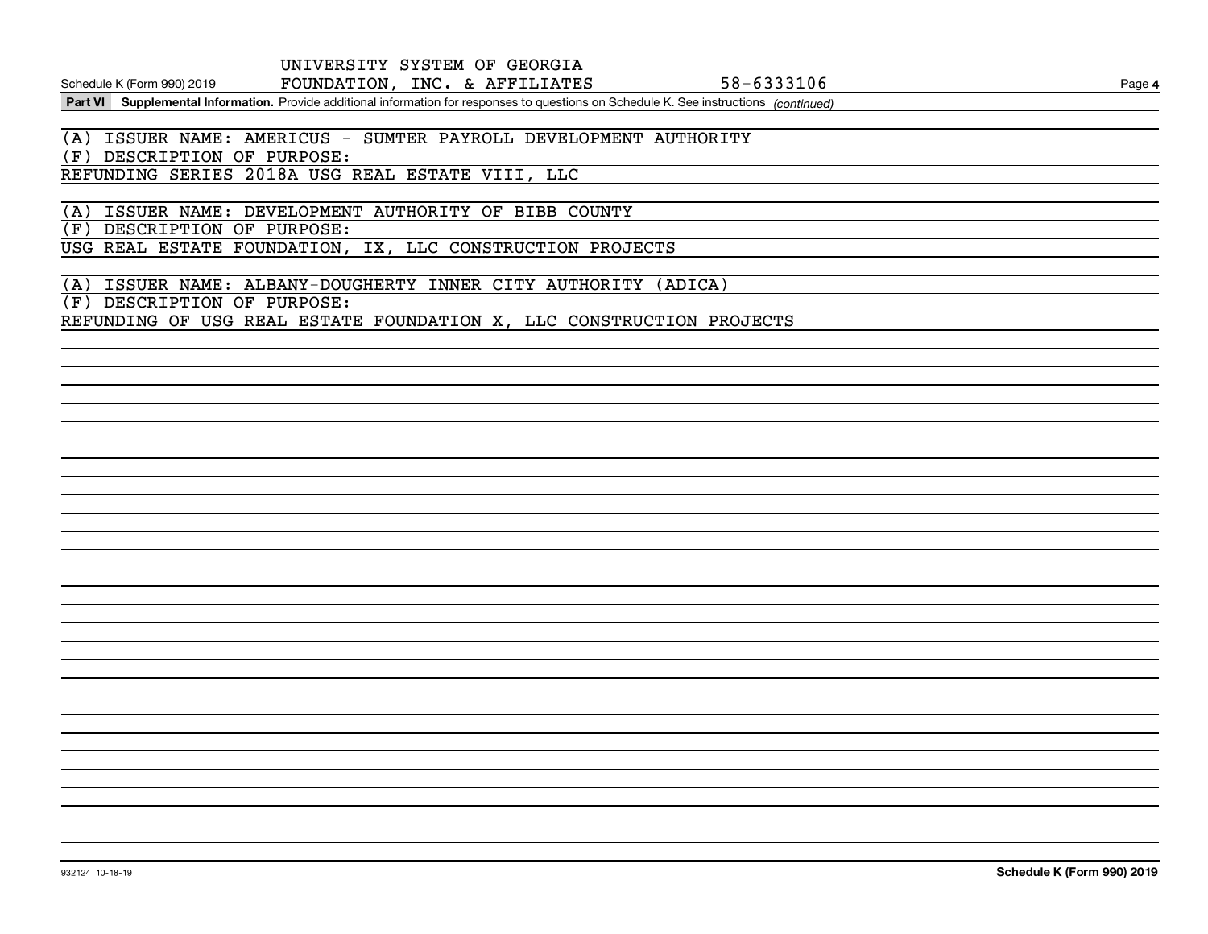**Part VI Supplemental Information.** Provide additional information for responses to questions on Schedule K. See instructions *(continued)*

(A) ISSUER NAME: AMERICUS - SUMTER PAYROLL DEVELOPMENT AUTHORITY
(F) DESCRIPTION OF PURPOSE:
REFUNDING SERIES 2018A USG REAL ESTATE VIII, LLC

(A) ISSUER NAME: DEVELOPMENT AUTHORITY OF BIBB COUNTY
(F) DESCRIPTION OF PURPOSE:
USG REAL ESTATE FOUNDATION, IX, LLC CONSTRUCTION PROJECTS

(A) ISSUER NAME: ALBANY-DOUGHERTY INNER CITY AUTHORITY (ADICA)
(F) DESCRIPTION OF PURPOSE:
REFUNDING OF USG REAL ESTATE FOUNDATION X, LLC CONSTRUCTION PROJECTS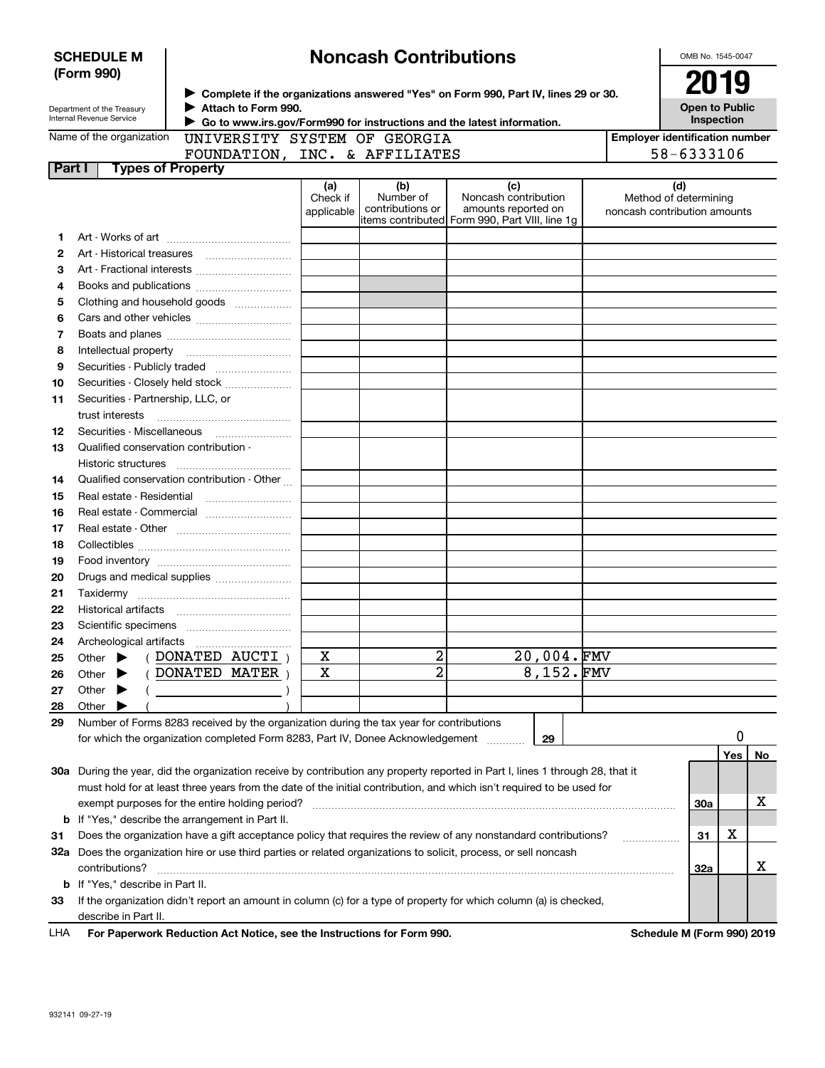**SCHEDULE M (Form 990)**

Department of the Treasury
Internal Revenue Service

# Noncash Contributions

▶ Complete if the organizations answered "Yes" on Form 990, Part IV, lines 29 or 30.
▶ Attach to Form 990.
▶ Go to www.irs.gov/Form990 for instructions and the latest information.

OMB No. 1545-0047

**2019**

**Open to Public Inspection**

Name of the organization: UNIVERSITY SYSTEM OF GEORGIA FOUNDATION, INC. & AFFILIATES

Employer identification number: 58-6333106

**Part I — Types of Property**

| | | (a) Check if applicable | (b) Number of contributions or items contributed | (c) Noncash contribution amounts reported on Form 990, Part VIII, line 1g | (d) Method of determining noncash contribution amounts |
|---|---|---|---|---|---|
| 1 | Art - Works of art | | | | |
| 2 | Art - Historical treasures | | | | |
| 3 | Art - Fractional interests | | | | |
| 4 | Books and publications | | | | |
| 5 | Clothing and household goods | | | | |
| 6 | Cars and other vehicles | | | | |
| 7 | Boats and planes | | | | |
| 8 | Intellectual property | | | | |
| 9 | Securities - Publicly traded | | | | |
| 10 | Securities - Closely held stock | | | | |
| 11 | Securities - Partnership, LLC, or trust interests | | | | |
| 12 | Securities - Miscellaneous | | | | |
| 13 | Qualified conservation contribution - Historic structures | | | | |
| 14 | Qualified conservation contribution - Other | | | | |
| 15 | Real estate - Residential | | | | |
| 16 | Real estate - Commercial | | | | |
| 17 | Real estate - Other | | | | |
| 18 | Collectibles | | | | |
| 19 | Food inventory | | | | |
| 20 | Drugs and medical supplies | | | | |
| 21 | Taxidermy | | | | |
| 22 | Historical artifacts | | | | |
| 23 | Scientific specimens | | | | |
| 24 | Archeological artifacts | | | | |
| 25 | Other ▶ ( DONATED AUCTI ) | X | 2 | 20,004. | FMV |
| 26 | Other ▶ ( DONATED MATER ) | X | 2 | 8,152. | FMV |
| 27 | Other ▶ ( ) | | | | |
| 28 | Other ▶ ( ) | | | | |

29 Number of Forms 8283 received by the organization during the tax year for contributions for which the organization completed Form 8283, Part IV, Donee Acknowledgement ..... **29** | 0

| | | | Yes | No |
|---|---|---|---|---|
| 30a | During the year, did the organization receive by contribution any property reported in Part I, lines 1 through 28, that it must hold for at least three years from the date of the initial contribution, and which isn't required to be used for exempt purposes for the entire holding period? | 30a | | X |
| b | If "Yes," describe the arrangement in Part II. | | | |
| 31 | Does the organization have a gift acceptance policy that requires the review of any nonstandard contributions? | 31 | X | |
| 32a | Does the organization hire or use third parties or related organizations to solicit, process, or sell noncash contributions? | 32a | | X |
| b | If "Yes," describe in Part II. | | | |
| 33 | If the organization didn't report an amount in column (c) for a type of property for which column (a) is checked, describe in Part II. | | | |

LHA **For Paperwork Reduction Act Notice, see the Instructions for Form 990.** **Schedule M (Form 990) 2019**

932141 09-27-19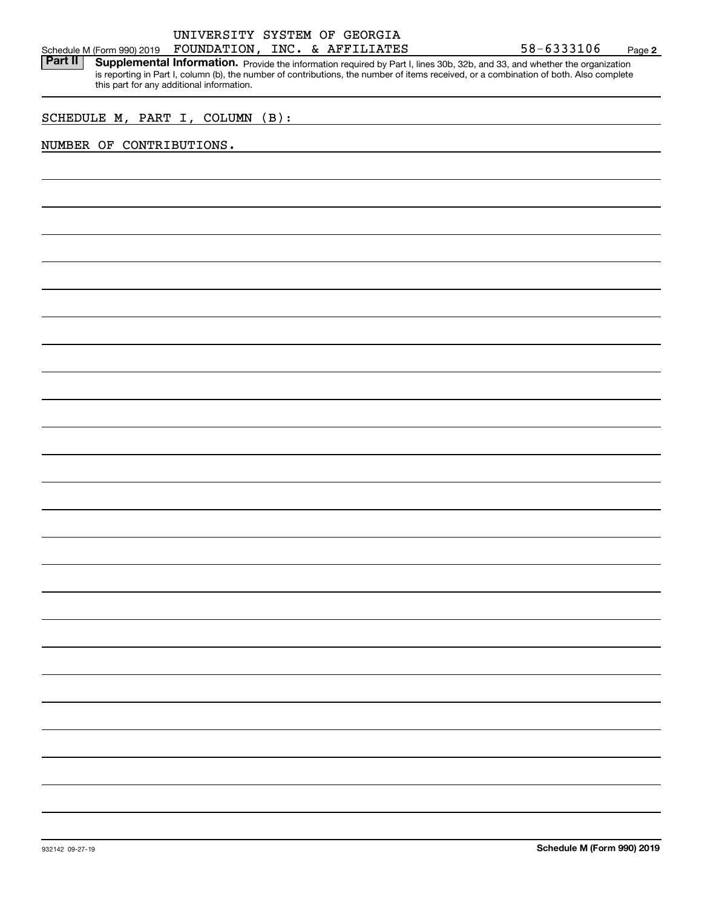UNIVERSITY SYSTEM OF GEORGIA

Schedule M (Form 990) 2019 FOUNDATION, INC. & AFFILIATES 58-6333106 Page **2**

**Part II** **Supplemental Information.** Provide the information required by Part I, lines 30b, 32b, and 33, and whether the organization is reporting in Part I, column (b), the number of contributions, the number of items received, or a combination of both. Also complete this part for any additional information.

SCHEDULE M, PART I, COLUMN (B):

NUMBER OF CONTRIBUTIONS.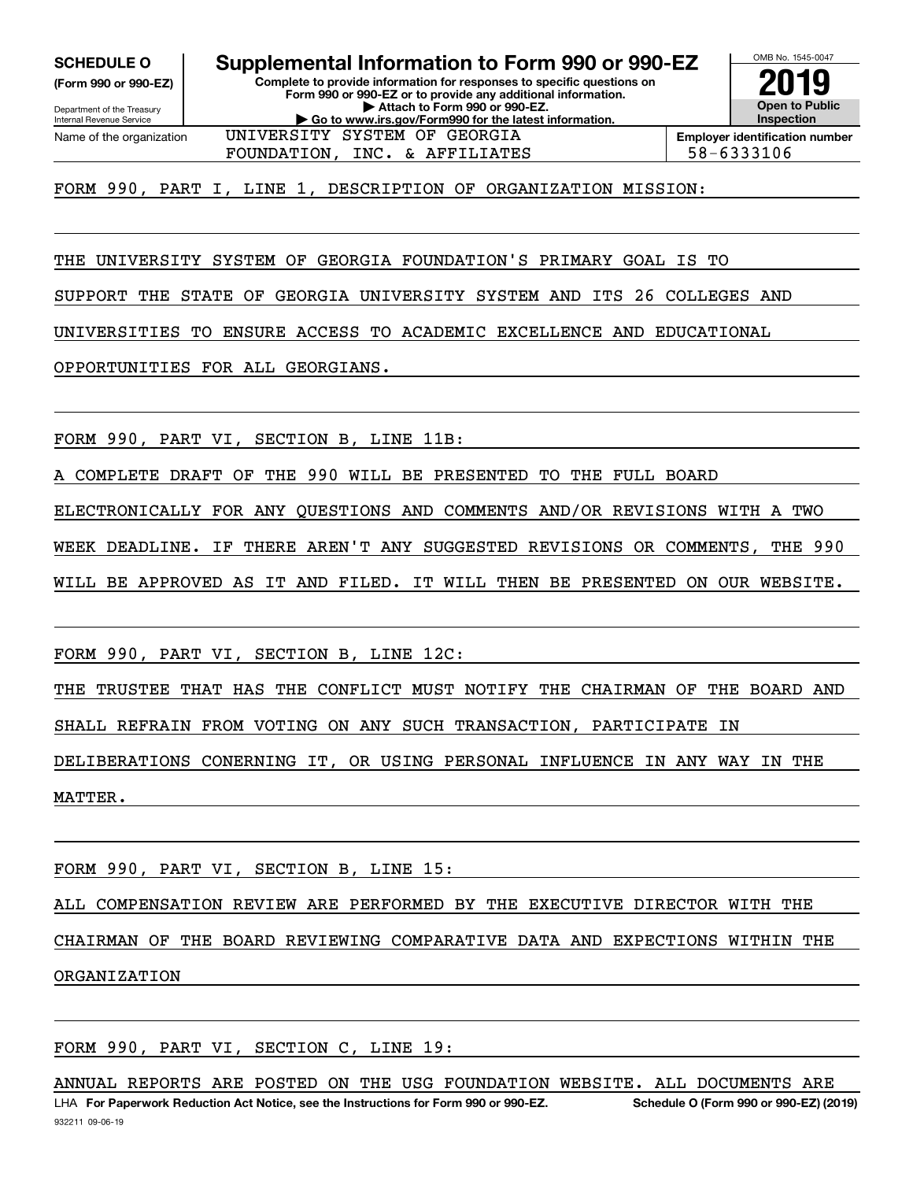**SCHEDULE O**
**(Form 990 or 990-EZ)**

Department of the Treasury
Internal Revenue Service

# Supplemental Information to Form 990 or 990-EZ

**Complete to provide information for responses to specific questions on Form 990 or 990-EZ or to provide any additional information.**
**▶ Attach to Form 990 or 990-EZ.**
**▶ Go to www.irs.gov/Form990 for the latest information.**

OMB No. 1545-0047
**2019**
**Open to Public Inspection**

| Name of the organization | Employer identification number |
|---|---|
| UNIVERSITY SYSTEM OF GEORGIA FOUNDATION, INC. & AFFILIATES | 58-6333106 |

FORM 990, PART I, LINE 1, DESCRIPTION OF ORGANIZATION MISSION:

THE UNIVERSITY SYSTEM OF GEORGIA FOUNDATION'S PRIMARY GOAL IS TO SUPPORT THE STATE OF GEORGIA UNIVERSITY SYSTEM AND ITS 26 COLLEGES AND UNIVERSITIES TO ENSURE ACCESS TO ACADEMIC EXCELLENCE AND EDUCATIONAL OPPORTUNITIES FOR ALL GEORGIANS.

FORM 990, PART VI, SECTION B, LINE 11B:

A COMPLETE DRAFT OF THE 990 WILL BE PRESENTED TO THE FULL BOARD ELECTRONICALLY FOR ANY QUESTIONS AND COMMENTS AND/OR REVISIONS WITH A TWO WEEK DEADLINE. IF THERE AREN'T ANY SUGGESTED REVISIONS OR COMMENTS, THE 990 WILL BE APPROVED AS IT AND FILED. IT WILL THEN BE PRESENTED ON OUR WEBSITE.

FORM 990, PART VI, SECTION B, LINE 12C:

THE TRUSTEE THAT HAS THE CONFLICT MUST NOTIFY THE CHAIRMAN OF THE BOARD AND SHALL REFRAIN FROM VOTING ON ANY SUCH TRANSACTION, PARTICIPATE IN DELIBERATIONS CONERNING IT, OR USING PERSONAL INFLUENCE IN ANY WAY IN THE MATTER.

FORM 990, PART VI, SECTION B, LINE 15:

ALL COMPENSATION REVIEW ARE PERFORMED BY THE EXECUTIVE DIRECTOR WITH THE CHAIRMAN OF THE BOARD REVIEWING COMPARATIVE DATA AND EXPECTIONS WITHIN THE ORGANIZATION

FORM 990, PART VI, SECTION C, LINE 19:

ANNUAL REPORTS ARE POSTED ON THE USG FOUNDATION WEBSITE. ALL DOCUMENTS ARE

LHA **For Paperwork Reduction Act Notice, see the Instructions for Form 990 or 990-EZ.** **Schedule O (Form 990 or 990-EZ) (2019)**
932211 09-06-19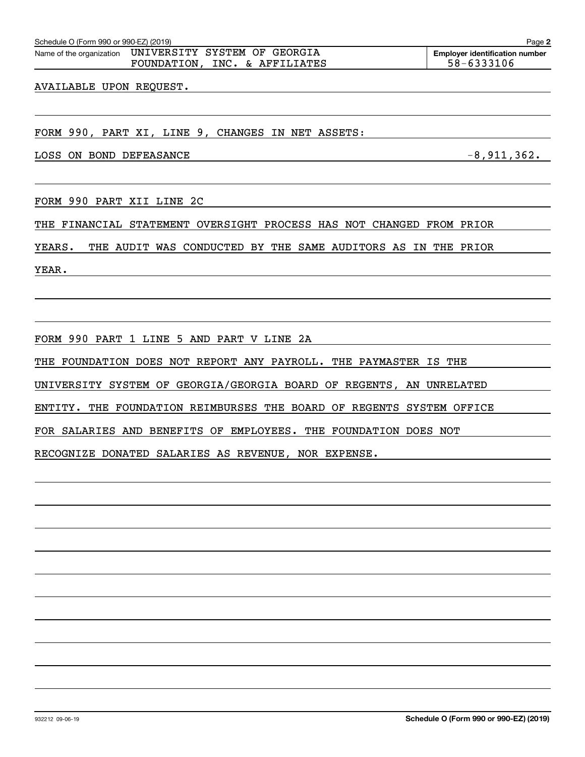Schedule O (Form 990 or 990-EZ) (2019)

Name of the organization: UNIVERSITY SYSTEM OF GEORGIA FOUNDATION, INC. & AFFILIATES

Employer identification number: 58-6333106

AVAILABLE UPON REQUEST.

FORM 990, PART XI, LINE 9, CHANGES IN NET ASSETS:

| | |
|---|---|
| LOSS ON BOND DEFEASANCE | -8,911,362. |

FORM 990 PART XII LINE 2C

THE FINANCIAL STATEMENT OVERSIGHT PROCESS HAS NOT CHANGED FROM PRIOR YEARS. THE AUDIT WAS CONDUCTED BY THE SAME AUDITORS AS IN THE PRIOR YEAR.

FORM 990 PART 1 LINE 5 AND PART V LINE 2A

THE FOUNDATION DOES NOT REPORT ANY PAYROLL. THE PAYMASTER IS THE UNIVERSITY SYSTEM OF GEORGIA/GEORGIA BOARD OF REGENTS, AN UNRELATED ENTITY. THE FOUNDATION REIMBURSES THE BOARD OF REGENTS SYSTEM OFFICE FOR SALARIES AND BENEFITS OF EMPLOYEES. THE FOUNDATION DOES NOT RECOGNIZE DONATED SALARIES AS REVENUE, NOR EXPENSE.

932212 09-06-19 Schedule O (Form 990 or 990-EZ) (2019)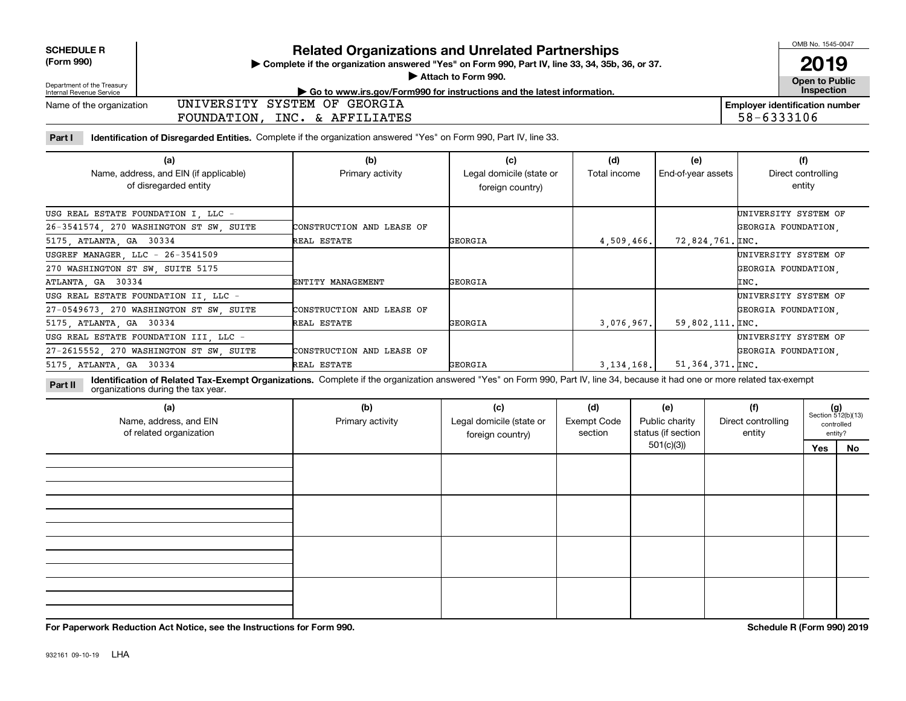**SCHEDULE R (Form 990)**

Department of the Treasury
Internal Revenue Service

# Related Organizations and Unrelated Partnerships

▶ Complete if the organization answered "Yes" on Form 990, Part IV, line 33, 34, 35b, 36, or 37.
▶ Attach to Form 990.
▶ Go to www.irs.gov/Form990 for instructions and the latest information.

OMB No. 1545-0047
**2019**
**Open to Public Inspection**

Name of the organization: UNIVERSITY SYSTEM OF GEORGIA FOUNDATION, INC. & AFFILIATES

Employer identification number: 58-6333106

**Part I** **Identification of Disregarded Entities.** Complete if the organization answered "Yes" on Form 990, Part IV, line 33.

| (a) Name, address, and EIN (if applicable) of disregarded entity | (b) Primary activity | (c) Legal domicile (state or foreign country) | (d) Total income | (e) End-of-year assets | (f) Direct controlling entity |
|---|---|---|---|---|---|
| USG REAL ESTATE FOUNDATION I, LLC - 26-3541574, 270 WASHINGTON ST SW, SUITE 5175, ATLANTA, GA 30334 | CONSTRUCTION AND LEASE OF REAL ESTATE | GEORGIA | 4,509,466. | 72,824,761. | UNIVERSITY SYSTEM OF GEORGIA FOUNDATION, INC. |
| USGREF MANAGER, LLC - 26-3541509 270 WASHINGTON ST SW, SUITE 5175 ATLANTA, GA 30334 | ENTITY MANAGEMENT | GEORGIA | | | UNIVERSITY SYSTEM OF GEORGIA FOUNDATION, INC. |
| USG REAL ESTATE FOUNDATION II, LLC - 27-0549673, 270 WASHINGTON ST SW, SUITE 5175, ATLANTA, GA 30334 | CONSTRUCTION AND LEASE OF REAL ESTATE | GEORGIA | 3,076,967. | 59,802,111. | UNIVERSITY SYSTEM OF GEORGIA FOUNDATION, INC. |
| USG REAL ESTATE FOUNDATION III, LLC - 27-2615552, 270 WASHINGTON ST SW, SUITE 5175, ATLANTA, GA 30334 | CONSTRUCTION AND LEASE OF REAL ESTATE | GEORGIA | 3,134,168. | 51,364,371. | UNIVERSITY SYSTEM OF GEORGIA FOUNDATION, INC. |

**Part II** **Identification of Related Tax-Exempt Organizations.** Complete if the organization answered "Yes" on Form 990, Part IV, line 34, because it had one or more related tax-exempt organizations during the tax year.

| (a) Name, address, and EIN of related organization | (b) Primary activity | (c) Legal domicile (state or foreign country) | (d) Exempt Code section | (e) Public charity status (if section 501(c)(3)) | (f) Direct controlling entity | (g) Section 512(b)(13) controlled entity? Yes | No |
|---|---|---|---|---|---|---|---|
| | | | | | | | |
| | | | | | | | |
| | | | | | | | |
| | | | | | | | |

**For Paperwork Reduction Act Notice, see the Instructions for Form 990.** **Schedule R (Form 990) 2019**

932161 09-10-19 LHA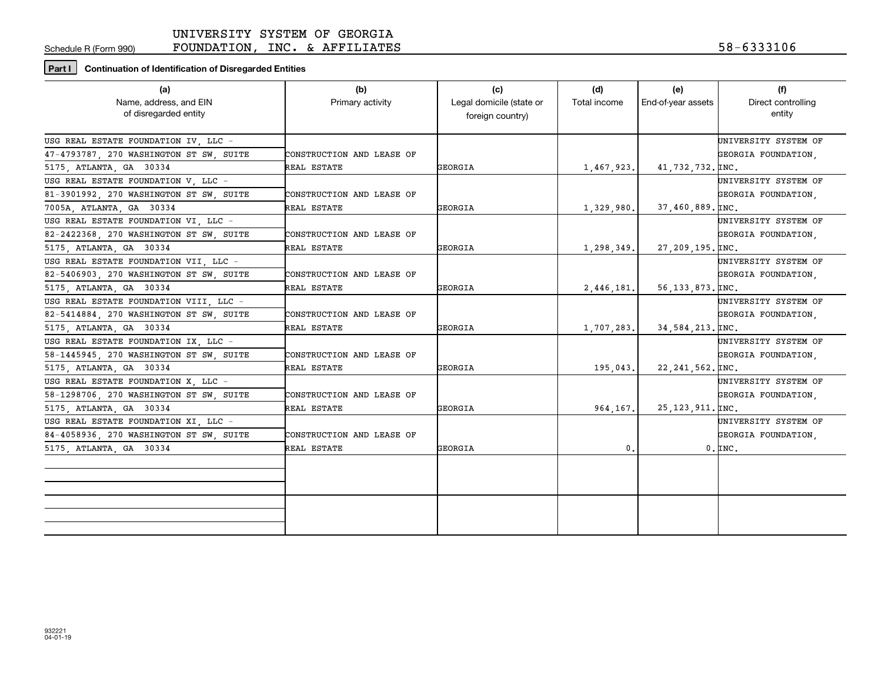Schedule R (Form 990) UNIVERSITY SYSTEM OF GEORGIA FOUNDATION, INC. & AFFILIATES 58-6333106

**Part I** **Continuation of Identification of Disregarded Entities**

| (a) Name, address, and EIN of disregarded entity | (b) Primary activity | (c) Legal domicile (state or foreign country) | (d) Total income | (e) End-of-year assets | (f) Direct controlling entity |
|---|---|---|---|---|---|
| USG REAL ESTATE FOUNDATION IV, LLC - 47-4793787, 270 WASHINGTON ST SW, SUITE 5175, ATLANTA, GA 30334 | CONSTRUCTION AND LEASE OF REAL ESTATE | GEORGIA | 1,467,923. | 41,732,732. | UNIVERSITY SYSTEM OF GEORGIA FOUNDATION, INC. |
| USG REAL ESTATE FOUNDATION V, LLC - 81-3901992, 270 WASHINGTON ST SW, SUITE 7005A, ATLANTA, GA 30334 | CONSTRUCTION AND LEASE OF REAL ESTATE | GEORGIA | 1,329,980. | 37,460,889. | UNIVERSITY SYSTEM OF GEORGIA FOUNDATION, INC. |
| USG REAL ESTATE FOUNDATION VI, LLC - 82-2422368, 270 WASHINGTON ST SW, SUITE 5175, ATLANTA, GA 30334 | CONSTRUCTION AND LEASE OF REAL ESTATE | GEORGIA | 1,298,349. | 27,209,195. | UNIVERSITY SYSTEM OF GEORGIA FOUNDATION, INC. |
| USG REAL ESTATE FOUNDATION VII, LLC - 82-5406903, 270 WASHINGTON ST SW, SUITE 5175, ATLANTA, GA 30334 | CONSTRUCTION AND LEASE OF REAL ESTATE | GEORGIA | 2,446,181. | 56,133,873. | UNIVERSITY SYSTEM OF GEORGIA FOUNDATION, INC. |
| USG REAL ESTATE FOUNDATION VIII, LLC - 82-5414884, 270 WASHINGTON ST SW, SUITE 5175, ATLANTA, GA 30334 | CONSTRUCTION AND LEASE OF REAL ESTATE | GEORGIA | 1,707,283. | 34,584,213. | UNIVERSITY SYSTEM OF GEORGIA FOUNDATION, INC. |
| USG REAL ESTATE FOUNDATION IX, LLC - 58-1445945, 270 WASHINGTON ST SW, SUITE 5175, ATLANTA, GA 30334 | CONSTRUCTION AND LEASE OF REAL ESTATE | GEORGIA | 195,043. | 22,241,562. | UNIVERSITY SYSTEM OF GEORGIA FOUNDATION, INC. |
| USG REAL ESTATE FOUNDATION X, LLC - 58-1298706, 270 WASHINGTON ST SW, SUITE 5175, ATLANTA, GA 30334 | CONSTRUCTION AND LEASE OF REAL ESTATE | GEORGIA | 964,167. | 25,123,911. | UNIVERSITY SYSTEM OF GEORGIA FOUNDATION, INC. |
| USG REAL ESTATE FOUNDATION XI, LLC - 84-4058936, 270 WASHINGTON ST SW, SUITE 5175, ATLANTA, GA 30334 | CONSTRUCTION AND LEASE OF REAL ESTATE | GEORGIA | 0. | 0. | UNIVERSITY SYSTEM OF GEORGIA FOUNDATION, INC. |
| | | | | | |
| | | | | | |

932221
04-01-19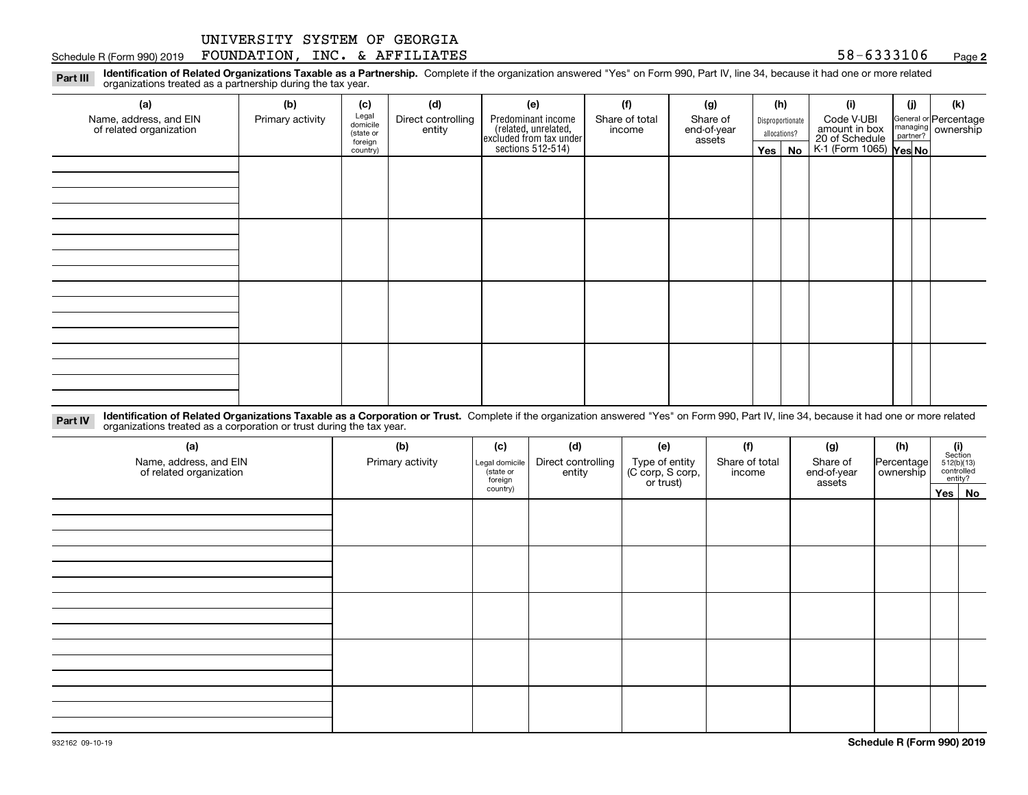UNIVERSITY SYSTEM OF GEORGIA FOUNDATION, INC. & AFFILIATES 58-6333106

**Part III** **Identification of Related Organizations Taxable as a Partnership.** Complete if the organization answered "Yes" on Form 990, Part IV, line 34, because it had one or more related organizations treated as a partnership during the tax year.

| (a) Name, address, and EIN of related organization | (b) Primary activity | (c) Legal domicile (state or foreign country) | (d) Direct controlling entity | (e) Predominant income (related, unrelated, excluded from tax under sections 512-514) | (f) Share of total income | (g) Share of end-of-year assets | (h) Disproportionate allocations? Yes | (h) No | (i) Code V-UBI amount in box 20 of Schedule K-1 (Form 1065) | (j) General or managing partner? Yes | (j) No | (k) Percentage ownership |
|---|---|---|---|---|---|---|---|---|---|---|---|---|
| | | | | | | | | | | | | |
| | | | | | | | | | | | | |
| | | | | | | | | | | | | |
| | | | | | | | | | | | | |

**Part IV** **Identification of Related Organizations Taxable as a Corporation or Trust.** Complete if the organization answered "Yes" on Form 990, Part IV, line 34, because it had one or more related organizations treated as a corporation or trust during the tax year.

| (a) Name, address, and EIN of related organization | (b) Primary activity | (c) Legal domicile (state or foreign country) | (d) Direct controlling entity | (e) Type of entity (C corp, S corp, or trust) | (f) Share of total income | (g) Share of end-of-year assets | (h) Percentage ownership | (i) Section 512(b)(13) controlled entity? Yes | (i) No |
|---|---|---|---|---|---|---|---|---|---|
| | | | | | | | | | |
| | | | | | | | | | |
| | | | | | | | | | |
| | | | | | | | | | |
| | | | | | | | | | |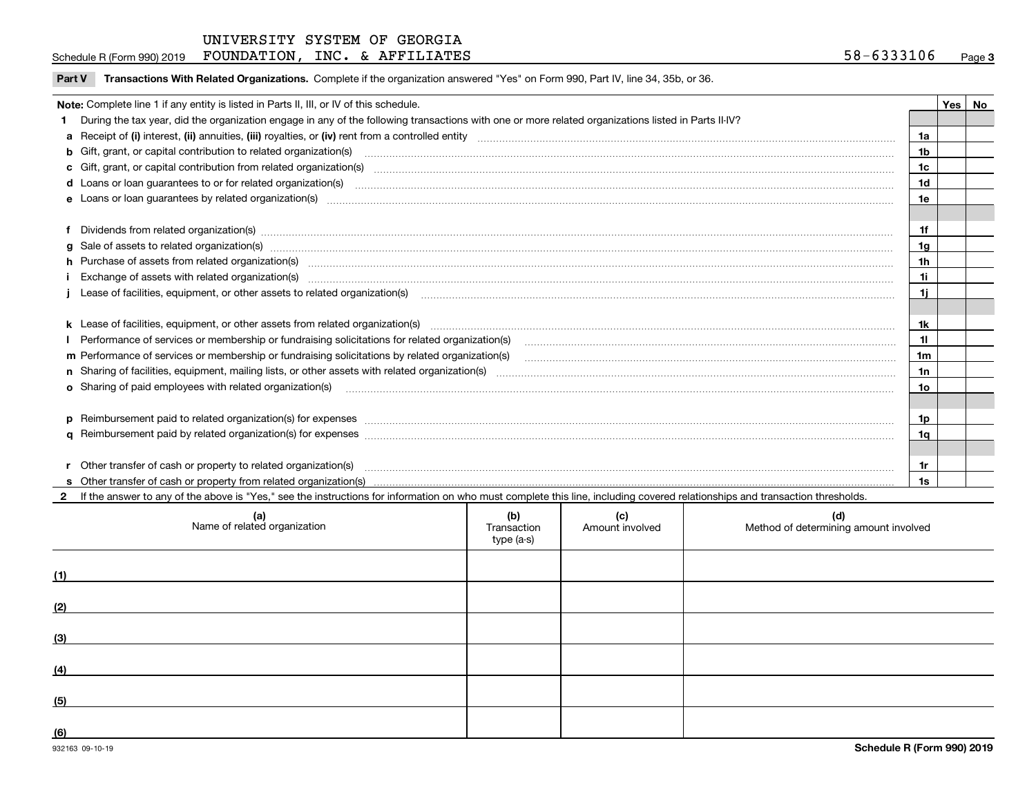UNIVERSITY SYSTEM OF GEORGIA FOUNDATION, INC. & AFFILIATES 58-6333106

## Part V Transactions With Related Organizations.

Complete if the organization answered "Yes" on Form 990, Part IV, line 34, 35b, or 36.

**Note:** Complete line 1 if any entity is listed in Parts II, III, or IV of this schedule.

| | | | Yes | No |
|---|---|---|---|---|
| **1** | During the tax year, did the organization engage in any of the following transactions with one or more related organizations listed in Parts II-IV? | | | |
| **a** | Receipt of **(i)** interest, **(ii)** annuities, **(iii)** royalties, or **(iv)** rent from a controlled entity | 1a | | |
| **b** | Gift, grant, or capital contribution to related organization(s) | 1b | | |
| **c** | Gift, grant, or capital contribution from related organization(s) | 1c | | |
| **d** | Loans or loan guarantees to or for related organization(s) | 1d | | |
| **e** | Loans or loan guarantees by related organization(s) | 1e | | |
| **f** | Dividends from related organization(s) | 1f | | |
| **g** | Sale of assets to related organization(s) | 1g | | |
| **h** | Purchase of assets from related organization(s) | 1h | | |
| **i** | Exchange of assets with related organization(s) | 1i | | |
| **j** | Lease of facilities, equipment, or other assets to related organization(s) | 1j | | |
| **k** | Lease of facilities, equipment, or other assets from related organization(s) | 1k | | |
| **l** | Performance of services or membership or fundraising solicitations for related organization(s) | 1l | | |
| **m** | Performance of services or membership or fundraising solicitations by related organization(s) | 1m | | |
| **n** | Sharing of facilities, equipment, mailing lists, or other assets with related organization(s) | 1n | | |
| **o** | Sharing of paid employees with related organization(s) | 1o | | |
| **p** | Reimbursement paid to related organization(s) for expenses | 1p | | |
| **q** | Reimbursement paid by related organization(s) for expenses | 1q | | |
| **r** | Other transfer of cash or property to related organization(s) | 1r | | |
| **s** | Other transfer of cash or property from related organization(s) | 1s | | |

**2** If the answer to any of the above is "Yes," see the instructions for information on who must complete this line, including covered relationships and transaction thresholds.

| | (a) Name of related organization | (b) Transaction type (a-s) | (c) Amount involved | (d) Method of determining amount involved |
|---|---|---|---|---|
| (1) | | | | |
| (2) | | | | |
| (3) | | | | |
| (4) | | | | |
| (5) | | | | |
| (6) | | | | |

932163 09-10-19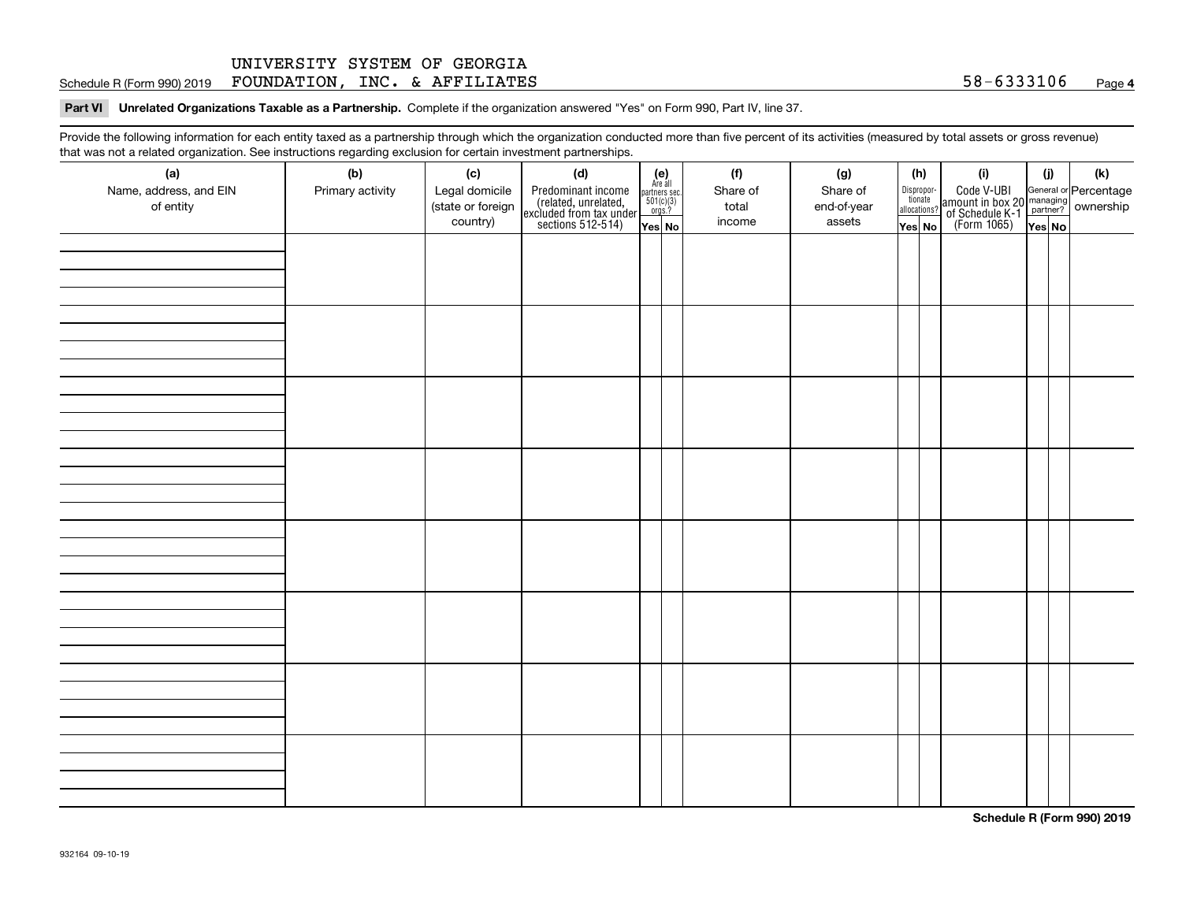UNIVERSITY SYSTEM OF GEORGIA

Schedule R (Form 990) 2019 FOUNDATION, INC. & AFFILIATES 58-6333106 Page **4**

**Part VI Unrelated Organizations Taxable as a Partnership.** Complete if the organization answered "Yes" on Form 990, Part IV, line 37.

Provide the following information for each entity taxed as a partnership through which the organization conducted more than five percent of its activities (measured by total assets or gross revenue) that was not a related organization. See instructions regarding exclusion for certain investment partnerships.

| (a) Name, address, and EIN of entity | (b) Primary activity | (c) Legal domicile (state or foreign country) | (d) Predominant income (related, unrelated, excluded from tax under sections 512-514) | (e) Are all partners sec. 501(c)(3) orgs.? | | (f) Share of total income | (g) Share of end-of-year assets | (h) Disproportionate allocations? | | (i) Code V-UBI amount in box 20 of Schedule K-1 (Form 1065) | (j) General or managing partner? | | (k) Percentage ownership |
|---|---|---|---|---|---|---|---|---|---|---|---|---|---|
| | | | | Yes | No | | | Yes | No | | Yes | No | |
| | | | | | | | | | | | | | |
| | | | | | | | | | | | | | |
| | | | | | | | | | | | | | |
| | | | | | | | | | | | | | |
| | | | | | | | | | | | | | |
| | | | | | | | | | | | | | |
| | | | | | | | | | | | | | |
| | | | | | | | | | | | | | |

**Schedule R (Form 990) 2019**

932164 09-10-19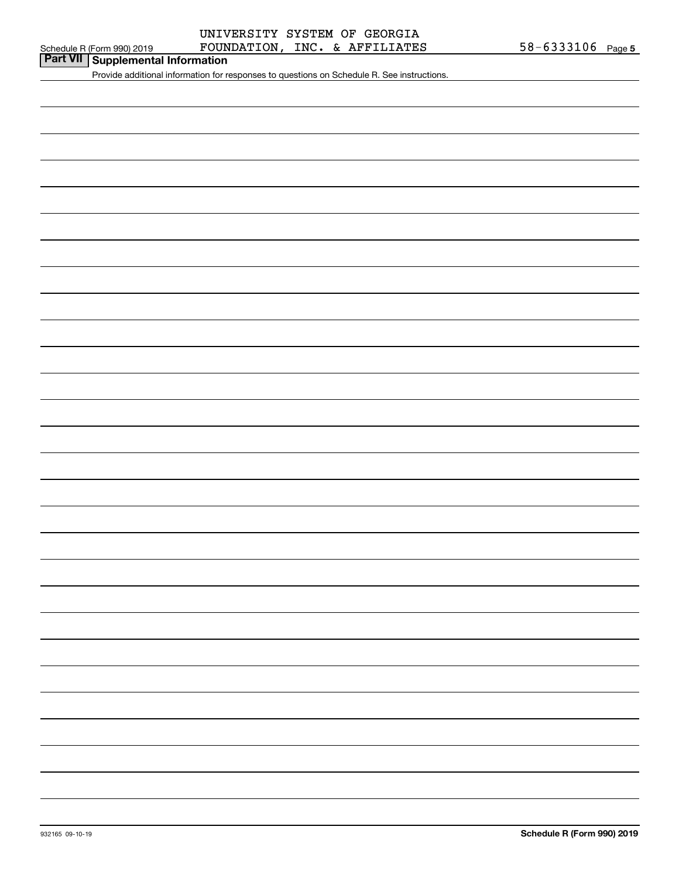UNIVERSITY SYSTEM OF GEORGIA FOUNDATION, INC. & AFFILIATES 58-6333106

## Part VII Supplemental Information

Provide additional information for responses to questions on Schedule R. See instructions.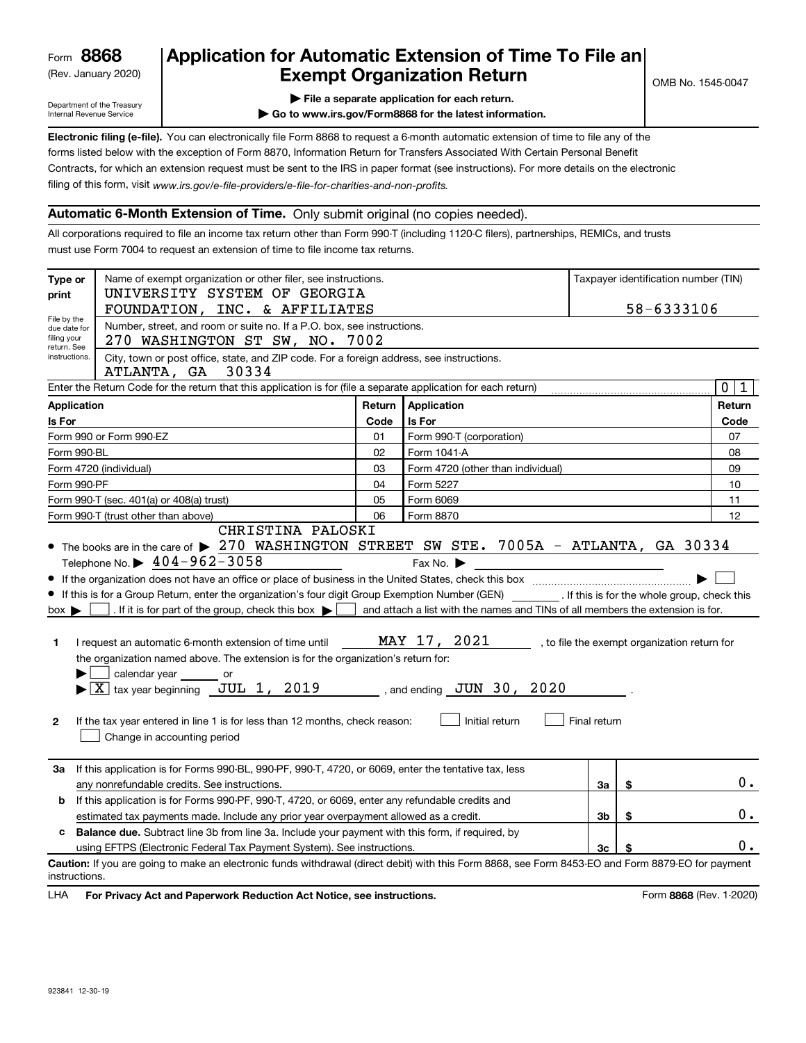Form **8868**
(Rev. January 2020)

Department of the Treasury
Internal Revenue Service

# Application for Automatic Extension of Time To File an Exempt Organization Return

OMB No. 1545-0047

▶ **File a separate application for each return.**

▶ **Go to www.irs.gov/Form8868 for the latest information.**

**Electronic filing (e-file).** You can electronically file Form 8868 to request a 6-month automatic extension of time to file any of the forms listed below with the exception of Form 8870, Information Return for Transfers Associated With Certain Personal Benefit Contracts, for which an extension request must be sent to the IRS in paper format (see instructions). For more details on the electronic filing of this form, visit *www.irs.gov/e-file-providers/e-file-for-charities-and-non-profits.*

## Automatic 6-Month Extension of Time. Only submit original (no copies needed).

All corporations required to file an income tax return other than Form 990-T (including 1120-C filers), partnerships, REMICs, and trusts must use Form 7004 to request an extension of time to file income tax returns.

**Type or print**

File by the due date for filing your return. See instructions.

Name of exempt organization or other filer, see instructions.
UNIVERSITY SYSTEM OF GEORGIA FOUNDATION, INC. & AFFILIATES

Taxpayer identification number (TIN)
58-6333106

Number, street, and room or suite no. If a P.O. box, see instructions.
270 WASHINGTON ST SW, NO. 7002

City, town or post office, state, and ZIP code. For a foreign address, see instructions.
ATLANTA, GA 30334

Enter the Return Code for the return that this application is for (file a separate application for each return) ..... 0 1

| Application Is For | Return Code | Application Is For | Return Code |
|---|---|---|---|
| Form 990 or Form 990-EZ | 01 | Form 990-T (corporation) | 07 |
| Form 990-BL | 02 | Form 1041-A | 08 |
| Form 4720 (individual) | 03 | Form 4720 (other than individual) | 09 |
| Form 990-PF | 04 | Form 5227 | 10 |
| Form 990-T (sec. 401(a) or 408(a) trust) | 05 | Form 6069 | 11 |
| Form 990-T (trust other than above) | 06 | Form 8870 | 12 |

- The books are in the care of ▶ CHRISTINA PALOSKI 270 WASHINGTON STREET SW STE. 7005A - ATLANTA, GA 30334
  Telephone No. ▶ 404-962-3058 Fax No. ▶
- If the organization does not have an office or place of business in the United States, check this box ..... ▶ ☐
- If this is for a Group Return, enter the organization's four digit Group Exemption Number (GEN) ______ . If this is for the whole group, check this box ▶ ☐ . If it is for part of the group, check this box ▶ ☐ and attach a list with the names and TINs of all members the extension is for.

**1** I request an automatic 6-month extension of time until MAY 17, 2021, to file the exempt organization return for the organization named above. The extension is for the organization's return for:
▶ ☐ calendar year ______ or
▶ ☒ tax year beginning JUL 1, 2019, and ending JUN 30, 2020.

**2** If the tax year entered in line 1 is for less than 12 months, check reason: ☐ Initial return ☐ Final return ☐ Change in accounting period

| | | | |
|---|---|---|---|
| **3a** | If this application is for Forms 990-BL, 990-PF, 990-T, 4720, or 6069, enter the tentative tax, less any nonrefundable credits. See instructions. | 3a | $ 0. |
| **b** | If this application is for Forms 990-PF, 990-T, 4720, or 6069, enter any refundable credits and estimated tax payments made. Include any prior year overpayment allowed as a credit. | 3b | $ 0. |
| **c** | **Balance due.** Subtract line 3b from line 3a. Include your payment with this form, if required, by using EFTPS (Electronic Federal Tax Payment System). See instructions. | 3c | $ 0. |

**Caution:** If you are going to make an electronic funds withdrawal (direct debit) with this Form 8868, see Form 8453-EO and Form 8879-EO for payment instructions.

LHA **For Privacy Act and Paperwork Reduction Act Notice, see instructions.** Form **8868** (Rev. 1-2020)

923841 12-30-19